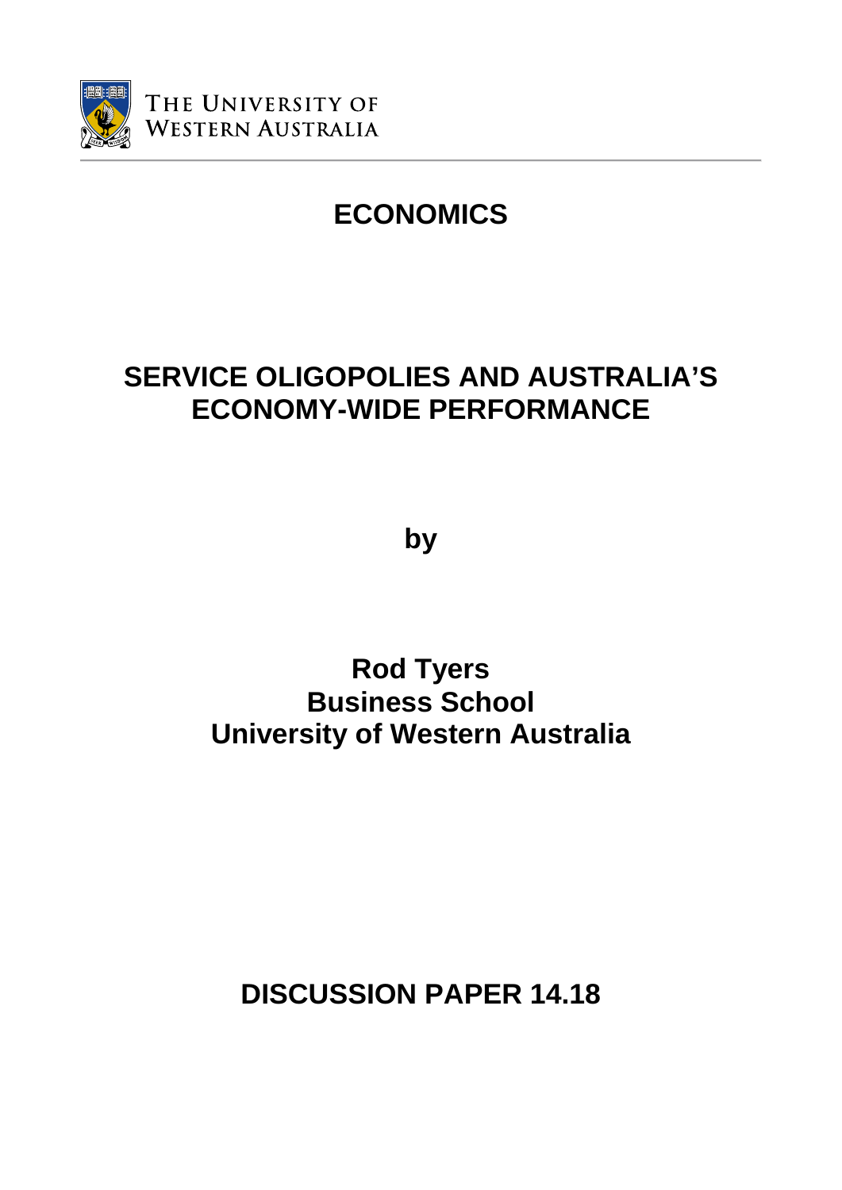THE UNIVERSITY OF WESTERN AUSTRALIA

# ECONOMICS

# SERVICE OLIGOPOLIES AND AUSTRALIA'S ECONOMY-WIDE PERFORMANCE

**by**

**Rod Tyers**
**Business School**
**University of Western Australia**

## DISCUSSION PAPER 14.18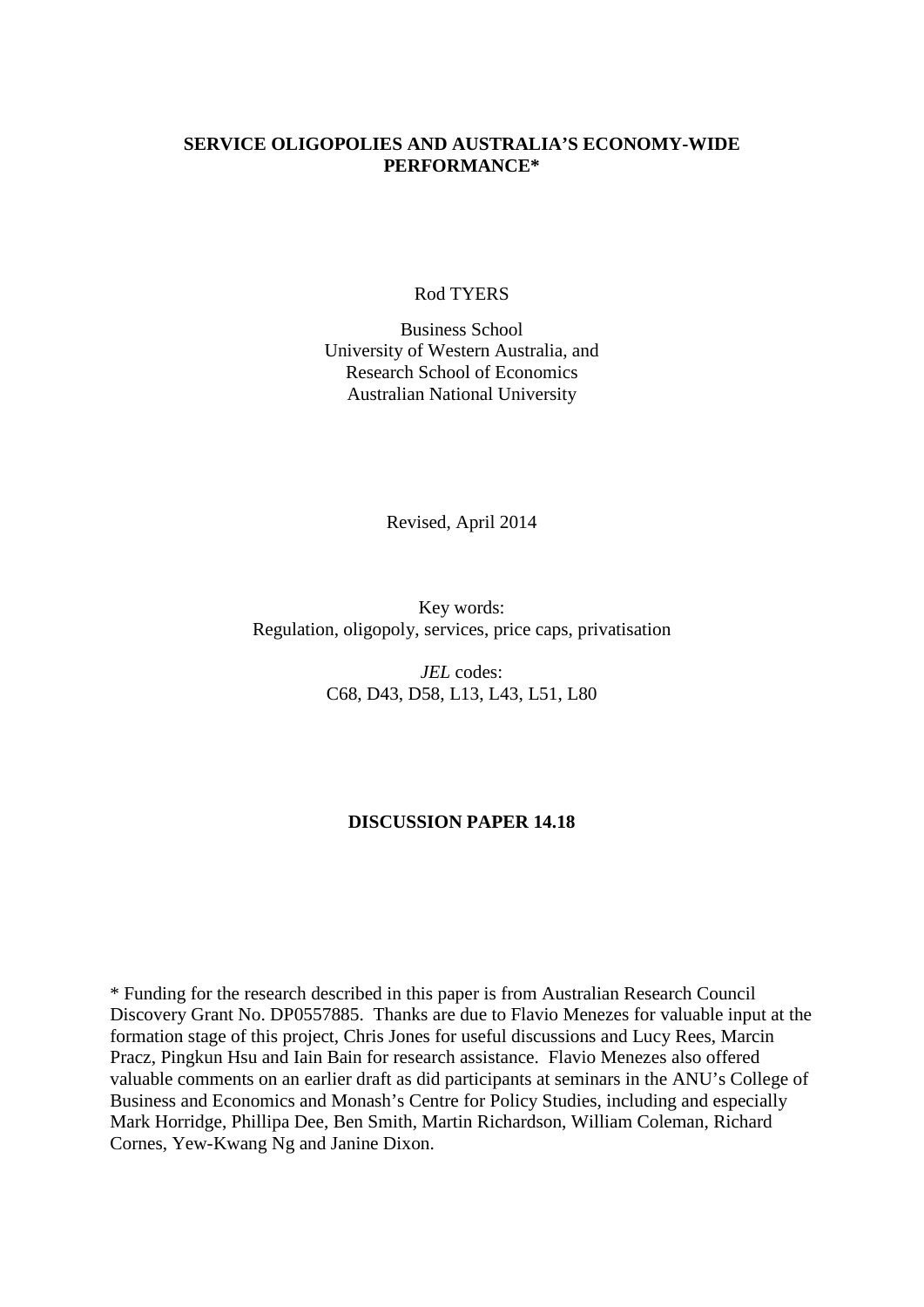**SERVICE OLIGOPOLIES AND AUSTRALIA'S ECONOMY-WIDE PERFORMANCE***

Rod TYERS

Business School
University of Western Australia, and
Research School of Economics
Australian National University

Revised, April 2014

Key words:
Regulation, oligopoly, services, price caps, privatisation

*JEL* codes:
C68, D43, D58, L13, L43, L51, L80

**DISCUSSION PAPER 14.18**

* Funding for the research described in this paper is from Australian Research Council Discovery Grant No. DP0557885. Thanks are due to Flavio Menezes for valuable input at the formation stage of this project, Chris Jones for useful discussions and Lucy Rees, Marcin Pracz, Pingkun Hsu and Iain Bain for research assistance. Flavio Menezes also offered valuable comments on an earlier draft as did participants at seminars in the ANU's College of Business and Economics and Monash's Centre for Policy Studies, including and especially Mark Horridge, Phillipa Dee, Ben Smith, Martin Richardson, William Coleman, Richard Cornes, Yew-Kwang Ng and Janine Dixon.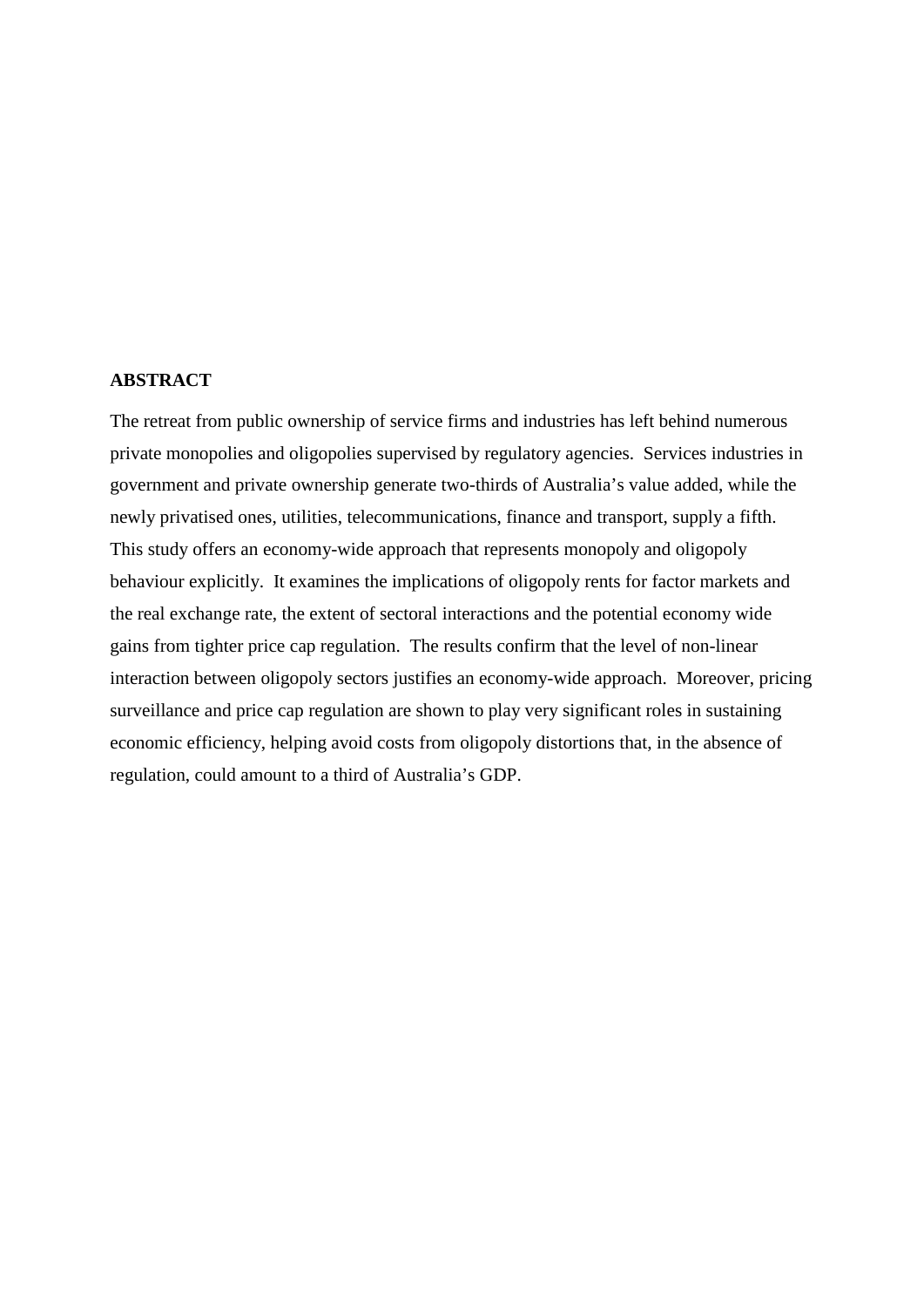**ABSTRACT**

The retreat from public ownership of service firms and industries has left behind numerous private monopolies and oligopolies supervised by regulatory agencies. Services industries in government and private ownership generate two-thirds of Australia's value added, while the newly privatised ones, utilities, telecommunications, finance and transport, supply a fifth. This study offers an economy-wide approach that represents monopoly and oligopoly behaviour explicitly. It examines the implications of oligopoly rents for factor markets and the real exchange rate, the extent of sectoral interactions and the potential economy wide gains from tighter price cap regulation. The results confirm that the level of non-linear interaction between oligopoly sectors justifies an economy-wide approach. Moreover, pricing surveillance and price cap regulation are shown to play very significant roles in sustaining economic efficiency, helping avoid costs from oligopoly distortions that, in the absence of regulation, could amount to a third of Australia's GDP.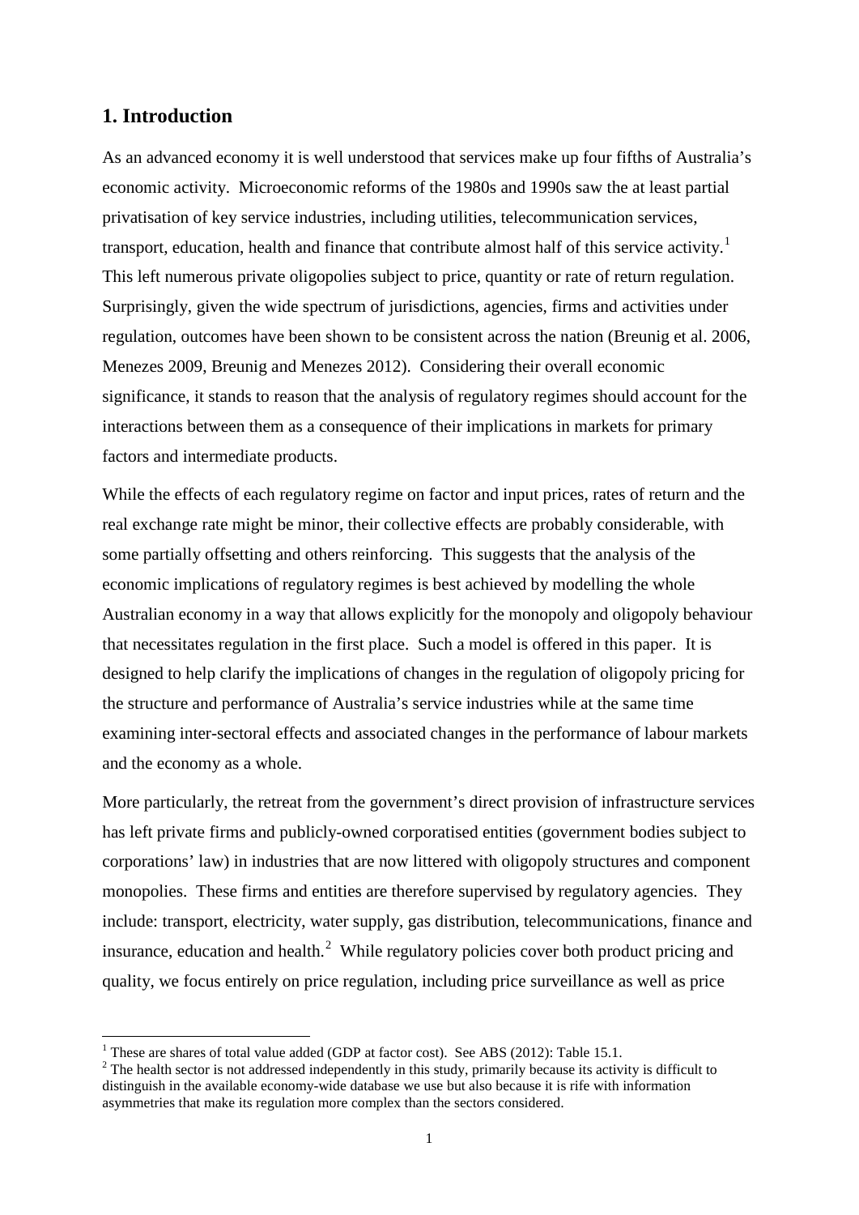## 1. Introduction

As an advanced economy it is well understood that services make up four fifths of Australia's economic activity. Microeconomic reforms of the 1980s and 1990s saw the at least partial privatisation of key service industries, including utilities, telecommunication services, transport, education, health and finance that contribute almost half of this service activity.[1] This left numerous private oligopolies subject to price, quantity or rate of return regulation. Surprisingly, given the wide spectrum of jurisdictions, agencies, firms and activities under regulation, outcomes have been shown to be consistent across the nation (Breunig et al. 2006, Menezes 2009, Breunig and Menezes 2012). Considering their overall economic significance, it stands to reason that the analysis of regulatory regimes should account for the interactions between them as a consequence of their implications in markets for primary factors and intermediate products.

While the effects of each regulatory regime on factor and input prices, rates of return and the real exchange rate might be minor, their collective effects are probably considerable, with some partially offsetting and others reinforcing. This suggests that the analysis of the economic implications of regulatory regimes is best achieved by modelling the whole Australian economy in a way that allows explicitly for the monopoly and oligopoly behaviour that necessitates regulation in the first place. Such a model is offered in this paper. It is designed to help clarify the implications of changes in the regulation of oligopoly pricing for the structure and performance of Australia's service industries while at the same time examining inter-sectoral effects and associated changes in the performance of labour markets and the economy as a whole.

More particularly, the retreat from the government's direct provision of infrastructure services has left private firms and publicly-owned corporatised entities (government bodies subject to corporations' law) in industries that are now littered with oligopoly structures and component monopolies. These firms and entities are therefore supervised by regulatory agencies. They include: transport, electricity, water supply, gas distribution, telecommunications, finance and insurance, education and health.[2] While regulatory policies cover both product pricing and quality, we focus entirely on price regulation, including price surveillance as well as price

[1] These are shares of total value added (GDP at factor cost). See ABS (2012): Table 15.1.

[2] The health sector is not addressed independently in this study, primarily because its activity is difficult to distinguish in the available economy-wide database we use but also because it is rife with information asymmetries that make its regulation more complex than the sectors considered.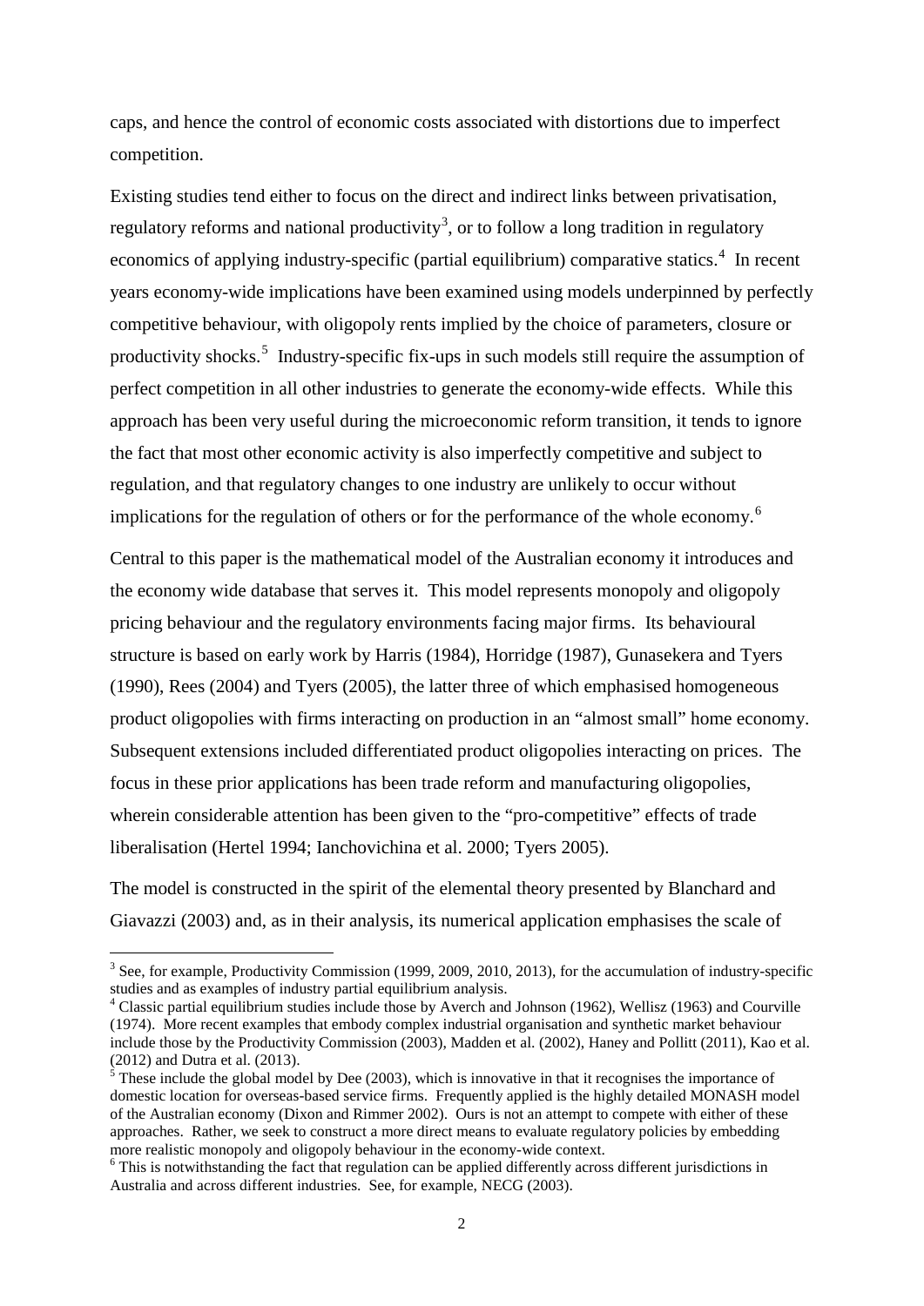caps, and hence the control of economic costs associated with distortions due to imperfect competition.

Existing studies tend either to focus on the direct and indirect links between privatisation, regulatory reforms and national productivity[3], or to follow a long tradition in regulatory economics of applying industry-specific (partial equilibrium) comparative statics.[4] In recent years economy-wide implications have been examined using models underpinned by perfectly competitive behaviour, with oligopoly rents implied by the choice of parameters, closure or productivity shocks.[5] Industry-specific fix-ups in such models still require the assumption of perfect competition in all other industries to generate the economy-wide effects. While this approach has been very useful during the microeconomic reform transition, it tends to ignore the fact that most other economic activity is also imperfectly competitive and subject to regulation, and that regulatory changes to one industry are unlikely to occur without implications for the regulation of others or for the performance of the whole economy.[6]

Central to this paper is the mathematical model of the Australian economy it introduces and the economy wide database that serves it. This model represents monopoly and oligopoly pricing behaviour and the regulatory environments facing major firms. Its behavioural structure is based on early work by Harris (1984), Horridge (1987), Gunasekera and Tyers (1990), Rees (2004) and Tyers (2005), the latter three of which emphasised homogeneous product oligopolies with firms interacting on production in an "almost small" home economy. Subsequent extensions included differentiated product oligopolies interacting on prices. The focus in these prior applications has been trade reform and manufacturing oligopolies, wherein considerable attention has been given to the "pro-competitive" effects of trade liberalisation (Hertel 1994; Ianchovichina et al. 2000; Tyers 2005).

The model is constructed in the spirit of the elemental theory presented by Blanchard and Giavazzi (2003) and, as in their analysis, its numerical application emphasises the scale of

---

[3] See, for example, Productivity Commission (1999, 2009, 2010, 2013), for the accumulation of industry-specific studies and as examples of industry partial equilibrium analysis.

[4] Classic partial equilibrium studies include those by Averch and Johnson (1962), Wellisz (1963) and Courville (1974). More recent examples that embody complex industrial organisation and synthetic market behaviour include those by the Productivity Commission (2003), Madden et al. (2002), Haney and Pollitt (2011), Kao et al. (2012) and Dutra et al. (2013).

[5] These include the global model by Dee (2003), which is innovative in that it recognises the importance of domestic location for overseas-based service firms. Frequently applied is the highly detailed MONASH model of the Australian economy (Dixon and Rimmer 2002). Ours is not an attempt to compete with either of these approaches. Rather, we seek to construct a more direct means to evaluate regulatory policies by embedding more realistic monopoly and oligopoly behaviour in the economy-wide context.

[6] This is notwithstanding the fact that regulation can be applied differently across different jurisdictions in Australia and across different industries. See, for example, NECG (2003).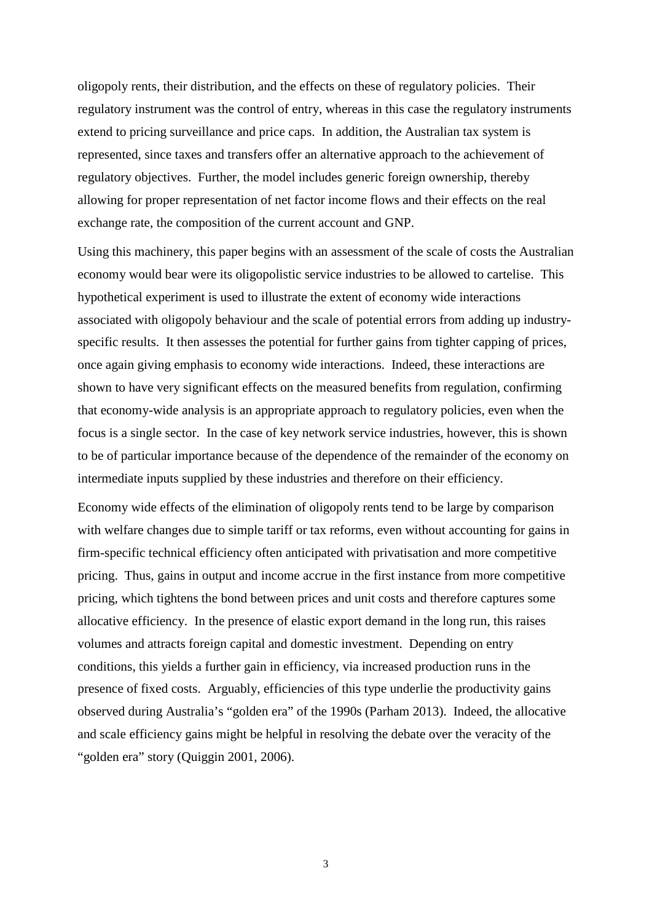oligopoly rents, their distribution, and the effects on these of regulatory policies. Their regulatory instrument was the control of entry, whereas in this case the regulatory instruments extend to pricing surveillance and price caps. In addition, the Australian tax system is represented, since taxes and transfers offer an alternative approach to the achievement of regulatory objectives. Further, the model includes generic foreign ownership, thereby allowing for proper representation of net factor income flows and their effects on the real exchange rate, the composition of the current account and GNP.

Using this machinery, this paper begins with an assessment of the scale of costs the Australian economy would bear were its oligopolistic service industries to be allowed to cartelise. This hypothetical experiment is used to illustrate the extent of economy wide interactions associated with oligopoly behaviour and the scale of potential errors from adding up industry-specific results. It then assesses the potential for further gains from tighter capping of prices, once again giving emphasis to economy wide interactions. Indeed, these interactions are shown to have very significant effects on the measured benefits from regulation, confirming that economy-wide analysis is an appropriate approach to regulatory policies, even when the focus is a single sector. In the case of key network service industries, however, this is shown to be of particular importance because of the dependence of the remainder of the economy on intermediate inputs supplied by these industries and therefore on their efficiency.

Economy wide effects of the elimination of oligopoly rents tend to be large by comparison with welfare changes due to simple tariff or tax reforms, even without accounting for gains in firm-specific technical efficiency often anticipated with privatisation and more competitive pricing. Thus, gains in output and income accrue in the first instance from more competitive pricing, which tightens the bond between prices and unit costs and therefore captures some allocative efficiency. In the presence of elastic export demand in the long run, this raises volumes and attracts foreign capital and domestic investment. Depending on entry conditions, this yields a further gain in efficiency, via increased production runs in the presence of fixed costs. Arguably, efficiencies of this type underlie the productivity gains observed during Australia's "golden era" of the 1990s (Parham 2013). Indeed, the allocative and scale efficiency gains might be helpful in resolving the debate over the veracity of the "golden era" story (Quiggin 2001, 2006).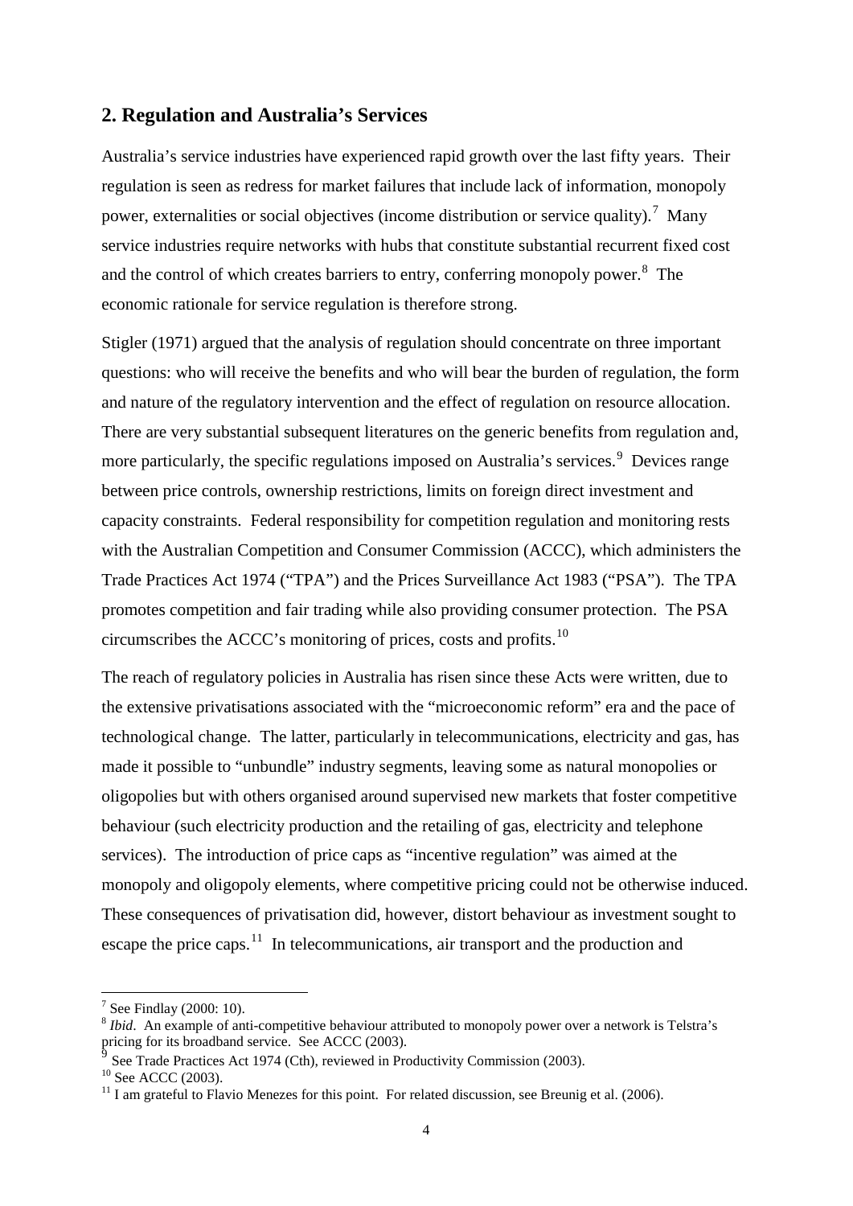## 2. Regulation and Australia's Services

Australia's service industries have experienced rapid growth over the last fifty years. Their regulation is seen as redress for market failures that include lack of information, monopoly power, externalities or social objectives (income distribution or service quality).[7] Many service industries require networks with hubs that constitute substantial recurrent fixed cost and the control of which creates barriers to entry, conferring monopoly power.[8] The economic rationale for service regulation is therefore strong.

Stigler (1971) argued that the analysis of regulation should concentrate on three important questions: who will receive the benefits and who will bear the burden of regulation, the form and nature of the regulatory intervention and the effect of regulation on resource allocation. There are very substantial subsequent literatures on the generic benefits from regulation and, more particularly, the specific regulations imposed on Australia's services.[9] Devices range between price controls, ownership restrictions, limits on foreign direct investment and capacity constraints. Federal responsibility for competition regulation and monitoring rests with the Australian Competition and Consumer Commission (ACCC), which administers the Trade Practices Act 1974 ("TPA") and the Prices Surveillance Act 1983 ("PSA"). The TPA promotes competition and fair trading while also providing consumer protection. The PSA circumscribes the ACCC's monitoring of prices, costs and profits.[10]

The reach of regulatory policies in Australia has risen since these Acts were written, due to the extensive privatisations associated with the "microeconomic reform" era and the pace of technological change. The latter, particularly in telecommunications, electricity and gas, has made it possible to "unbundle" industry segments, leaving some as natural monopolies or oligopolies but with others organised around supervised new markets that foster competitive behaviour (such electricity production and the retailing of gas, electricity and telephone services). The introduction of price caps as "incentive regulation" was aimed at the monopoly and oligopoly elements, where competitive pricing could not be otherwise induced. These consequences of privatisation did, however, distort behaviour as investment sought to escape the price caps.[11] In telecommunications, air transport and the production and

---

[7] See Findlay (2000: 10).

[8] *Ibid*. An example of anti-competitive behaviour attributed to monopoly power over a network is Telstra's pricing for its broadband service. See ACCC (2003).

[9] See Trade Practices Act 1974 (Cth), reviewed in Productivity Commission (2003).

[10] See ACCC (2003).

[11] I am grateful to Flavio Menezes for this point. For related discussion, see Breunig et al. (2006).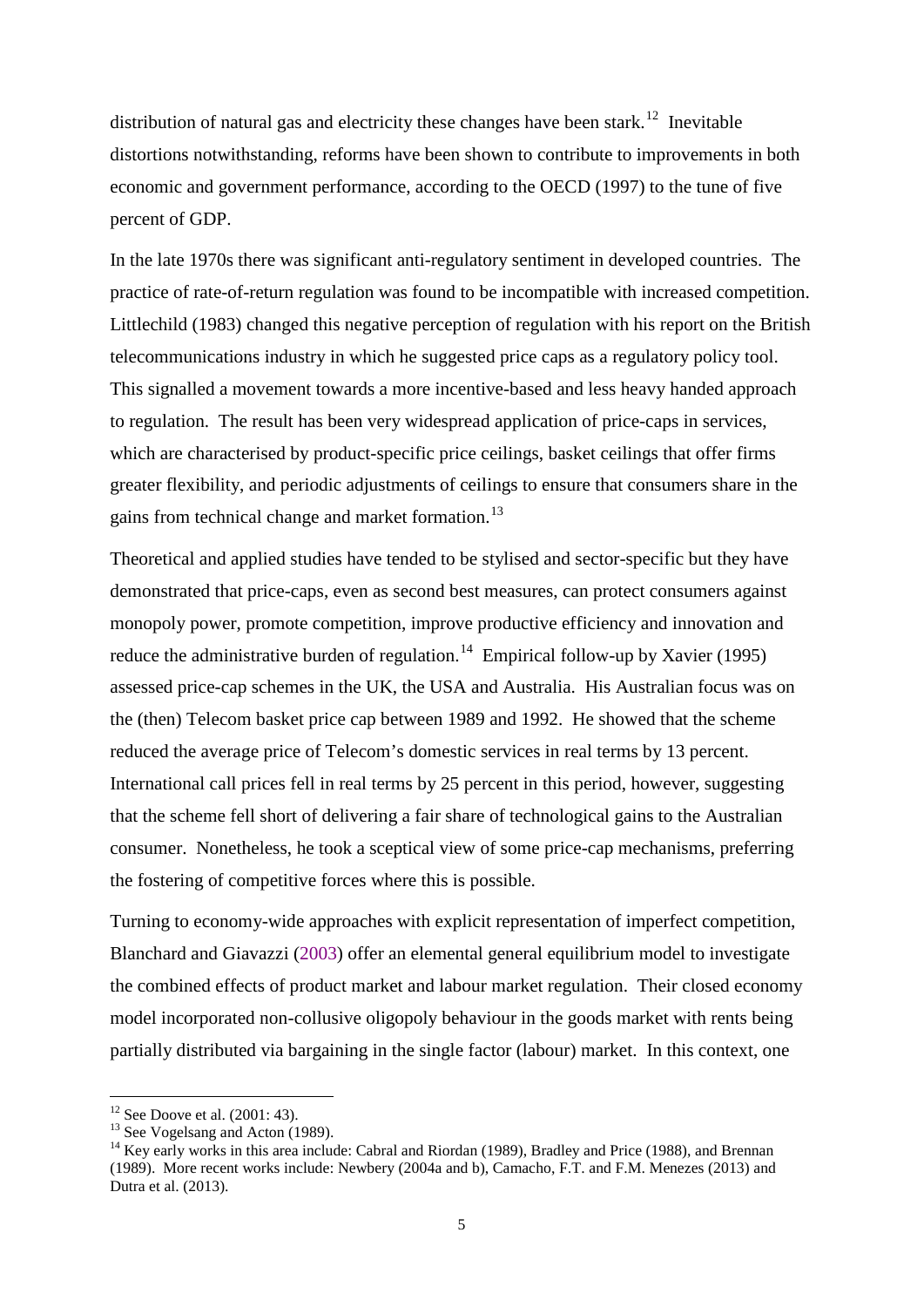distribution of natural gas and electricity these changes have been stark.[12] Inevitable distortions notwithstanding, reforms have been shown to contribute to improvements in both economic and government performance, according to the OECD (1997) to the tune of five percent of GDP.

In the late 1970s there was significant anti-regulatory sentiment in developed countries. The practice of rate-of-return regulation was found to be incompatible with increased competition. Littlechild (1983) changed this negative perception of regulation with his report on the British telecommunications industry in which he suggested price caps as a regulatory policy tool. This signalled a movement towards a more incentive-based and less heavy handed approach to regulation. The result has been very widespread application of price-caps in services, which are characterised by product-specific price ceilings, basket ceilings that offer firms greater flexibility, and periodic adjustments of ceilings to ensure that consumers share in the gains from technical change and market formation.[13]

Theoretical and applied studies have tended to be stylised and sector-specific but they have demonstrated that price-caps, even as second best measures, can protect consumers against monopoly power, promote competition, improve productive efficiency and innovation and reduce the administrative burden of regulation.[14] Empirical follow-up by Xavier (1995) assessed price-cap schemes in the UK, the USA and Australia. His Australian focus was on the (then) Telecom basket price cap between 1989 and 1992. He showed that the scheme reduced the average price of Telecom's domestic services in real terms by 13 percent. International call prices fell in real terms by 25 percent in this period, however, suggesting that the scheme fell short of delivering a fair share of technological gains to the Australian consumer. Nonetheless, he took a sceptical view of some price-cap mechanisms, preferring the fostering of competitive forces where this is possible.

Turning to economy-wide approaches with explicit representation of imperfect competition, Blanchard and Giavazzi (2003) offer an elemental general equilibrium model to investigate the combined effects of product market and labour market regulation. Their closed economy model incorporated non-collusive oligopoly behaviour in the goods market with rents being partially distributed via bargaining in the single factor (labour) market. In this context, one

[12] See Doove et al. (2001: 43).

[13] See Vogelsang and Acton (1989).

[14] Key early works in this area include: Cabral and Riordan (1989), Bradley and Price (1988), and Brennan (1989). More recent works include: Newbery (2004a and b), Camacho, F.T. and F.M. Menezes (2013) and Dutra et al. (2013).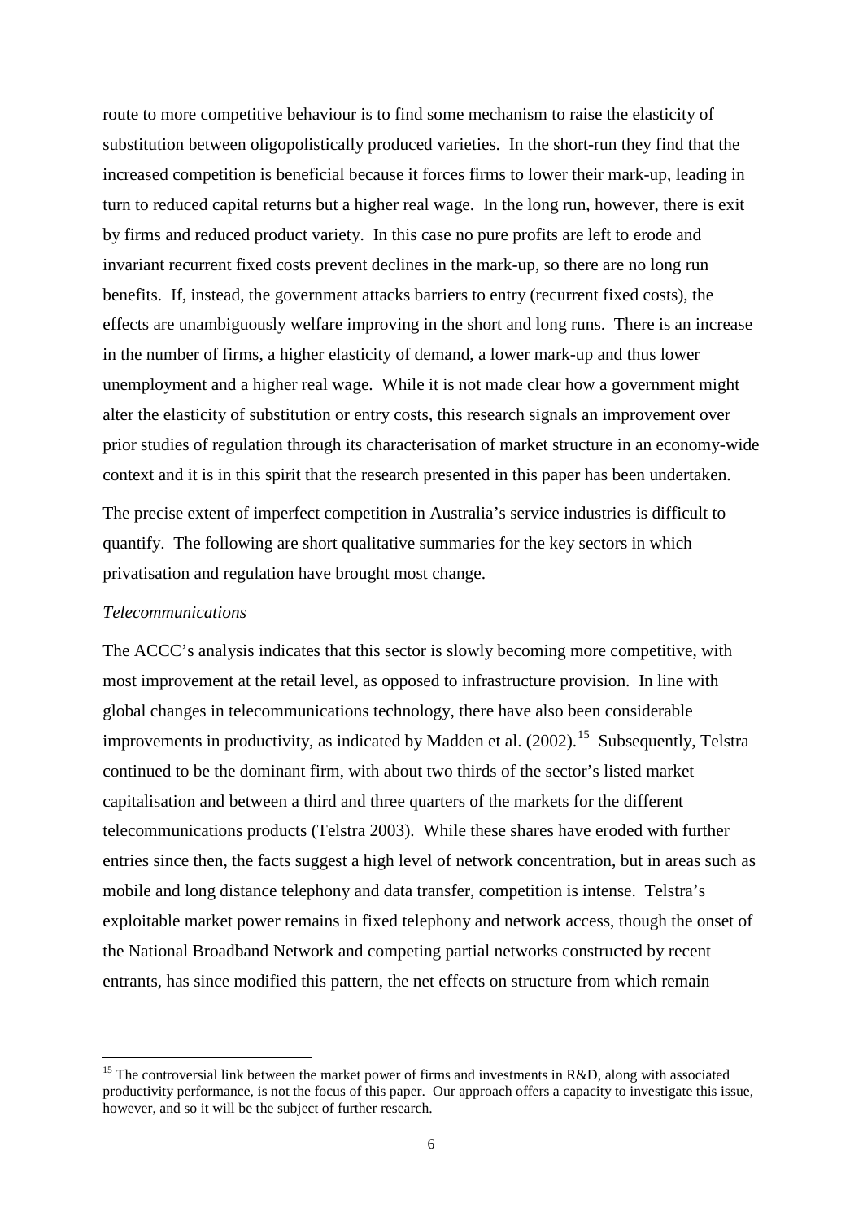route to more competitive behaviour is to find some mechanism to raise the elasticity of substitution between oligopolistically produced varieties. In the short-run they find that the increased competition is beneficial because it forces firms to lower their mark-up, leading in turn to reduced capital returns but a higher real wage. In the long run, however, there is exit by firms and reduced product variety. In this case no pure profits are left to erode and invariant recurrent fixed costs prevent declines in the mark-up, so there are no long run benefits. If, instead, the government attacks barriers to entry (recurrent fixed costs), the effects are unambiguously welfare improving in the short and long runs. There is an increase in the number of firms, a higher elasticity of demand, a lower mark-up and thus lower unemployment and a higher real wage. While it is not made clear how a government might alter the elasticity of substitution or entry costs, this research signals an improvement over prior studies of regulation through its characterisation of market structure in an economy-wide context and it is in this spirit that the research presented in this paper has been undertaken.

The precise extent of imperfect competition in Australia's service industries is difficult to quantify. The following are short qualitative summaries for the key sectors in which privatisation and regulation have brought most change.

*Telecommunications*

The ACCC's analysis indicates that this sector is slowly becoming more competitive, with most improvement at the retail level, as opposed to infrastructure provision. In line with global changes in telecommunications technology, there have also been considerable improvements in productivity, as indicated by Madden et al. (2002).[15] Subsequently, Telstra continued to be the dominant firm, with about two thirds of the sector's listed market capitalisation and between a third and three quarters of the markets for the different telecommunications products (Telstra 2003). While these shares have eroded with further entries since then, the facts suggest a high level of network concentration, but in areas such as mobile and long distance telephony and data transfer, competition is intense. Telstra's exploitable market power remains in fixed telephony and network access, though the onset of the National Broadband Network and competing partial networks constructed by recent entrants, has since modified this pattern, the net effects on structure from which remain

[15] The controversial link between the market power of firms and investments in R&D, along with associated productivity performance, is not the focus of this paper. Our approach offers a capacity to investigate this issue, however, and so it will be the subject of further research.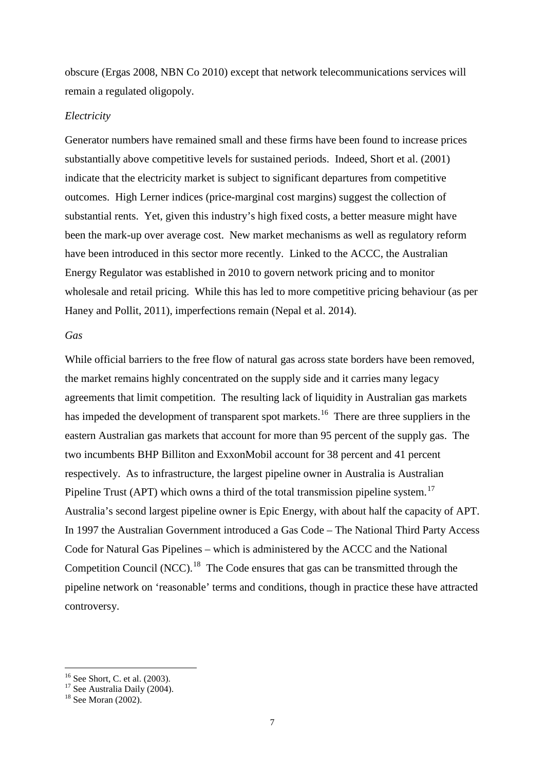obscure (Ergas 2008, NBN Co 2010) except that network telecommunications services will remain a regulated oligopoly.

*Electricity*

Generator numbers have remained small and these firms have been found to increase prices substantially above competitive levels for sustained periods. Indeed, Short et al. (2001) indicate that the electricity market is subject to significant departures from competitive outcomes. High Lerner indices (price-marginal cost margins) suggest the collection of substantial rents. Yet, given this industry's high fixed costs, a better measure might have been the mark-up over average cost. New market mechanisms as well as regulatory reform have been introduced in this sector more recently. Linked to the ACCC, the Australian Energy Regulator was established in 2010 to govern network pricing and to monitor wholesale and retail pricing. While this has led to more competitive pricing behaviour (as per Haney and Pollit, 2011), imperfections remain (Nepal et al. 2014).

*Gas*

While official barriers to the free flow of natural gas across state borders have been removed, the market remains highly concentrated on the supply side and it carries many legacy agreements that limit competition. The resulting lack of liquidity in Australian gas markets has impeded the development of transparent spot markets.[16] There are three suppliers in the eastern Australian gas markets that account for more than 95 percent of the supply gas. The two incumbents BHP Billiton and ExxonMobil account for 38 percent and 41 percent respectively. As to infrastructure, the largest pipeline owner in Australia is Australian Pipeline Trust (APT) which owns a third of the total transmission pipeline system.[17] Australia's second largest pipeline owner is Epic Energy, with about half the capacity of APT. In 1997 the Australian Government introduced a Gas Code – The National Third Party Access Code for Natural Gas Pipelines – which is administered by the ACCC and the National Competition Council (NCC).[18] The Code ensures that gas can be transmitted through the pipeline network on 'reasonable' terms and conditions, though in practice these have attracted controversy.

[16] See Short, C. et al. (2003).
[17] See Australia Daily (2004).
[18] See Moran (2002).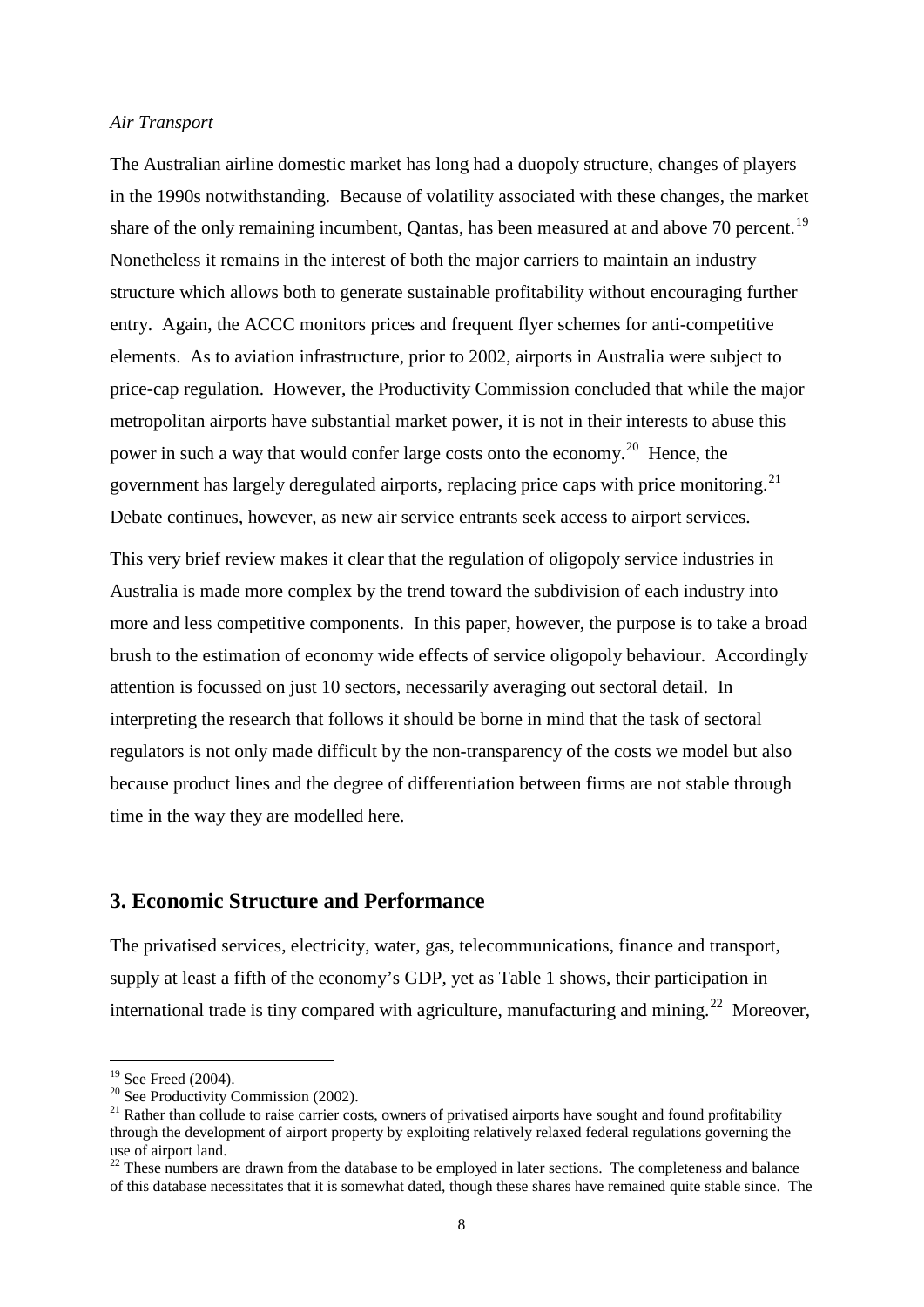*Air Transport*

The Australian airline domestic market has long had a duopoly structure, changes of players in the 1990s notwithstanding. Because of volatility associated with these changes, the market share of the only remaining incumbent, Qantas, has been measured at and above 70 percent.[19] Nonetheless it remains in the interest of both the major carriers to maintain an industry structure which allows both to generate sustainable profitability without encouraging further entry. Again, the ACCC monitors prices and frequent flyer schemes for anti-competitive elements. As to aviation infrastructure, prior to 2002, airports in Australia were subject to price-cap regulation. However, the Productivity Commission concluded that while the major metropolitan airports have substantial market power, it is not in their interests to abuse this power in such a way that would confer large costs onto the economy.[20] Hence, the government has largely deregulated airports, replacing price caps with price monitoring.[21] Debate continues, however, as new air service entrants seek access to airport services.

This very brief review makes it clear that the regulation of oligopoly service industries in Australia is made more complex by the trend toward the subdivision of each industry into more and less competitive components. In this paper, however, the purpose is to take a broad brush to the estimation of economy wide effects of service oligopoly behaviour. Accordingly attention is focussed on just 10 sectors, necessarily averaging out sectoral detail. In interpreting the research that follows it should be borne in mind that the task of sectoral regulators is not only made difficult by the non-transparency of the costs we model but also because product lines and the degree of differentiation between firms are not stable through time in the way they are modelled here.

## 3. Economic Structure and Performance

The privatised services, electricity, water, gas, telecommunications, finance and transport, supply at least a fifth of the economy's GDP, yet as Table 1 shows, their participation in international trade is tiny compared with agriculture, manufacturing and mining.[22] Moreover,

---

[19] See Freed (2004).

[20] See Productivity Commission (2002).

[21] Rather than collude to raise carrier costs, owners of privatised airports have sought and found profitability through the development of airport property by exploiting relatively relaxed federal regulations governing the use of airport land.

[22] These numbers are drawn from the database to be employed in later sections. The completeness and balance of this database necessitates that it is somewhat dated, though these shares have remained quite stable since. The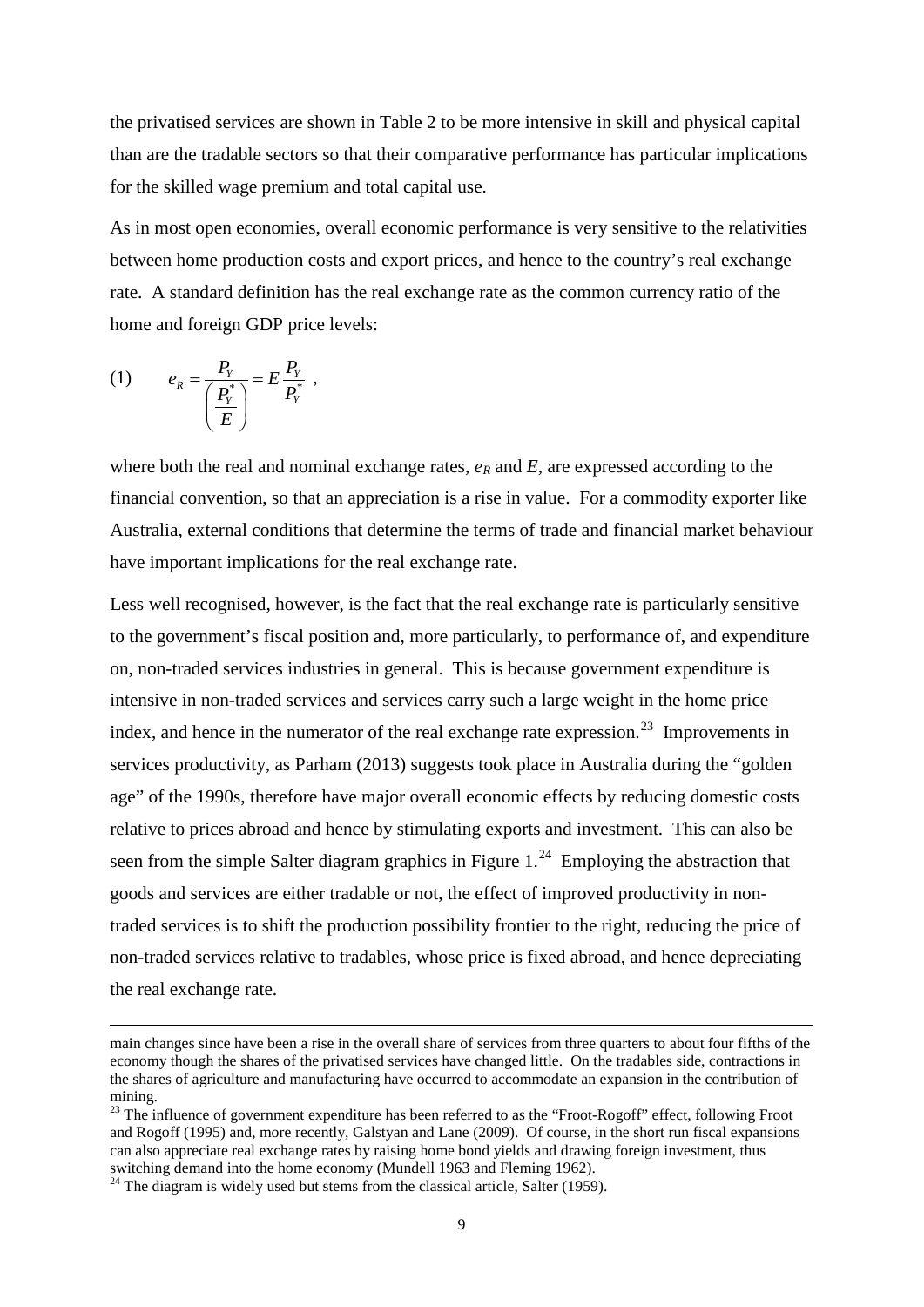the privatised services are shown in Table 2 to be more intensive in skill and physical capital than are the tradable sectors so that their comparative performance has particular implications for the skilled wage premium and total capital use.

As in most open economies, overall economic performance is very sensitive to the relativities between home production costs and export prices, and hence to the country's real exchange rate. A standard definition has the real exchange rate as the common currency ratio of the home and foreign GDP price levels:

$$(1) \qquad e_R = \frac{P_Y}{\left(\frac{P_Y^*}{E}\right)} = E\frac{P_Y}{P_Y^*} ,$$

where both the real and nominal exchange rates, $e_R$ and $E$, are expressed according to the financial convention, so that an appreciation is a rise in value. For a commodity exporter like Australia, external conditions that determine the terms of trade and financial market behaviour have important implications for the real exchange rate.

Less well recognised, however, is the fact that the real exchange rate is particularly sensitive to the government's fiscal position and, more particularly, to performance of, and expenditure on, non-traded services industries in general. This is because government expenditure is intensive in non-traded services and services carry such a large weight in the home price index, and hence in the numerator of the real exchange rate expression.[23] Improvements in services productivity, as Parham (2013) suggests took place in Australia during the "golden age" of the 1990s, therefore have major overall economic effects by reducing domestic costs relative to prices abroad and hence by stimulating exports and investment. This can also be seen from the simple Salter diagram graphics in Figure 1.[24] Employing the abstraction that goods and services are either tradable or not, the effect of improved productivity in non-traded services is to shift the production possibility frontier to the right, reducing the price of non-traded services relative to tradables, whose price is fixed abroad, and hence depreciating the real exchange rate.

---

main changes since have been a rise in the overall share of services from three quarters to about four fifths of the economy though the shares of the privatised services have changed little. On the tradables side, contractions in the shares of agriculture and manufacturing have occurred to accommodate an expansion in the contribution of mining.

[23] The influence of government expenditure has been referred to as the "Froot-Rogoff" effect, following Froot and Rogoff (1995) and, more recently, Galstyan and Lane (2009). Of course, in the short run fiscal expansions can also appreciate real exchange rates by raising home bond yields and drawing foreign investment, thus switching demand into the home economy (Mundell 1963 and Fleming 1962).

[24] The diagram is widely used but stems from the classical article, Salter (1959).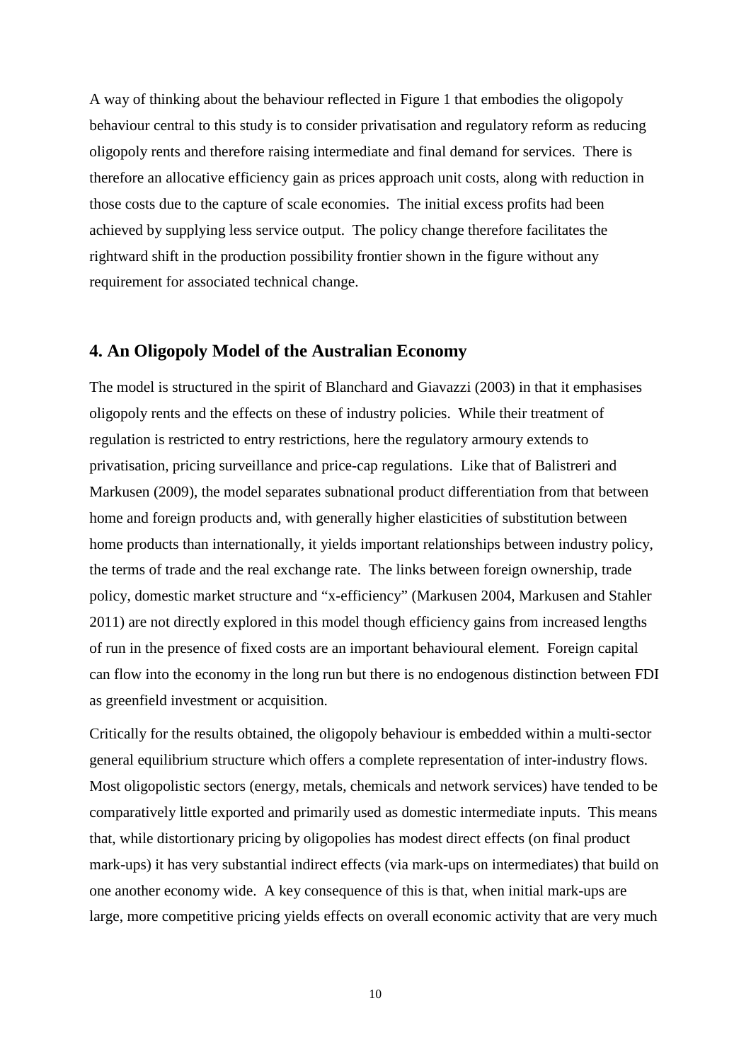A way of thinking about the behaviour reflected in Figure 1 that embodies the oligopoly behaviour central to this study is to consider privatisation and regulatory reform as reducing oligopoly rents and therefore raising intermediate and final demand for services. There is therefore an allocative efficiency gain as prices approach unit costs, along with reduction in those costs due to the capture of scale economies. The initial excess profits had been achieved by supplying less service output. The policy change therefore facilitates the rightward shift in the production possibility frontier shown in the figure without any requirement for associated technical change.

## 4. An Oligopoly Model of the Australian Economy

The model is structured in the spirit of Blanchard and Giavazzi (2003) in that it emphasises oligopoly rents and the effects on these of industry policies. While their treatment of regulation is restricted to entry restrictions, here the regulatory armoury extends to privatisation, pricing surveillance and price-cap regulations. Like that of Balistreri and Markusen (2009), the model separates subnational product differentiation from that between home and foreign products and, with generally higher elasticities of substitution between home products than internationally, it yields important relationships between industry policy, the terms of trade and the real exchange rate. The links between foreign ownership, trade policy, domestic market structure and "x-efficiency" (Markusen 2004, Markusen and Stahler 2011) are not directly explored in this model though efficiency gains from increased lengths of run in the presence of fixed costs are an important behavioural element. Foreign capital can flow into the economy in the long run but there is no endogenous distinction between FDI as greenfield investment or acquisition.

Critically for the results obtained, the oligopoly behaviour is embedded within a multi-sector general equilibrium structure which offers a complete representation of inter-industry flows. Most oligopolistic sectors (energy, metals, chemicals and network services) have tended to be comparatively little exported and primarily used as domestic intermediate inputs. This means that, while distortionary pricing by oligopolies has modest direct effects (on final product mark-ups) it has very substantial indirect effects (via mark-ups on intermediates) that build on one another economy wide. A key consequence of this is that, when initial mark-ups are large, more competitive pricing yields effects on overall economic activity that are very much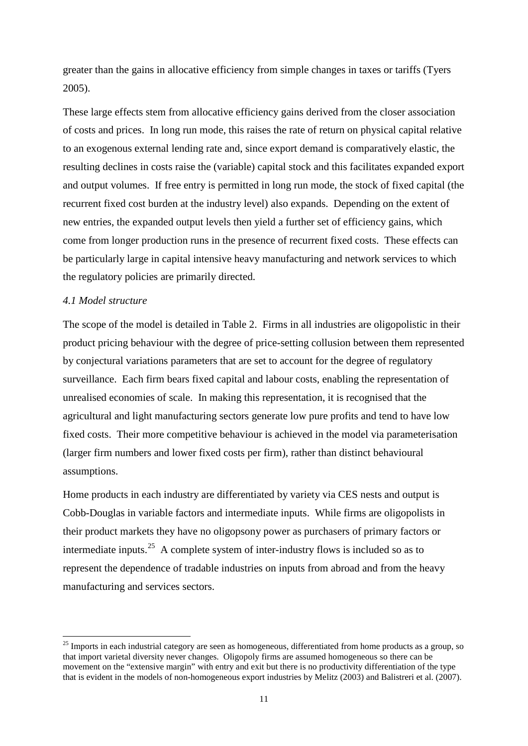greater than the gains in allocative efficiency from simple changes in taxes or tariffs (Tyers 2005).

These large effects stem from allocative efficiency gains derived from the closer association of costs and prices. In long run mode, this raises the rate of return on physical capital relative to an exogenous external lending rate and, since export demand is comparatively elastic, the resulting declines in costs raise the (variable) capital stock and this facilitates expanded export and output volumes. If free entry is permitted in long run mode, the stock of fixed capital (the recurrent fixed cost burden at the industry level) also expands. Depending on the extent of new entries, the expanded output levels then yield a further set of efficiency gains, which come from longer production runs in the presence of recurrent fixed costs. These effects can be particularly large in capital intensive heavy manufacturing and network services to which the regulatory policies are primarily directed.

### *4.1 Model structure*

The scope of the model is detailed in Table 2. Firms in all industries are oligopolistic in their product pricing behaviour with the degree of price-setting collusion between them represented by conjectural variations parameters that are set to account for the degree of regulatory surveillance. Each firm bears fixed capital and labour costs, enabling the representation of unrealised economies of scale. In making this representation, it is recognised that the agricultural and light manufacturing sectors generate low pure profits and tend to have low fixed costs. Their more competitive behaviour is achieved in the model via parameterisation (larger firm numbers and lower fixed costs per firm), rather than distinct behavioural assumptions.

Home products in each industry are differentiated by variety via CES nests and output is Cobb-Douglas in variable factors and intermediate inputs. While firms are oligopolists in their product markets they have no oligopsony power as purchasers of primary factors or intermediate inputs.[25] A complete system of inter-industry flows is included so as to represent the dependence of tradable industries on inputs from abroad and from the heavy manufacturing and services sectors.

[25] Imports in each industrial category are seen as homogeneous, differentiated from home products as a group, so that import varietal diversity never changes. Oligopoly firms are assumed homogeneous so there can be movement on the "extensive margin" with entry and exit but there is no productivity differentiation of the type that is evident in the models of non-homogeneous export industries by Melitz (2003) and Balistreri et al. (2007).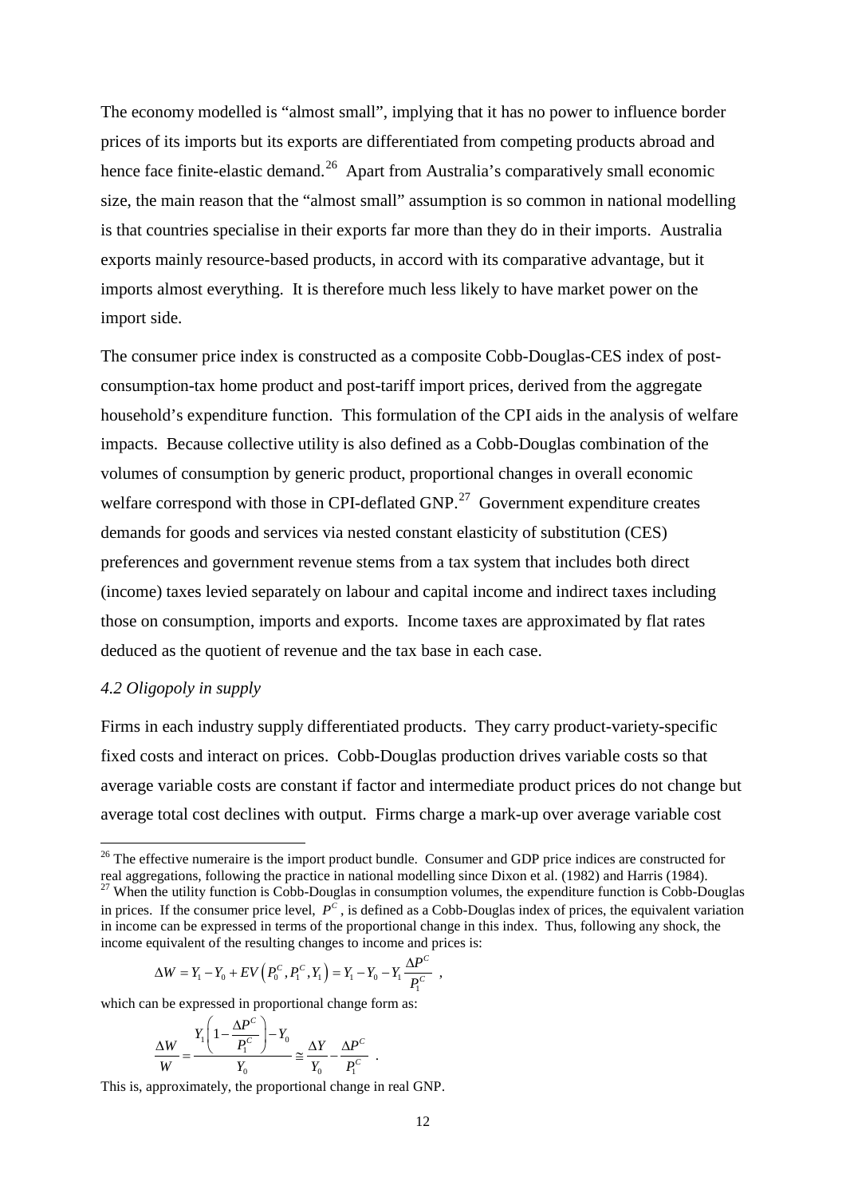The economy modelled is "almost small", implying that it has no power to influence border prices of its imports but its exports are differentiated from competing products abroad and hence face finite-elastic demand.[26] Apart from Australia's comparatively small economic size, the main reason that the "almost small" assumption is so common in national modelling is that countries specialise in their exports far more than they do in their imports. Australia exports mainly resource-based products, in accord with its comparative advantage, but it imports almost everything. It is therefore much less likely to have market power on the import side.

The consumer price index is constructed as a composite Cobb-Douglas-CES index of post-consumption-tax home product and post-tariff import prices, derived from the aggregate household's expenditure function. This formulation of the CPI aids in the analysis of welfare impacts. Because collective utility is also defined as a Cobb-Douglas combination of the volumes of consumption by generic product, proportional changes in overall economic welfare correspond with those in CPI-deflated GNP.[27] Government expenditure creates demands for goods and services via nested constant elasticity of substitution (CES) preferences and government revenue stems from a tax system that includes both direct (income) taxes levied separately on labour and capital income and indirect taxes including those on consumption, imports and exports. Income taxes are approximated by flat rates deduced as the quotient of revenue and the tax base in each case.

### *4.2 Oligopoly in supply*

Firms in each industry supply differentiated products. They carry product-variety-specific fixed costs and interact on prices. Cobb-Douglas production drives variable costs so that average variable costs are constant if factor and intermediate product prices do not change but average total cost declines with output. Firms charge a mark-up over average variable cost

---

[26] The effective numeraire is the import product bundle. Consumer and GDP price indices are constructed for real aggregations, following the practice in national modelling since Dixon et al. (1982) and Harris (1984).

[27] When the utility function is Cobb-Douglas in consumption volumes, the expenditure function is Cobb-Douglas in prices. If the consumer price level, $P^C$, is defined as a Cobb-Douglas index of prices, the equivalent variation in income can be expressed in terms of the proportional change in this index. Thus, following any shock, the income equivalent of the resulting changes to income and prices is:

$$\Delta W = Y_1 - Y_0 + EV\left(P_0^C, P_1^C, Y_1\right) = Y_1 - Y_0 - Y_1 \frac{\Delta P^C}{P_1^C} \ ,$$

which can be expressed in proportional change form as:

$$\frac{\Delta W}{W} = \frac{Y_1\left(1 - \frac{\Delta P^C}{P_1^C}\right) - Y_0}{Y_0} \cong \frac{\Delta Y}{Y_0} - \frac{\Delta P^C}{P_1^C} \ .$$

This is, approximately, the proportional change in real GNP.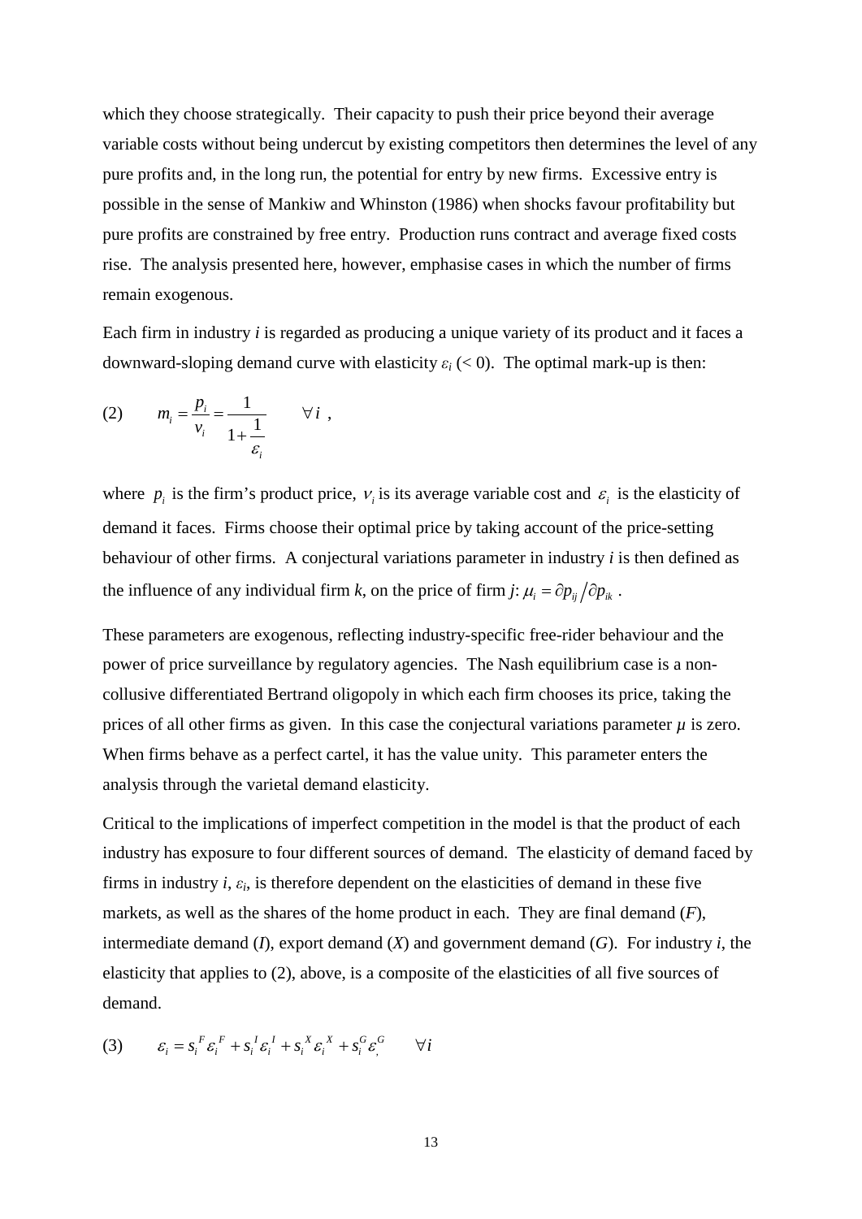which they choose strategically. Their capacity to push their price beyond their average variable costs without being undercut by existing competitors then determines the level of any pure profits and, in the long run, the potential for entry by new firms. Excessive entry is possible in the sense of Mankiw and Whinston (1986) when shocks favour profitability but pure profits are constrained by free entry. Production runs contract and average fixed costs rise. The analysis presented here, however, emphasise cases in which the number of firms remain exogenous.

Each firm in industry *i* is regarded as producing a unique variety of its product and it faces a downward-sloping demand curve with elasticity $\varepsilon_i$ (< 0). The optimal mark-up is then:

$$(2) \qquad m_i = \frac{p_i}{v_i} = \frac{1}{1+\dfrac{1}{\varepsilon_i}} \qquad \forall i \ ,$$

where $p_i$ is the firm's product price, $v_i$ is its average variable cost and $\varepsilon_i$ is the elasticity of demand it faces. Firms choose their optimal price by taking account of the price-setting behaviour of other firms. A conjectural variations parameter in industry *i* is then defined as the influence of any individual firm *k*, on the price of firm *j*: $\mu_i = \partial p_{ij} \big/ \partial p_{ik}$ .

These parameters are exogenous, reflecting industry-specific free-rider behaviour and the power of price surveillance by regulatory agencies. The Nash equilibrium case is a non-collusive differentiated Bertrand oligopoly in which each firm chooses its price, taking the prices of all other firms as given. In this case the conjectural variations parameter $\mu$ is zero. When firms behave as a perfect cartel, it has the value unity. This parameter enters the analysis through the varietal demand elasticity.

Critical to the implications of imperfect competition in the model is that the product of each industry has exposure to four different sources of demand. The elasticity of demand faced by firms in industry *i*, $\varepsilon_i$, is therefore dependent on the elasticities of demand in these five markets, as well as the shares of the home product in each. They are final demand (*F*), intermediate demand (*I*), export demand (*X*) and government demand (*G*). For industry *i*, the elasticity that applies to (2), above, is a composite of the elasticities of all five sources of demand.

$$(3) \qquad \varepsilon_i = s_i^F \varepsilon_i^F + s_i^I \varepsilon_i^I + s_i^X \varepsilon_i^X + s_i^G \varepsilon_,^G \qquad \forall i$$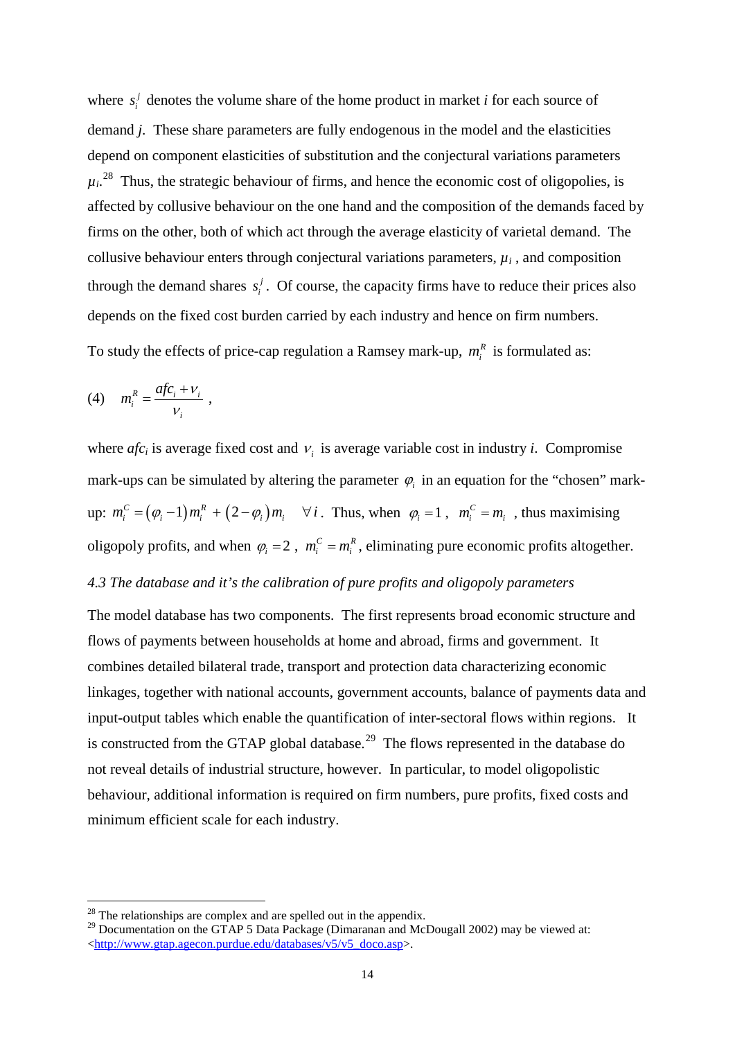where $s_i^j$ denotes the volume share of the home product in market *i* for each source of demand *j*. These share parameters are fully endogenous in the model and the elasticities depend on component elasticities of substitution and the conjectural variations parameters $\mu_i$.[28] Thus, the strategic behaviour of firms, and hence the economic cost of oligopolies, is affected by collusive behaviour on the one hand and the composition of the demands faced by firms on the other, both of which act through the average elasticity of varietal demand. The collusive behaviour enters through conjectural variations parameters, $\mu_i$, and composition through the demand shares $s_i^j$. Of course, the capacity firms have to reduce their prices also depends on the fixed cost burden carried by each industry and hence on firm numbers.

To study the effects of price-cap regulation a Ramsey mark-up, $m_i^R$ is formulated as:

$$(4) \quad m_i^R = \frac{afc_i + v_i}{v_i} ,$$

where $afc_i$ is average fixed cost and $v_i$ is average variable cost in industry *i*. Compromise mark-ups can be simulated by altering the parameter $\varphi_i$ in an equation for the "chosen" mark-up: $m_i^C = (\varphi_i - 1) m_i^R + (2 - \varphi_i) m_i \quad \forall i$. Thus, when $\varphi_i = 1$, $m_i^C = m_i$, thus maximising oligopoly profits, and when $\varphi_i = 2$, $m_i^C = m_i^R$, eliminating pure economic profits altogether.

### *4.3 The database and it's the calibration of pure profits and oligopoly parameters*

The model database has two components. The first represents broad economic structure and flows of payments between households at home and abroad, firms and government. It combines detailed bilateral trade, transport and protection data characterizing economic linkages, together with national accounts, government accounts, balance of payments data and input-output tables which enable the quantification of inter-sectoral flows within regions. It is constructed from the GTAP global database.[29] The flows represented in the database do not reveal details of industrial structure, however. In particular, to model oligopolistic behaviour, additional information is required on firm numbers, pure profits, fixed costs and minimum efficient scale for each industry.

---

[28] The relationships are complex and are spelled out in the appendix.

[29] Documentation on the GTAP 5 Data Package (Dimaranan and McDougall 2002) may be viewed at: <http://www.gtap.agecon.purdue.edu/databases/v5/v5_doco.asp>.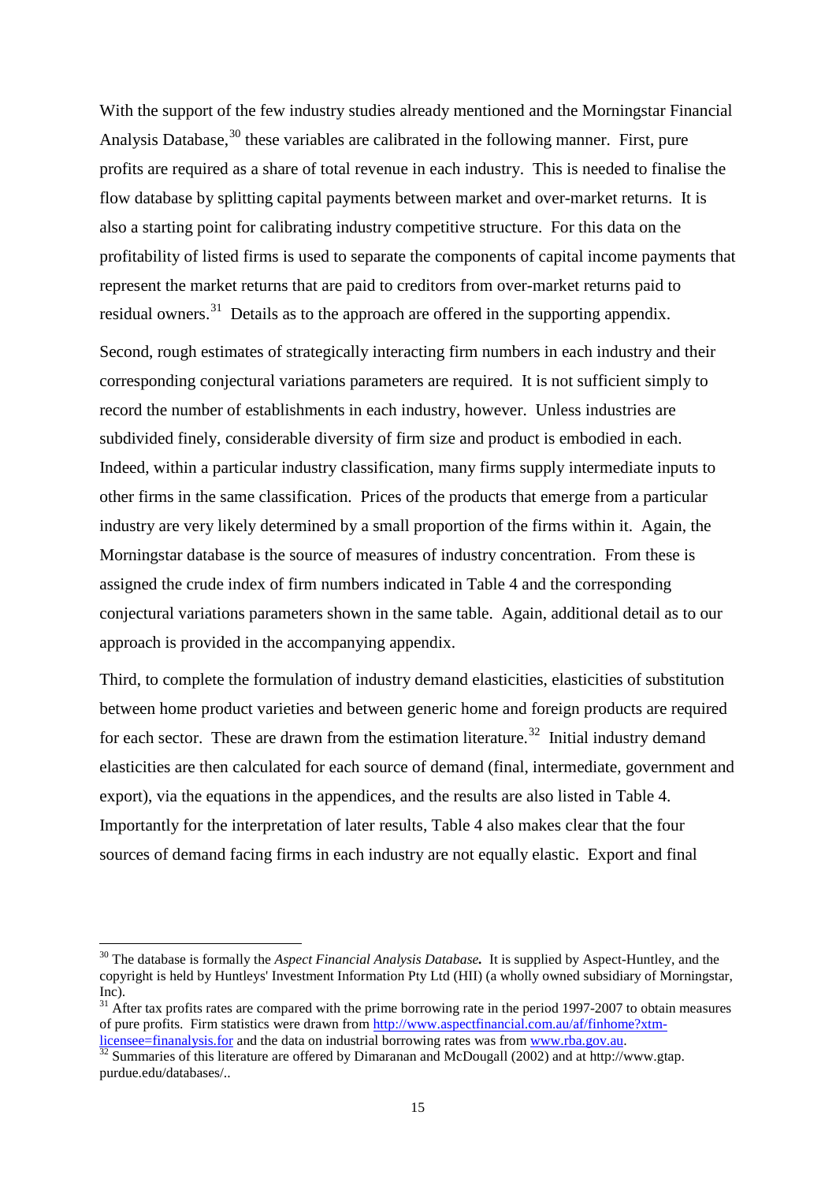With the support of the few industry studies already mentioned and the Morningstar Financial Analysis Database,[30] these variables are calibrated in the following manner. First, pure profits are required as a share of total revenue in each industry. This is needed to finalise the flow database by splitting capital payments between market and over-market returns. It is also a starting point for calibrating industry competitive structure. For this data on the profitability of listed firms is used to separate the components of capital income payments that represent the market returns that are paid to creditors from over-market returns paid to residual owners.[31] Details as to the approach are offered in the supporting appendix.

Second, rough estimates of strategically interacting firm numbers in each industry and their corresponding conjectural variations parameters are required. It is not sufficient simply to record the number of establishments in each industry, however. Unless industries are subdivided finely, considerable diversity of firm size and product is embodied in each. Indeed, within a particular industry classification, many firms supply intermediate inputs to other firms in the same classification. Prices of the products that emerge from a particular industry are very likely determined by a small proportion of the firms within it. Again, the Morningstar database is the source of measures of industry concentration. From these is assigned the crude index of firm numbers indicated in Table 4 and the corresponding conjectural variations parameters shown in the same table. Again, additional detail as to our approach is provided in the accompanying appendix.

Third, to complete the formulation of industry demand elasticities, elasticities of substitution between home product varieties and between generic home and foreign products are required for each sector. These are drawn from the estimation literature.[32] Initial industry demand elasticities are then calculated for each source of demand (final, intermediate, government and export), via the equations in the appendices, and the results are also listed in Table 4. Importantly for the interpretation of later results, Table 4 also makes clear that the four sources of demand facing firms in each industry are not equally elastic. Export and final

---

[30] The database is formally the *Aspect Financial Analysis Database.* It is supplied by Aspect-Huntley, and the copyright is held by Huntleys' Investment Information Pty Ltd (HII) (a wholly owned subsidiary of Morningstar, Inc).

[31] After tax profits rates are compared with the prime borrowing rate in the period 1997-2007 to obtain measures of pure profits. Firm statistics were drawn from http://www.aspectfinancial.com.au/af/finhome?xtm-licensee=finanalysis.for and the data on industrial borrowing rates was from www.rba.gov.au.

[32] Summaries of this literature are offered by Dimaranan and McDougall (2002) and at http://www.gtap.purdue.edu/databases/..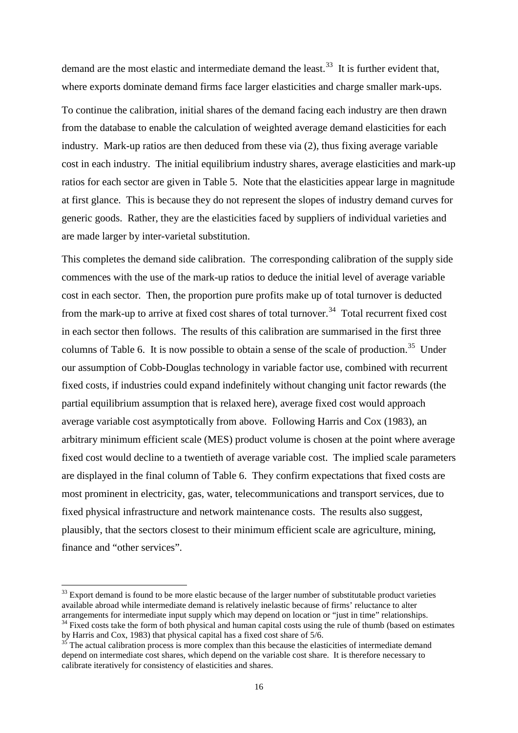demand are the most elastic and intermediate demand the least.[33] It is further evident that, where exports dominate demand firms face larger elasticities and charge smaller mark-ups.

To continue the calibration, initial shares of the demand facing each industry are then drawn from the database to enable the calculation of weighted average demand elasticities for each industry. Mark-up ratios are then deduced from these via (2), thus fixing average variable cost in each industry. The initial equilibrium industry shares, average elasticities and mark-up ratios for each sector are given in Table 5. Note that the elasticities appear large in magnitude at first glance. This is because they do not represent the slopes of industry demand curves for generic goods. Rather, they are the elasticities faced by suppliers of individual varieties and are made larger by inter-varietal substitution.

This completes the demand side calibration. The corresponding calibration of the supply side commences with the use of the mark-up ratios to deduce the initial level of average variable cost in each sector. Then, the proportion pure profits make up of total turnover is deducted from the mark-up to arrive at fixed cost shares of total turnover.[34] Total recurrent fixed cost in each sector then follows. The results of this calibration are summarised in the first three columns of Table 6. It is now possible to obtain a sense of the scale of production.[35] Under our assumption of Cobb-Douglas technology in variable factor use, combined with recurrent fixed costs, if industries could expand indefinitely without changing unit factor rewards (the partial equilibrium assumption that is relaxed here), average fixed cost would approach average variable cost asymptotically from above. Following Harris and Cox (1983), an arbitrary minimum efficient scale (MES) product volume is chosen at the point where average fixed cost would decline to a twentieth of average variable cost. The implied scale parameters are displayed in the final column of Table 6. They confirm expectations that fixed costs are most prominent in electricity, gas, water, telecommunications and transport services, due to fixed physical infrastructure and network maintenance costs. The results also suggest, plausibly, that the sectors closest to their minimum efficient scale are agriculture, mining, finance and "other services".

---

[33] Export demand is found to be more elastic because of the larger number of substitutable product varieties available abroad while intermediate demand is relatively inelastic because of firms' reluctance to alter arrangements for intermediate input supply which may depend on location or "just in time" relationships.

[34] Fixed costs take the form of both physical and human capital costs using the rule of thumb (based on estimates by Harris and Cox, 1983) that physical capital has a fixed cost share of 5/6.

[35] The actual calibration process is more complex than this because the elasticities of intermediate demand depend on intermediate cost shares, which depend on the variable cost share. It is therefore necessary to calibrate iteratively for consistency of elasticities and shares.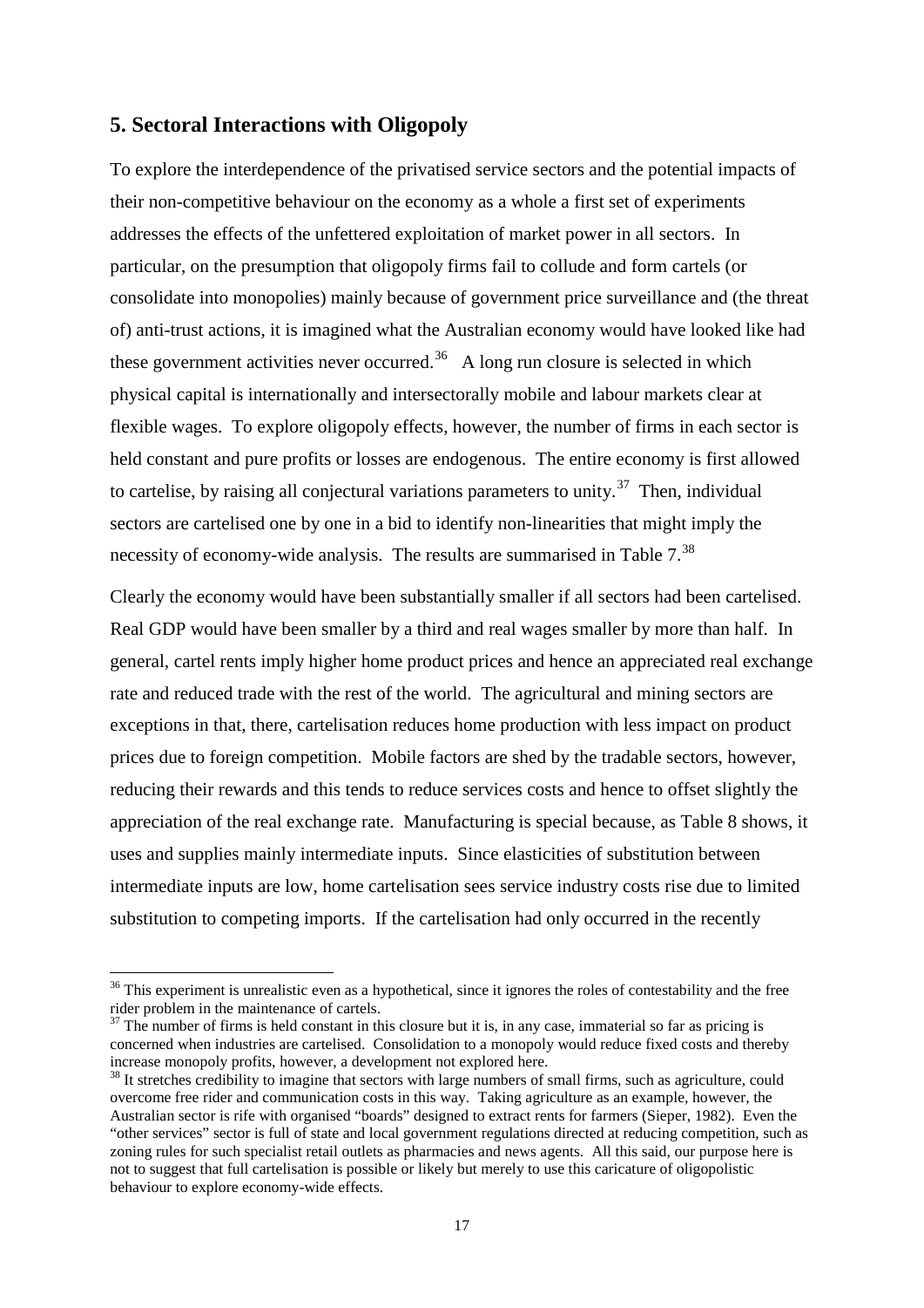## 5. Sectoral Interactions with Oligopoly

To explore the interdependence of the privatised service sectors and the potential impacts of their non-competitive behaviour on the economy as a whole a first set of experiments addresses the effects of the unfettered exploitation of market power in all sectors. In particular, on the presumption that oligopoly firms fail to collude and form cartels (or consolidate into monopolies) mainly because of government price surveillance and (the threat of) anti-trust actions, it is imagined what the Australian economy would have looked like had these government activities never occurred.[36] A long run closure is selected in which physical capital is internationally and intersectorally mobile and labour markets clear at flexible wages. To explore oligopoly effects, however, the number of firms in each sector is held constant and pure profits or losses are endogenous. The entire economy is first allowed to cartelise, by raising all conjectural variations parameters to unity.[37] Then, individual sectors are cartelised one by one in a bid to identify non-linearities that might imply the necessity of economy-wide analysis. The results are summarised in Table 7.[38]

Clearly the economy would have been substantially smaller if all sectors had been cartelised. Real GDP would have been smaller by a third and real wages smaller by more than half. In general, cartel rents imply higher home product prices and hence an appreciated real exchange rate and reduced trade with the rest of the world. The agricultural and mining sectors are exceptions in that, there, cartelisation reduces home production with less impact on product prices due to foreign competition. Mobile factors are shed by the tradable sectors, however, reducing their rewards and this tends to reduce services costs and hence to offset slightly the appreciation of the real exchange rate. Manufacturing is special because, as Table 8 shows, it uses and supplies mainly intermediate inputs. Since elasticities of substitution between intermediate inputs are low, home cartelisation sees service industry costs rise due to limited substitution to competing imports. If the cartelisation had only occurred in the recently

[36] This experiment is unrealistic even as a hypothetical, since it ignores the roles of contestability and the free rider problem in the maintenance of cartels.

[37] The number of firms is held constant in this closure but it is, in any case, immaterial so far as pricing is concerned when industries are cartelised. Consolidation to a monopoly would reduce fixed costs and thereby increase monopoly profits, however, a development not explored here.

[38] It stretches credibility to imagine that sectors with large numbers of small firms, such as agriculture, could overcome free rider and communication costs in this way. Taking agriculture as an example, however, the Australian sector is rife with organised "boards" designed to extract rents for farmers (Sieper, 1982). Even the "other services" sector is full of state and local government regulations directed at reducing competition, such as zoning rules for such specialist retail outlets as pharmacies and news agents. All this said, our purpose here is not to suggest that full cartelisation is possible or likely but merely to use this caricature of oligopolistic behaviour to explore economy-wide effects.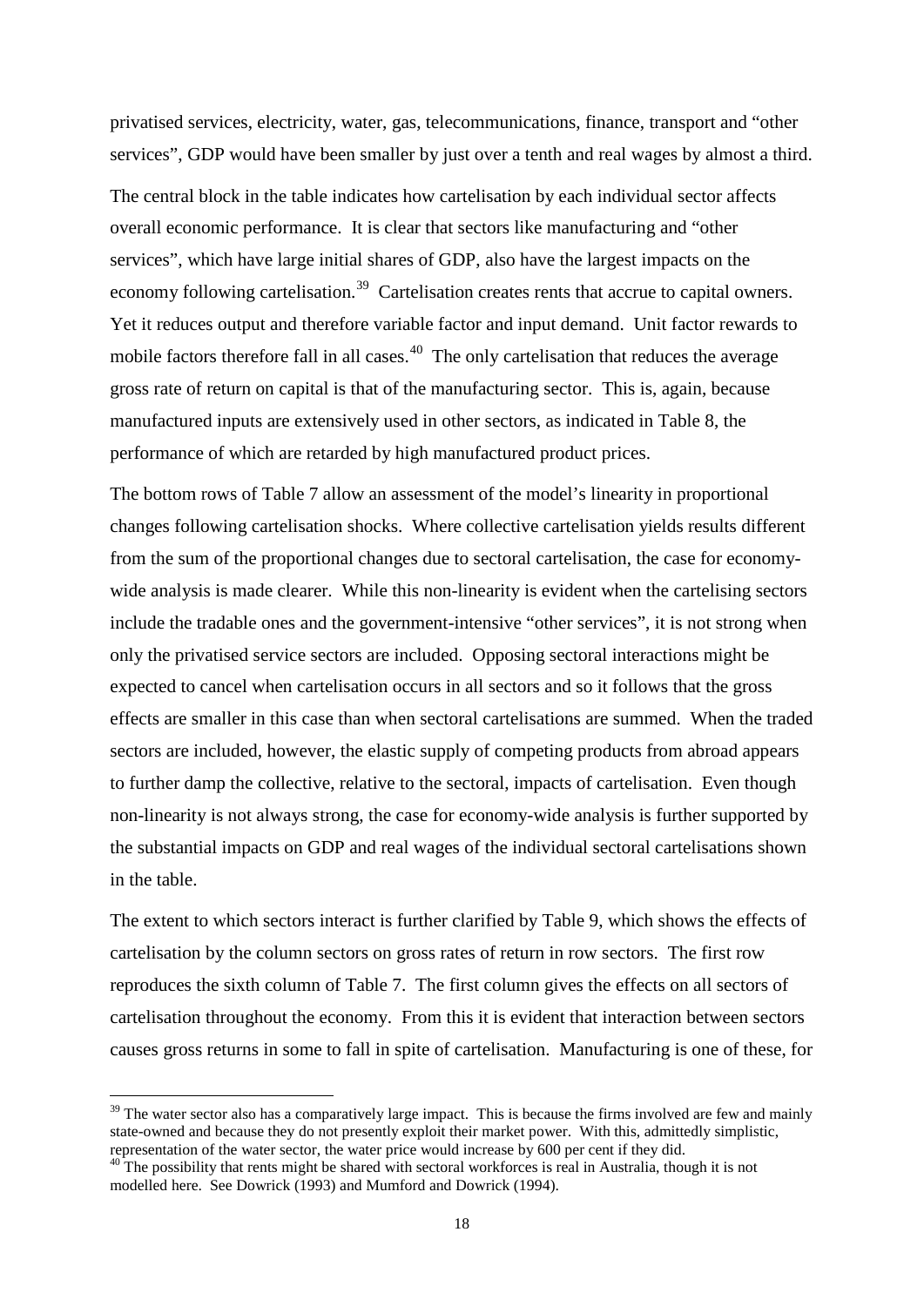privatised services, electricity, water, gas, telecommunications, finance, transport and "other services", GDP would have been smaller by just over a tenth and real wages by almost a third.

The central block in the table indicates how cartelisation by each individual sector affects overall economic performance. It is clear that sectors like manufacturing and "other services", which have large initial shares of GDP, also have the largest impacts on the economy following cartelisation.[39] Cartelisation creates rents that accrue to capital owners. Yet it reduces output and therefore variable factor and input demand. Unit factor rewards to mobile factors therefore fall in all cases.[40] The only cartelisation that reduces the average gross rate of return on capital is that of the manufacturing sector. This is, again, because manufactured inputs are extensively used in other sectors, as indicated in Table 8, the performance of which are retarded by high manufactured product prices.

The bottom rows of Table 7 allow an assessment of the model's linearity in proportional changes following cartelisation shocks. Where collective cartelisation yields results different from the sum of the proportional changes due to sectoral cartelisation, the case for economy-wide analysis is made clearer. While this non-linearity is evident when the cartelising sectors include the tradable ones and the government-intensive "other services", it is not strong when only the privatised service sectors are included. Opposing sectoral interactions might be expected to cancel when cartelisation occurs in all sectors and so it follows that the gross effects are smaller in this case than when sectoral cartelisations are summed. When the traded sectors are included, however, the elastic supply of competing products from abroad appears to further damp the collective, relative to the sectoral, impacts of cartelisation. Even though non-linearity is not always strong, the case for economy-wide analysis is further supported by the substantial impacts on GDP and real wages of the individual sectoral cartelisations shown in the table.

The extent to which sectors interact is further clarified by Table 9, which shows the effects of cartelisation by the column sectors on gross rates of return in row sectors. The first row reproduces the sixth column of Table 7. The first column gives the effects on all sectors of cartelisation throughout the economy. From this it is evident that interaction between sectors causes gross returns in some to fall in spite of cartelisation. Manufacturing is one of these, for

[39] The water sector also has a comparatively large impact. This is because the firms involved are few and mainly state-owned and because they do not presently exploit their market power. With this, admittedly simplistic, representation of the water sector, the water price would increase by 600 per cent if they did.

[40] The possibility that rents might be shared with sectoral workforces is real in Australia, though it is not modelled here. See Dowrick (1993) and Mumford and Dowrick (1994).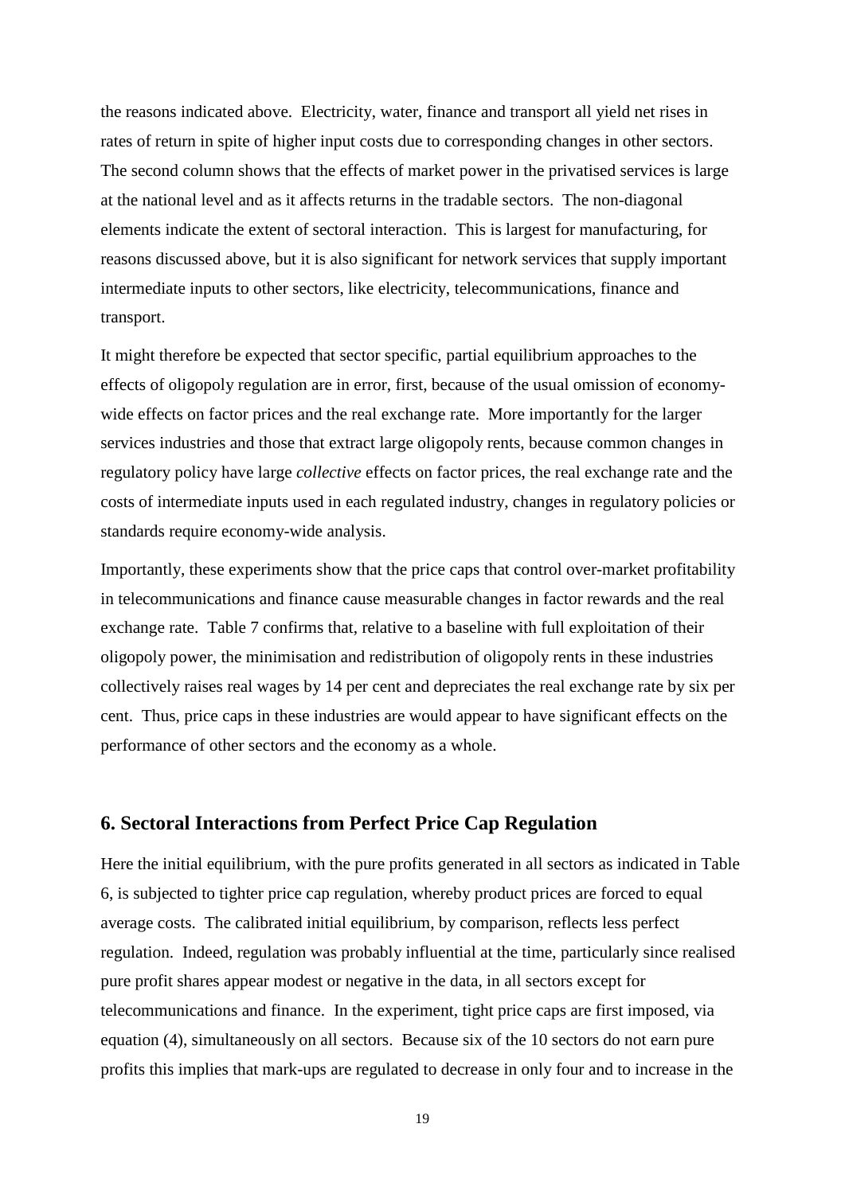the reasons indicated above. Electricity, water, finance and transport all yield net rises in rates of return in spite of higher input costs due to corresponding changes in other sectors. The second column shows that the effects of market power in the privatised services is large at the national level and as it affects returns in the tradable sectors. The non-diagonal elements indicate the extent of sectoral interaction. This is largest for manufacturing, for reasons discussed above, but it is also significant for network services that supply important intermediate inputs to other sectors, like electricity, telecommunications, finance and transport.

It might therefore be expected that sector specific, partial equilibrium approaches to the effects of oligopoly regulation are in error, first, because of the usual omission of economy-wide effects on factor prices and the real exchange rate. More importantly for the larger services industries and those that extract large oligopoly rents, because common changes in regulatory policy have large *collective* effects on factor prices, the real exchange rate and the costs of intermediate inputs used in each regulated industry, changes in regulatory policies or standards require economy-wide analysis.

Importantly, these experiments show that the price caps that control over-market profitability in telecommunications and finance cause measurable changes in factor rewards and the real exchange rate. Table 7 confirms that, relative to a baseline with full exploitation of their oligopoly power, the minimisation and redistribution of oligopoly rents in these industries collectively raises real wages by 14 per cent and depreciates the real exchange rate by six per cent. Thus, price caps in these industries are would appear to have significant effects on the performance of other sectors and the economy as a whole.

## 6. Sectoral Interactions from Perfect Price Cap Regulation

Here the initial equilibrium, with the pure profits generated in all sectors as indicated in Table 6, is subjected to tighter price cap regulation, whereby product prices are forced to equal average costs. The calibrated initial equilibrium, by comparison, reflects less perfect regulation. Indeed, regulation was probably influential at the time, particularly since realised pure profit shares appear modest or negative in the data, in all sectors except for telecommunications and finance. In the experiment, tight price caps are first imposed, via equation (4), simultaneously on all sectors. Because six of the 10 sectors do not earn pure profits this implies that mark-ups are regulated to decrease in only four and to increase in the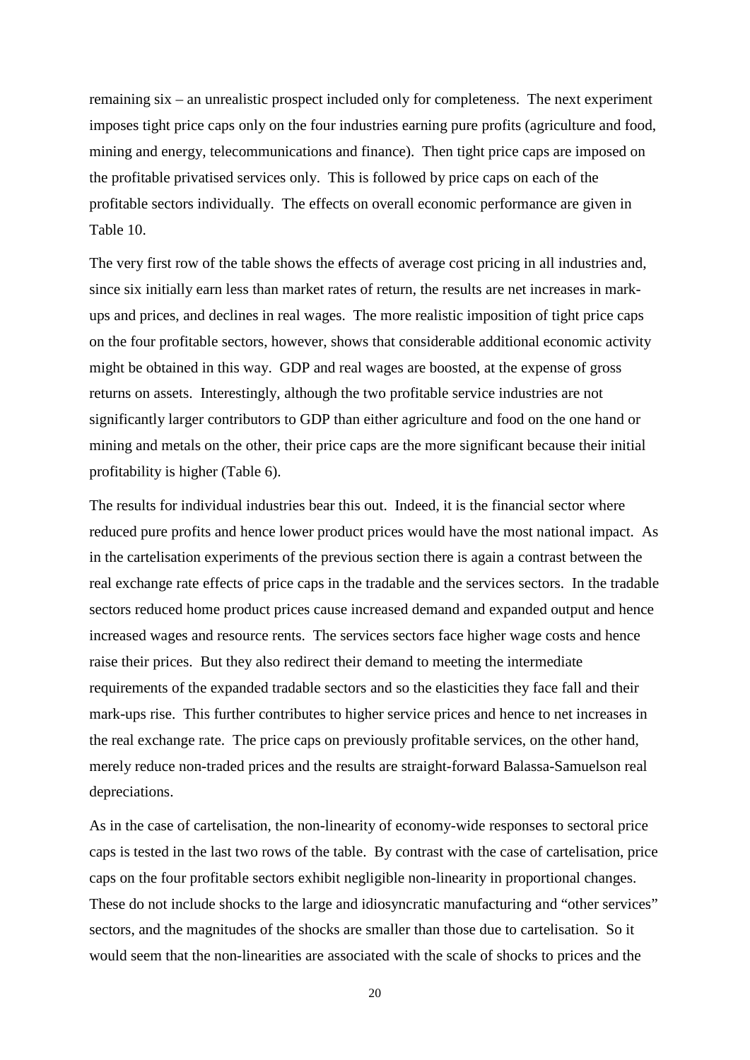remaining six – an unrealistic prospect included only for completeness. The next experiment imposes tight price caps only on the four industries earning pure profits (agriculture and food, mining and energy, telecommunications and finance). Then tight price caps are imposed on the profitable privatised services only. This is followed by price caps on each of the profitable sectors individually. The effects on overall economic performance are given in Table 10.

The very first row of the table shows the effects of average cost pricing in all industries and, since six initially earn less than market rates of return, the results are net increases in mark-ups and prices, and declines in real wages. The more realistic imposition of tight price caps on the four profitable sectors, however, shows that considerable additional economic activity might be obtained in this way. GDP and real wages are boosted, at the expense of gross returns on assets. Interestingly, although the two profitable service industries are not significantly larger contributors to GDP than either agriculture and food on the one hand or mining and metals on the other, their price caps are the more significant because their initial profitability is higher (Table 6).

The results for individual industries bear this out. Indeed, it is the financial sector where reduced pure profits and hence lower product prices would have the most national impact. As in the cartelisation experiments of the previous section there is again a contrast between the real exchange rate effects of price caps in the tradable and the services sectors. In the tradable sectors reduced home product prices cause increased demand and expanded output and hence increased wages and resource rents. The services sectors face higher wage costs and hence raise their prices. But they also redirect their demand to meeting the intermediate requirements of the expanded tradable sectors and so the elasticities they face fall and their mark-ups rise. This further contributes to higher service prices and hence to net increases in the real exchange rate. The price caps on previously profitable services, on the other hand, merely reduce non-traded prices and the results are straight-forward Balassa-Samuelson real depreciations.

As in the case of cartelisation, the non-linearity of economy-wide responses to sectoral price caps is tested in the last two rows of the table. By contrast with the case of cartelisation, price caps on the four profitable sectors exhibit negligible non-linearity in proportional changes. These do not include shocks to the large and idiosyncratic manufacturing and "other services" sectors, and the magnitudes of the shocks are smaller than those due to cartelisation. So it would seem that the non-linearities are associated with the scale of shocks to prices and the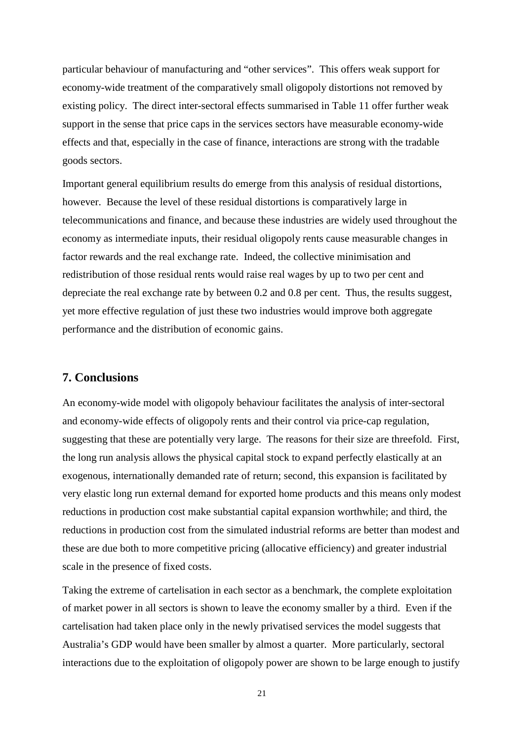particular behaviour of manufacturing and "other services". This offers weak support for economy-wide treatment of the comparatively small oligopoly distortions not removed by existing policy. The direct inter-sectoral effects summarised in Table 11 offer further weak support in the sense that price caps in the services sectors have measurable economy-wide effects and that, especially in the case of finance, interactions are strong with the tradable goods sectors.

Important general equilibrium results do emerge from this analysis of residual distortions, however. Because the level of these residual distortions is comparatively large in telecommunications and finance, and because these industries are widely used throughout the economy as intermediate inputs, their residual oligopoly rents cause measurable changes in factor rewards and the real exchange rate. Indeed, the collective minimisation and redistribution of those residual rents would raise real wages by up to two per cent and depreciate the real exchange rate by between 0.2 and 0.8 per cent. Thus, the results suggest, yet more effective regulation of just these two industries would improve both aggregate performance and the distribution of economic gains.

## 7. Conclusions

An economy-wide model with oligopoly behaviour facilitates the analysis of inter-sectoral and economy-wide effects of oligopoly rents and their control via price-cap regulation, suggesting that these are potentially very large. The reasons for their size are threefold. First, the long run analysis allows the physical capital stock to expand perfectly elastically at an exogenous, internationally demanded rate of return; second, this expansion is facilitated by very elastic long run external demand for exported home products and this means only modest reductions in production cost make substantial capital expansion worthwhile; and third, the reductions in production cost from the simulated industrial reforms are better than modest and these are due both to more competitive pricing (allocative efficiency) and greater industrial scale in the presence of fixed costs.

Taking the extreme of cartelisation in each sector as a benchmark, the complete exploitation of market power in all sectors is shown to leave the economy smaller by a third. Even if the cartelisation had taken place only in the newly privatised services the model suggests that Australia's GDP would have been smaller by almost a quarter. More particularly, sectoral interactions due to the exploitation of oligopoly power are shown to be large enough to justify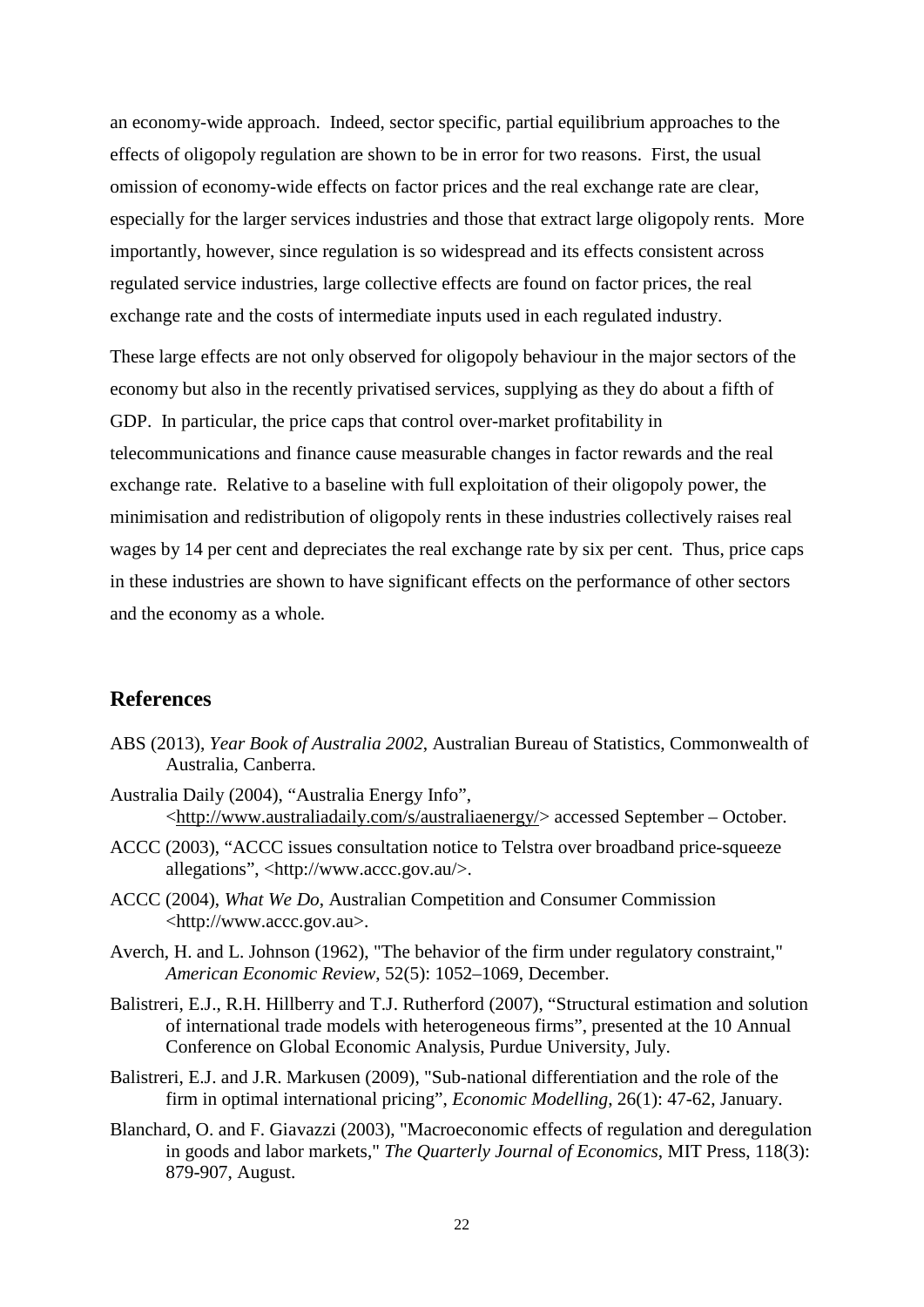an economy-wide approach. Indeed, sector specific, partial equilibrium approaches to the effects of oligopoly regulation are shown to be in error for two reasons. First, the usual omission of economy-wide effects on factor prices and the real exchange rate are clear, especially for the larger services industries and those that extract large oligopoly rents. More importantly, however, since regulation is so widespread and its effects consistent across regulated service industries, large collective effects are found on factor prices, the real exchange rate and the costs of intermediate inputs used in each regulated industry.

These large effects are not only observed for oligopoly behaviour in the major sectors of the economy but also in the recently privatised services, supplying as they do about a fifth of GDP. In particular, the price caps that control over-market profitability in telecommunications and finance cause measurable changes in factor rewards and the real exchange rate. Relative to a baseline with full exploitation of their oligopoly power, the minimisation and redistribution of oligopoly rents in these industries collectively raises real wages by 14 per cent and depreciates the real exchange rate by six per cent. Thus, price caps in these industries are shown to have significant effects on the performance of other sectors and the economy as a whole.

## References

ABS (2013), *Year Book of Australia 2002*, Australian Bureau of Statistics, Commonwealth of Australia, Canberra.

Australia Daily (2004), "Australia Energy Info", <http://www.australiadaily.com/s/australiaenergy/> accessed September – October.

ACCC (2003), "ACCC issues consultation notice to Telstra over broadband price-squeeze allegations", <http://www.accc.gov.au/>.

ACCC (2004), *What We Do*, Australian Competition and Consumer Commission <http://www.accc.gov.au>.

Averch, H. and L. Johnson (1962), "The behavior of the firm under regulatory constraint," *American Economic Review*, 52(5): 1052–1069, December.

Balistreri, E.J., R.H. Hillberry and T.J. Rutherford (2007), "Structural estimation and solution of international trade models with heterogeneous firms", presented at the 10 Annual Conference on Global Economic Analysis, Purdue University, July.

Balistreri, E.J. and J.R. Markusen (2009), "Sub-national differentiation and the role of the firm in optimal international pricing", *Economic Modelling*, 26(1): 47-62, January.

Blanchard, O. and F. Giavazzi (2003), "Macroeconomic effects of regulation and deregulation in goods and labor markets," *The Quarterly Journal of Economics*, MIT Press, 118(3): 879-907, August.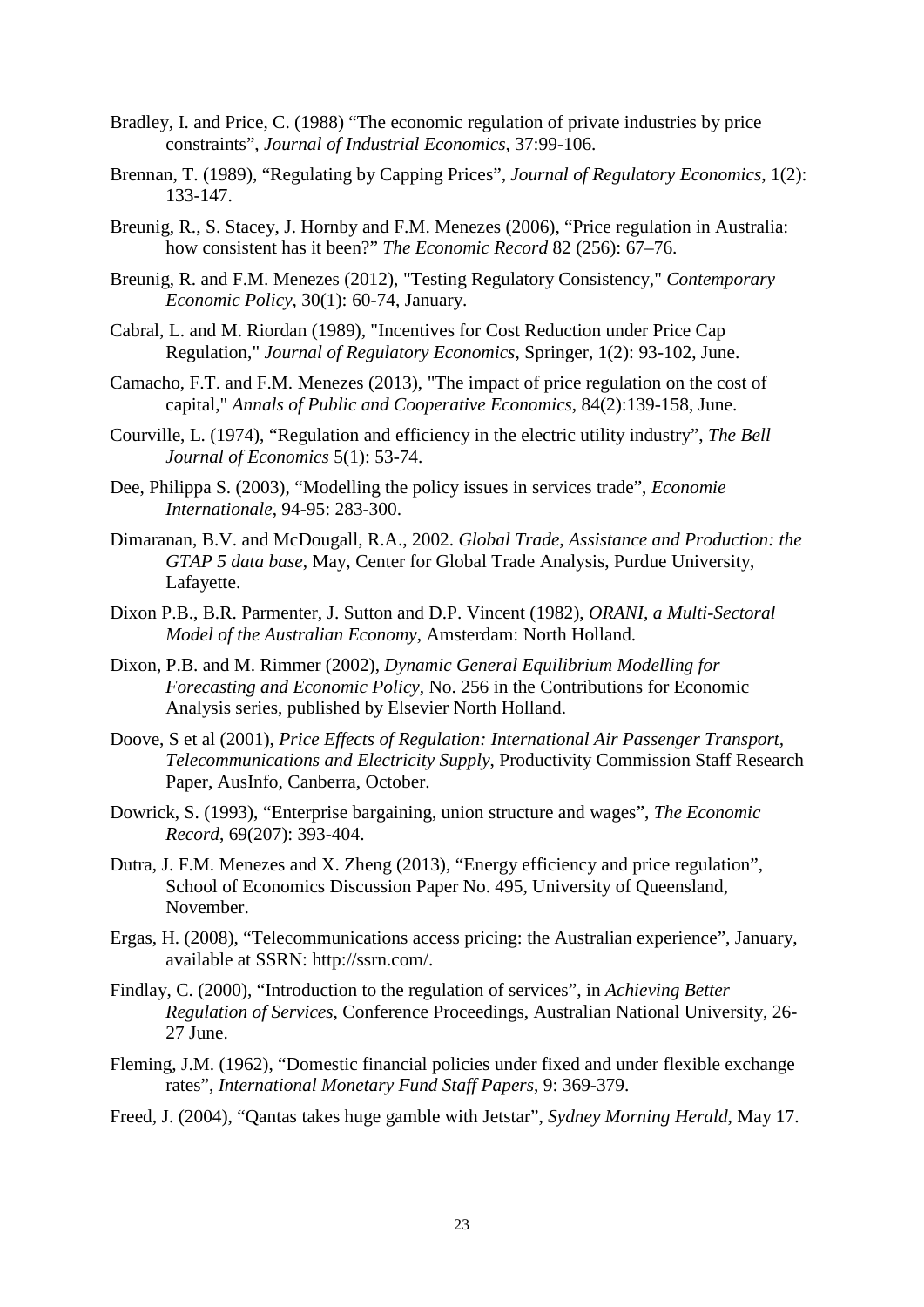Bradley, I. and Price, C. (1988) "The economic regulation of private industries by price constraints", *Journal of Industrial Economics*, 37:99-106.

Brennan, T. (1989), "Regulating by Capping Prices", *Journal of Regulatory Economics*, 1(2): 133-147.

Breunig, R., S. Stacey, J. Hornby and F.M. Menezes (2006), "Price regulation in Australia: how consistent has it been?" *The Economic Record* 82 (256): 67–76.

Breunig, R. and F.M. Menezes (2012), "Testing Regulatory Consistency," *Contemporary Economic Policy*, 30(1): 60-74, January.

Cabral, L. and M. Riordan (1989), "Incentives for Cost Reduction under Price Cap Regulation," *Journal of Regulatory Economics*, Springer, 1(2): 93-102, June.

Camacho, F.T. and F.M. Menezes (2013), "The impact of price regulation on the cost of capital," *Annals of Public and Cooperative Economics*, 84(2):139-158, June.

Courville, L. (1974), "Regulation and efficiency in the electric utility industry", *The Bell Journal of Economics* 5(1): 53-74.

Dee, Philippa S. (2003), "Modelling the policy issues in services trade", *Economie Internationale*, 94-95: 283-300.

Dimaranan, B.V. and McDougall, R.A., 2002. *Global Trade, Assistance and Production: the GTAP 5 data base*, May, Center for Global Trade Analysis, Purdue University, Lafayette.

Dixon P.B., B.R. Parmenter, J. Sutton and D.P. Vincent (1982), *ORANI, a Multi-Sectoral Model of the Australian Economy*, Amsterdam: North Holland.

Dixon, P.B. and M. Rimmer (2002), *Dynamic General Equilibrium Modelling for Forecasting and Economic Policy*, No. 256 in the Contributions for Economic Analysis series, published by Elsevier North Holland.

Doove, S et al (2001), *Price Effects of Regulation: International Air Passenger Transport, Telecommunications and Electricity Supply*, Productivity Commission Staff Research Paper, AusInfo, Canberra, October.

Dowrick, S. (1993), "Enterprise bargaining, union structure and wages", *The Economic Record*, 69(207): 393-404.

Dutra, J. F.M. Menezes and X. Zheng (2013), "Energy efficiency and price regulation", School of Economics Discussion Paper No. 495, University of Queensland, November.

Ergas, H. (2008), "Telecommunications access pricing: the Australian experience", January, available at SSRN: http://ssrn.com/.

Findlay, C. (2000), "Introduction to the regulation of services", in *Achieving Better Regulation of Services*, Conference Proceedings, Australian National University, 26-27 June.

Fleming, J.M. (1962), "Domestic financial policies under fixed and under flexible exchange rates", *International Monetary Fund Staff Papers*, 9: 369-379.

Freed, J. (2004), "Qantas takes huge gamble with Jetstar", *Sydney Morning Herald*, May 17.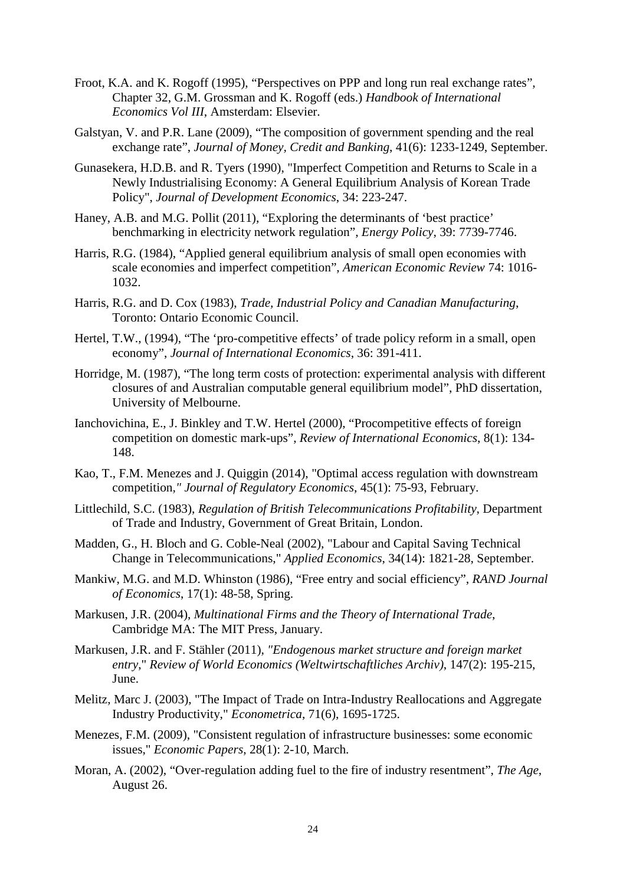Froot, K.A. and K. Rogoff (1995), “Perspectives on PPP and long run real exchange rates”, Chapter 32, G.M. Grossman and K. Rogoff (eds.) *Handbook of International Economics Vol III*, Amsterdam: Elsevier.

Galstyan, V. and P.R. Lane (2009), “The composition of government spending and the real exchange rate”, *Journal of Money, Credit and Banking*, 41(6): 1233-1249, September.

Gunasekera, H.D.B. and R. Tyers (1990), "Imperfect Competition and Returns to Scale in a Newly Industrialising Economy: A General Equilibrium Analysis of Korean Trade Policy", *Journal of Development Economics*, 34: 223-247.

Haney, A.B. and M.G. Pollit (2011), “Exploring the determinants of ‘best practice’ benchmarking in electricity network regulation”, *Energy Policy*, 39: 7739-7746.

Harris, R.G. (1984), “Applied general equilibrium analysis of small open economies with scale economies and imperfect competition”, *American Economic Review* 74: 1016-1032.

Harris, R.G. and D. Cox (1983), *Trade, Industrial Policy and Canadian Manufacturing*, Toronto: Ontario Economic Council.

Hertel, T.W., (1994), “The ‘pro-competitive effects’ of trade policy reform in a small, open economy”, *Journal of International Economics*, 36: 391-411.

Horridge, M. (1987), “The long term costs of protection: experimental analysis with different closures of and Australian computable general equilibrium model”, PhD dissertation, University of Melbourne.

Ianchovichina, E., J. Binkley and T.W. Hertel (2000), “Procompetitive effects of foreign competition on domestic mark-ups”, *Review of International Economics*, 8(1): 134-148.

Kao, T., F.M. Menezes and J. Quiggin (2014), "Optimal access regulation with downstream competition," *Journal of Regulatory Economics*, 45(1): 75-93, February.

Littlechild, S.C. (1983), *Regulation of British Telecommunications Profitability*, Department of Trade and Industry, Government of Great Britain, London.

Madden, G., H. Bloch and G. Coble-Neal (2002), "Labour and Capital Saving Technical Change in Telecommunications," *Applied Economics*, 34(14): 1821-28, September.

Mankiw, M.G. and M.D. Whinston (1986), “Free entry and social efficiency”, *RAND Journal of Economics*, 17(1): 48-58, Spring.

Markusen, J.R. (2004), *Multinational Firms and the Theory of International Trade*, Cambridge MA: The MIT Press, January.

Markusen, J.R. and F. Stähler (2011), *"Endogenous market structure and foreign market entry*," *Review of World Economics (Weltwirtschaftliches Archiv)*, 147(2): 195-215, June.

Melitz, Marc J. (2003), "The Impact of Trade on Intra-Industry Reallocations and Aggregate Industry Productivity," *Econometrica*, 71(6), 1695-1725.

Menezes, F.M. (2009), "Consistent regulation of infrastructure businesses: some economic issues," *Economic Papers*, 28(1): 2-10, March.

Moran, A. (2002), “Over-regulation adding fuel to the fire of industry resentment”, *The Age*, August 26.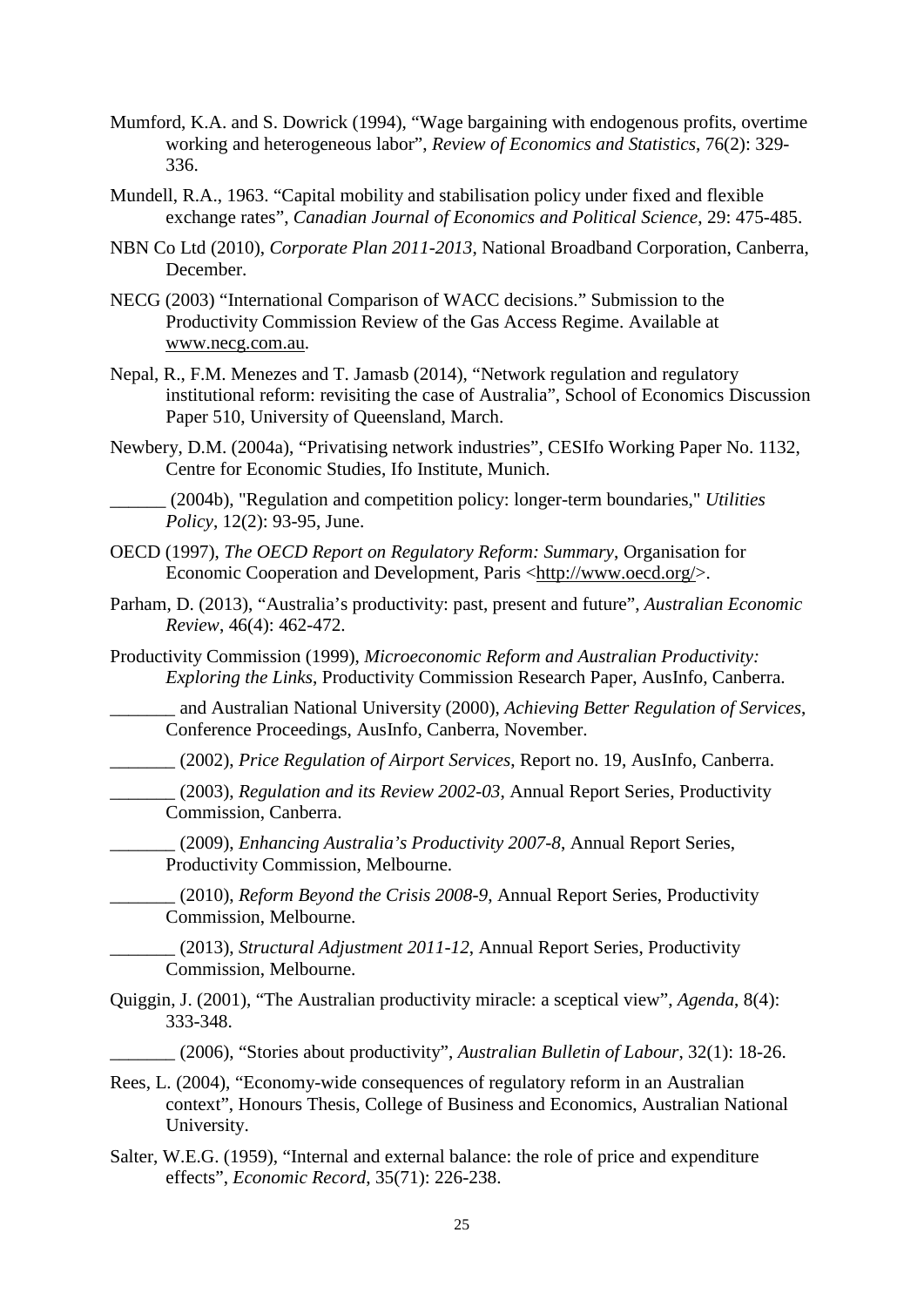Mumford, K.A. and S. Dowrick (1994), "Wage bargaining with endogenous profits, overtime working and heterogeneous labor", *Review of Economics and Statistics*, 76(2): 329-336.

Mundell, R.A., 1963. "Capital mobility and stabilisation policy under fixed and flexible exchange rates", *Canadian Journal of Economics and Political Science*, 29: 475-485.

NBN Co Ltd (2010), *Corporate Plan 2011-2013*, National Broadband Corporation, Canberra, December.

NECG (2003) "International Comparison of WACC decisions." Submission to the Productivity Commission Review of the Gas Access Regime. Available at www.necg.com.au.

Nepal, R., F.M. Menezes and T. Jamasb (2014), "Network regulation and regulatory institutional reform: revisiting the case of Australia", School of Economics Discussion Paper 510, University of Queensland, March.

Newbery, D.M. (2004a), "Privatising network industries", CESIfo Working Paper No. 1132, Centre for Economic Studies, Ifo Institute, Munich.

______ (2004b), "Regulation and competition policy: longer-term boundaries," *Utilities Policy*, 12(2): 93-95, June.

OECD (1997), *The OECD Report on Regulatory Reform: Summary*, Organisation for Economic Cooperation and Development, Paris <http://www.oecd.org/>.

Parham, D. (2013), "Australia's productivity: past, present and future", *Australian Economic Review*, 46(4): 462-472.

Productivity Commission (1999), *Microeconomic Reform and Australian Productivity: Exploring the Links*, Productivity Commission Research Paper, AusInfo, Canberra.

_______ and Australian National University (2000), *Achieving Better Regulation of Services*, Conference Proceedings, AusInfo, Canberra, November.

_______ (2002), *Price Regulation of Airport Services*, Report no. 19, AusInfo, Canberra.

_______ (2003), *Regulation and its Review 2002-03*, Annual Report Series, Productivity Commission, Canberra.

_______ (2009), *Enhancing Australia's Productivity 2007-8*, Annual Report Series, Productivity Commission, Melbourne.

_______ (2010), *Reform Beyond the Crisis 2008-9*, Annual Report Series, Productivity Commission, Melbourne.

_______ (2013), *Structural Adjustment 2011-12*, Annual Report Series, Productivity Commission, Melbourne.

Quiggin, J. (2001), "The Australian productivity miracle: a sceptical view", *Agenda*, 8(4): 333-348.

_______ (2006), "Stories about productivity", *Australian Bulletin of Labour*, 32(1): 18-26.

Rees, L. (2004), "Economy-wide consequences of regulatory reform in an Australian context", Honours Thesis, College of Business and Economics, Australian National University.

Salter, W.E.G. (1959), "Internal and external balance: the role of price and expenditure effects", *Economic Record*, 35(71): 226-238.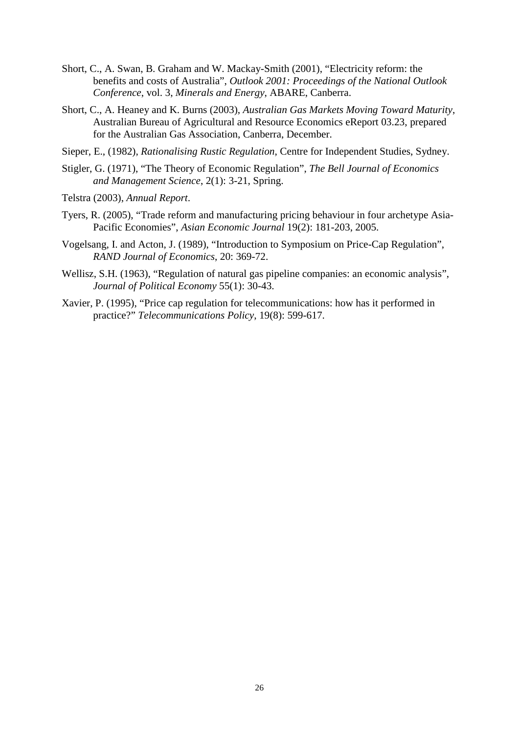Short, C., A. Swan, B. Graham and W. Mackay-Smith (2001), "Electricity reform: the benefits and costs of Australia", *Outlook 2001: Proceedings of the National Outlook Conference*, vol. 3, *Minerals and Energy*, ABARE, Canberra.

Short, C., A. Heaney and K. Burns (2003), *Australian Gas Markets Moving Toward Maturity*, Australian Bureau of Agricultural and Resource Economics eReport 03.23, prepared for the Australian Gas Association, Canberra, December.

Sieper, E., (1982), *Rationalising Rustic Regulation*, Centre for Independent Studies, Sydney.

Stigler, G. (1971), "The Theory of Economic Regulation", *The Bell Journal of Economics and Management Science*, 2(1): 3-21, Spring.

Telstra (2003), *Annual Report*.

Tyers, R. (2005), "Trade reform and manufacturing pricing behaviour in four archetype Asia-Pacific Economies", *Asian Economic Journal* 19(2): 181-203, 2005.

Vogelsang, I. and Acton, J. (1989), "Introduction to Symposium on Price-Cap Regulation", *RAND Journal of Economics*, 20: 369-72.

Wellisz, S.H. (1963), "Regulation of natural gas pipeline companies: an economic analysis", *Journal of Political Economy* 55(1): 30-43.

Xavier, P. (1995), "Price cap regulation for telecommunications: how has it performed in practice?" *Telecommunications Policy*, 19(8): 599-617.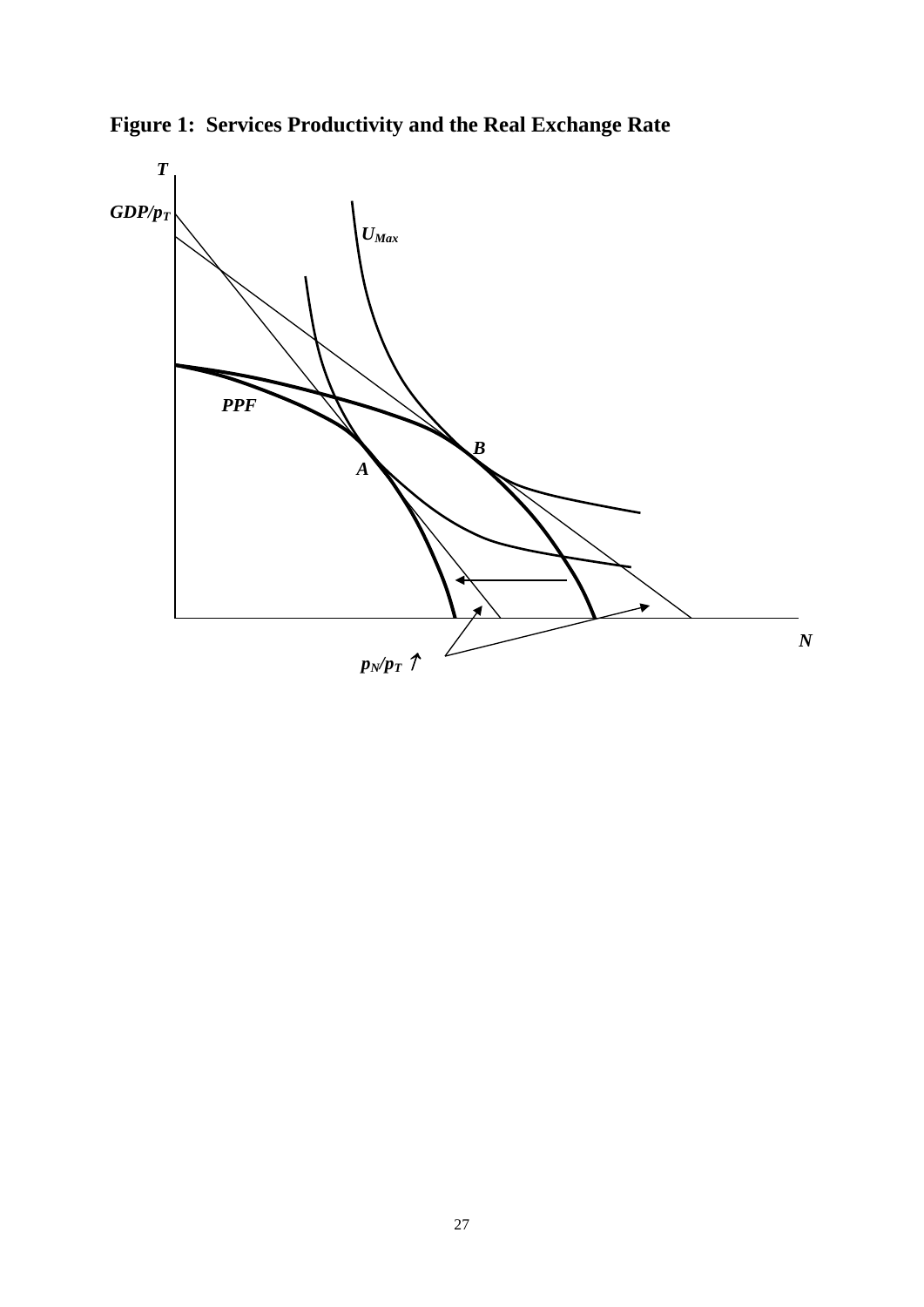**Figure 1: Services Productivity and the Real Exchange Rate**

$T$

$GDP/p_T$

$U_{Max}$

PPF

B

A

$N$

$p_N/p_T$ ↑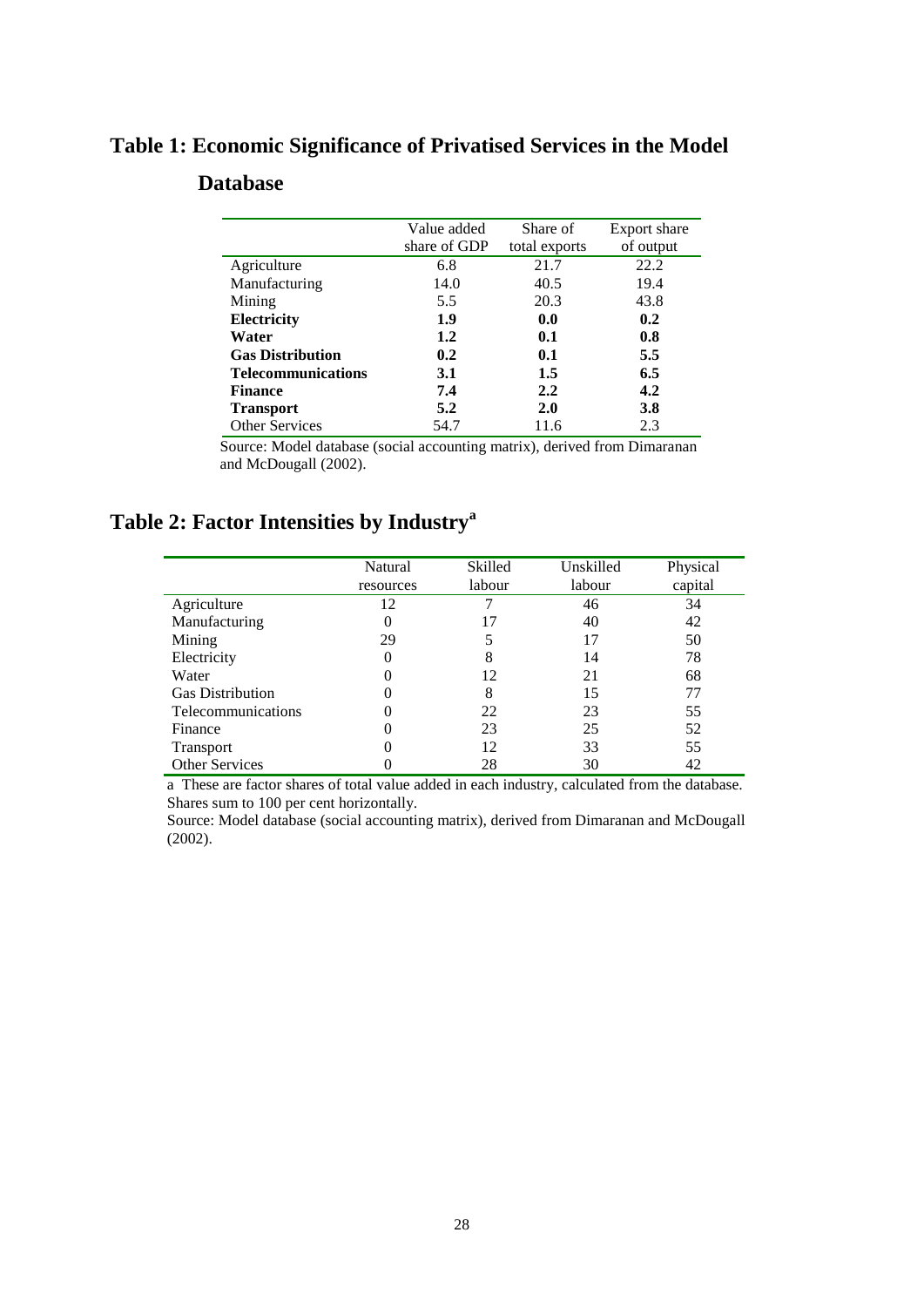## Table 1: Economic Significance of Privatised Services in the Model Database

| | Value added share of GDP | Share of total exports | Export share of output |
|---|---|---|---|
| Agriculture | 6.8 | 21.7 | 22.2 |
| Manufacturing | 14.0 | 40.5 | 19.4 |
| Mining | 5.5 | 20.3 | 43.8 |
| **Electricity** | **1.9** | **0.0** | **0.2** |
| **Water** | **1.2** | **0.1** | **0.8** |
| **Gas Distribution** | **0.2** | **0.1** | **5.5** |
| **Telecommunications** | **3.1** | **1.5** | **6.5** |
| **Finance** | **7.4** | **2.2** | **4.2** |
| **Transport** | **5.2** | **2.0** | **3.8** |
| Other Services | 54.7 | 11.6 | 2.3 |

Source: Model database (social accounting matrix), derived from Dimaranan and McDougall (2002).

## Table 2: Factor Intensities by Industry[a]

| | Natural resources | Skilled labour | Unskilled labour | Physical capital |
|---|---|---|---|---|
| Agriculture | 12 | 7 | 46 | 34 |
| Manufacturing | 0 | 17 | 40 | 42 |
| Mining | 29 | 5 | 17 | 50 |
| Electricity | 0 | 8 | 14 | 78 |
| Water | 0 | 12 | 21 | 68 |
| Gas Distribution | 0 | 8 | 15 | 77 |
| Telecommunications | 0 | 22 | 23 | 55 |
| Finance | 0 | 23 | 25 | 52 |
| Transport | 0 | 12 | 33 | 55 |
| Other Services | 0 | 28 | 30 | 42 |

a These are factor shares of total value added in each industry, calculated from the database. Shares sum to 100 per cent horizontally.

Source: Model database (social accounting matrix), derived from Dimaranan and McDougall (2002).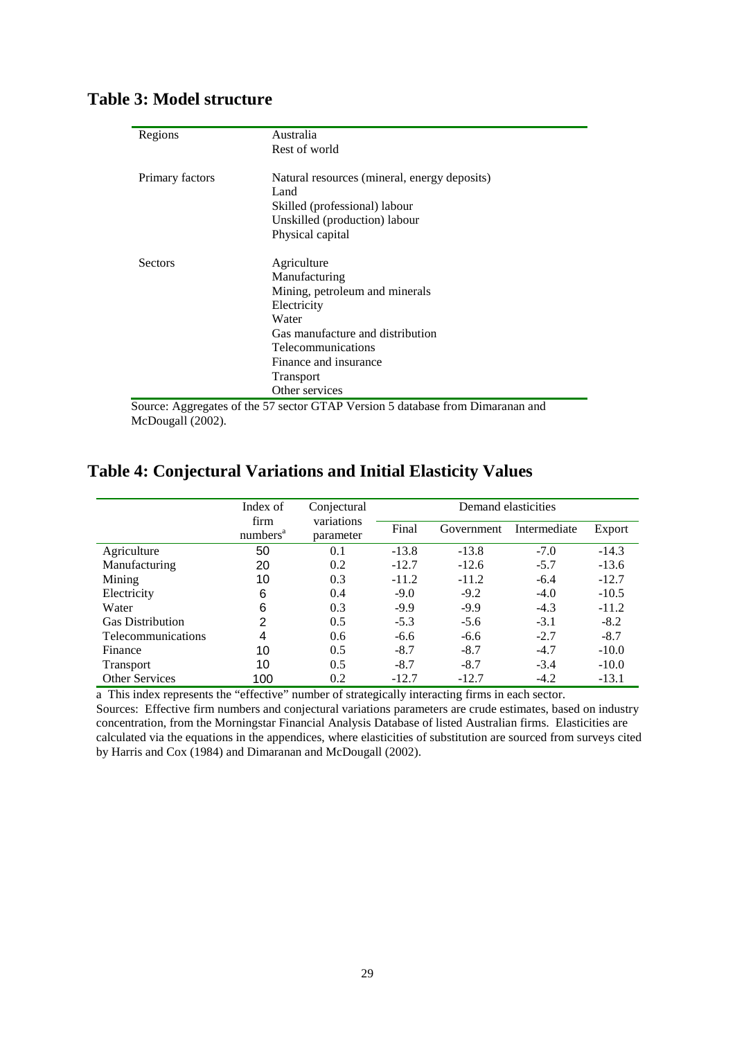## Table 3: Model structure

| | |
|---|---|
| Regions | Australia<br>Rest of world |
| Primary factors | Natural resources (mineral, energy deposits)<br>Land<br>Skilled (professional) labour<br>Unskilled (production) labour<br>Physical capital |
| Sectors | Agriculture<br>Manufacturing<br>Mining, petroleum and minerals<br>Electricity<br>Water<br>Gas manufacture and distribution<br>Telecommunications<br>Finance and insurance<br>Transport<br>Other services |

Source: Aggregates of the 57 sector GTAP Version 5 database from Dimaranan and McDougall (2002).

## Table 4: Conjectural Variations and Initial Elasticity Values

| | Index of firm numbers[a] | Conjectural variations parameter | Demand elasticities | | | |
|---|---|---|---|---|---|---|
| | | | Final | Government | Intermediate | Export |
| Agriculture | 50 | 0.1 | -13.8 | -13.8 | -7.0 | -14.3 |
| Manufacturing | 20 | 0.2 | -12.7 | -12.6 | -5.7 | -13.6 |
| Mining | 10 | 0.3 | -11.2 | -11.2 | -6.4 | -12.7 |
| Electricity | 6 | 0.4 | -9.0 | -9.2 | -4.0 | -10.5 |
| Water | 6 | 0.3 | -9.9 | -9.9 | -4.3 | -11.2 |
| Gas Distribution | 2 | 0.5 | -5.3 | -5.6 | -3.1 | -8.2 |
| Telecommunications | 4 | 0.6 | -6.6 | -6.6 | -2.7 | -8.7 |
| Finance | 10 | 0.5 | -8.7 | -8.7 | -4.7 | -10.0 |
| Transport | 10 | 0.5 | -8.7 | -8.7 | -3.4 | -10.0 |
| Other Services | 100 | 0.2 | -12.7 | -12.7 | -4.2 | -13.1 |

a This index represents the "effective" number of strategically interacting firms in each sector.

Sources: Effective firm numbers and conjectural variations parameters are crude estimates, based on industry concentration, from the Morningstar Financial Analysis Database of listed Australian firms. Elasticities are calculated via the equations in the appendices, where elasticities of substitution are sourced from surveys cited by Harris and Cox (1984) and Dimaranan and McDougall (2002).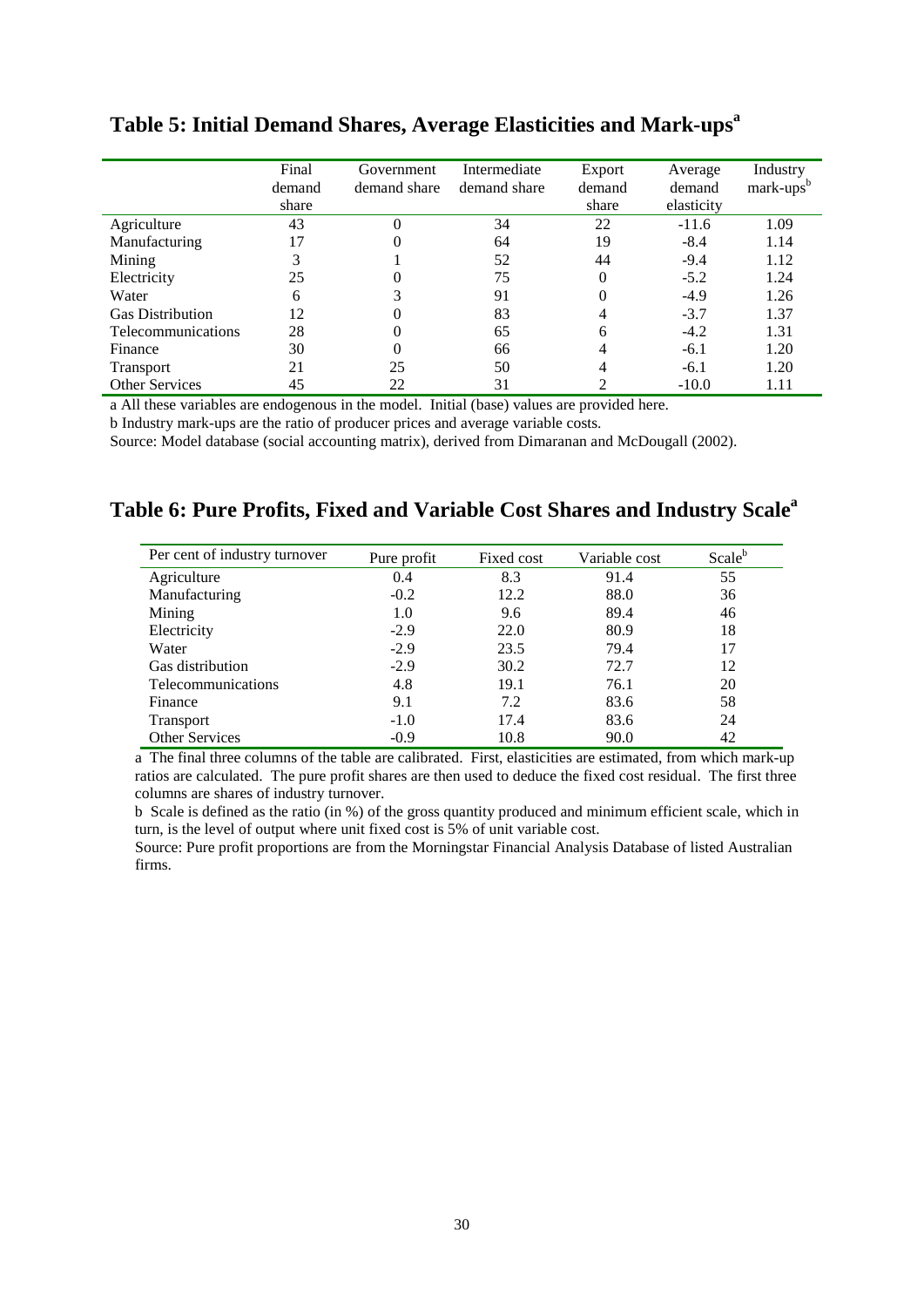## Table 5: Initial Demand Shares, Average Elasticities and Mark-ups[a]

| | Final demand share | Government demand share | Intermediate demand share | Export demand share | Average demand elasticity | Industry mark-ups[b] |
|---|---|---|---|---|---|---|
| Agriculture | 43 | 0 | 34 | 22 | -11.6 | 1.09 |
| Manufacturing | 17 | 0 | 64 | 19 | -8.4 | 1.14 |
| Mining | 3 | 1 | 52 | 44 | -9.4 | 1.12 |
| Electricity | 25 | 0 | 75 | 0 | -5.2 | 1.24 |
| Water | 6 | 3 | 91 | 0 | -4.9 | 1.26 |
| Gas Distribution | 12 | 0 | 83 | 4 | -3.7 | 1.37 |
| Telecommunications | 28 | 0 | 65 | 6 | -4.2 | 1.31 |
| Finance | 30 | 0 | 66 | 4 | -6.1 | 1.20 |
| Transport | 21 | 25 | 50 | 4 | -6.1 | 1.20 |
| Other Services | 45 | 22 | 31 | 2 | -10.0 | 1.11 |

a All these variables are endogenous in the model. Initial (base) values are provided here.

b Industry mark-ups are the ratio of producer prices and average variable costs.

Source: Model database (social accounting matrix), derived from Dimaranan and McDougall (2002).

## Table 6: Pure Profits, Fixed and Variable Cost Shares and Industry Scale[a]

| Per cent of industry turnover | Pure profit | Fixed cost | Variable cost | Scale[b] |
|---|---|---|---|---|
| Agriculture | 0.4 | 8.3 | 91.4 | 55 |
| Manufacturing | -0.2 | 12.2 | 88.0 | 36 |
| Mining | 1.0 | 9.6 | 89.4 | 46 |
| Electricity | -2.9 | 22.0 | 80.9 | 18 |
| Water | -2.9 | 23.5 | 79.4 | 17 |
| Gas distribution | -2.9 | 30.2 | 72.7 | 12 |
| Telecommunications | 4.8 | 19.1 | 76.1 | 20 |
| Finance | 9.1 | 7.2 | 83.6 | 58 |
| Transport | -1.0 | 17.4 | 83.6 | 24 |
| Other Services | -0.9 | 10.8 | 90.0 | 42 |

a The final three columns of the table are calibrated. First, elasticities are estimated, from which mark-up ratios are calculated. The pure profit shares are then used to deduce the fixed cost residual. The first three columns are shares of industry turnover.

b Scale is defined as the ratio (in %) of the gross quantity produced and minimum efficient scale, which in turn, is the level of output where unit fixed cost is 5% of unit variable cost.

Source: Pure profit proportions are from the Morningstar Financial Analysis Database of listed Australian firms.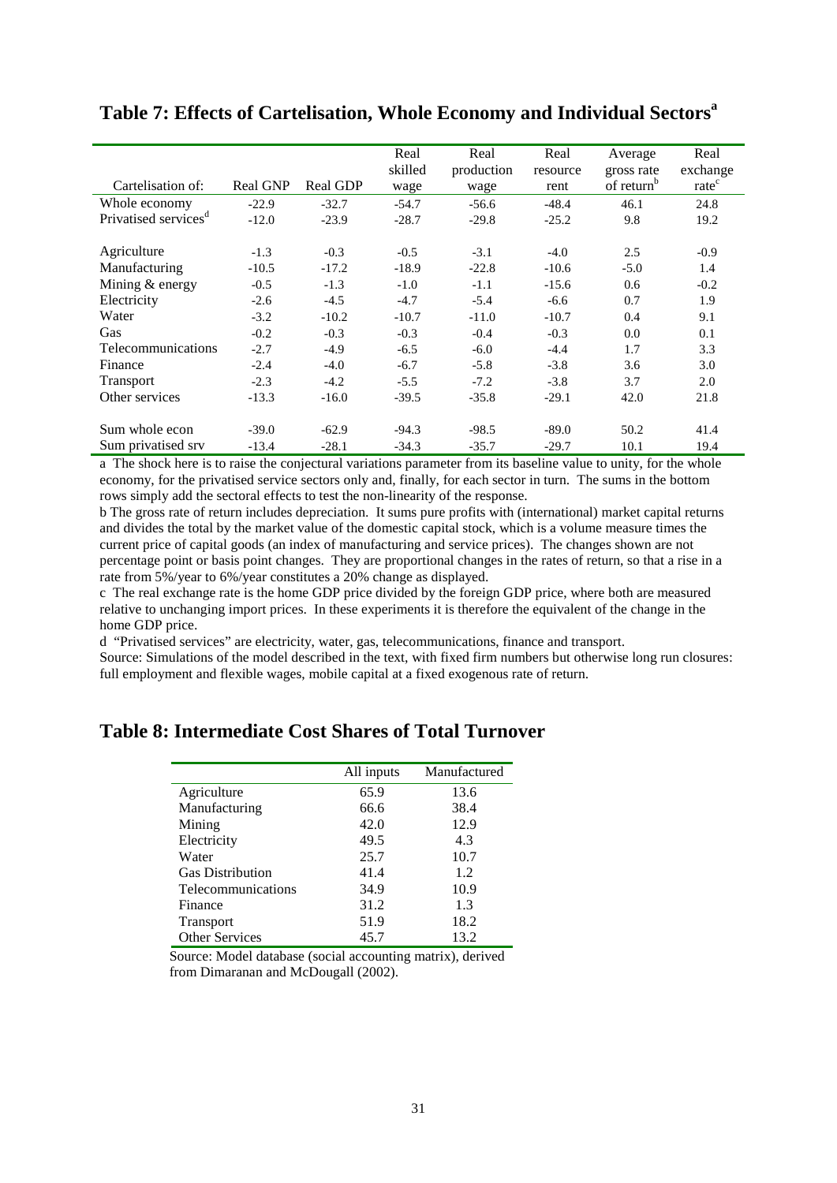## Table 7: Effects of Cartelisation, Whole Economy and Individual Sectors[a]

| Cartelisation of: | Real GNP | Real GDP | Real skilled wage | Real production wage | Real resource rent | Average gross rate of return[b] | Real exchange rate[c] |
|---|---|---|---|---|---|---|---|
| Whole economy | -22.9 | -32.7 | -54.7 | -56.6 | -48.4 | 46.1 | 24.8 |
| Privatised services[d] | -12.0 | -23.9 | -28.7 | -29.8 | -25.2 | 9.8 | 19.2 |
| | | | | | | | |
| Agriculture | -1.3 | -0.3 | -0.5 | -3.1 | -4.0 | 2.5 | -0.9 |
| Manufacturing | -10.5 | -17.2 | -18.9 | -22.8 | -10.6 | -5.0 | 1.4 |
| Mining & energy | -0.5 | -1.3 | -1.0 | -1.1 | -15.6 | 0.6 | -0.2 |
| Electricity | -2.6 | -4.5 | -4.7 | -5.4 | -6.6 | 0.7 | 1.9 |
| Water | -3.2 | -10.2 | -10.7 | -11.0 | -10.7 | 0.4 | 9.1 |
| Gas | -0.2 | -0.3 | -0.3 | -0.4 | -0.3 | 0.0 | 0.1 |
| Telecommunications | -2.7 | -4.9 | -6.5 | -6.0 | -4.4 | 1.7 | 3.3 |
| Finance | -2.4 | -4.0 | -6.7 | -5.8 | -3.8 | 3.6 | 3.0 |
| Transport | -2.3 | -4.2 | -5.5 | -7.2 | -3.8 | 3.7 | 2.0 |
| Other services | -13.3 | -16.0 | -39.5 | -35.8 | -29.1 | 42.0 | 21.8 |
| | | | | | | | |
| Sum whole econ | -39.0 | -62.9 | -94.3 | -98.5 | -89.0 | 50.2 | 41.4 |
| Sum privatised srv | -13.4 | -28.1 | -34.3 | -35.7 | -29.7 | 10.1 | 19.4 |

a The shock here is to raise the conjectural variations parameter from its baseline value to unity, for the whole economy, for the privatised service sectors only and, finally, for each sector in turn. The sums in the bottom rows simply add the sectoral effects to test the non-linearity of the response.

b The gross rate of return includes depreciation. It sums pure profits with (international) market capital returns and divides the total by the market value of the domestic capital stock, which is a volume measure times the current price of capital goods (an index of manufacturing and service prices). The changes shown are not percentage point or basis point changes. They are proportional changes in the rates of return, so that a rise in a rate from 5%/year to 6%/year constitutes a 20% change as displayed.

c The real exchange rate is the home GDP price divided by the foreign GDP price, where both are measured relative to unchanging import prices. In these experiments it is therefore the equivalent of the change in the home GDP price.

d "Privatised services" are electricity, water, gas, telecommunications, finance and transport.

Source: Simulations of the model described in the text, with fixed firm numbers but otherwise long run closures: full employment and flexible wages, mobile capital at a fixed exogenous rate of return.

## Table 8: Intermediate Cost Shares of Total Turnover

| | All inputs | Manufactured |
|---|---|---|
| Agriculture | 65.9 | 13.6 |
| Manufacturing | 66.6 | 38.4 |
| Mining | 42.0 | 12.9 |
| Electricity | 49.5 | 4.3 |
| Water | 25.7 | 10.7 |
| Gas Distribution | 41.4 | 1.2 |
| Telecommunications | 34.9 | 10.9 |
| Finance | 31.2 | 1.3 |
| Transport | 51.9 | 18.2 |
| Other Services | 45.7 | 13.2 |

Source: Model database (social accounting matrix), derived from Dimaranan and McDougall (2002).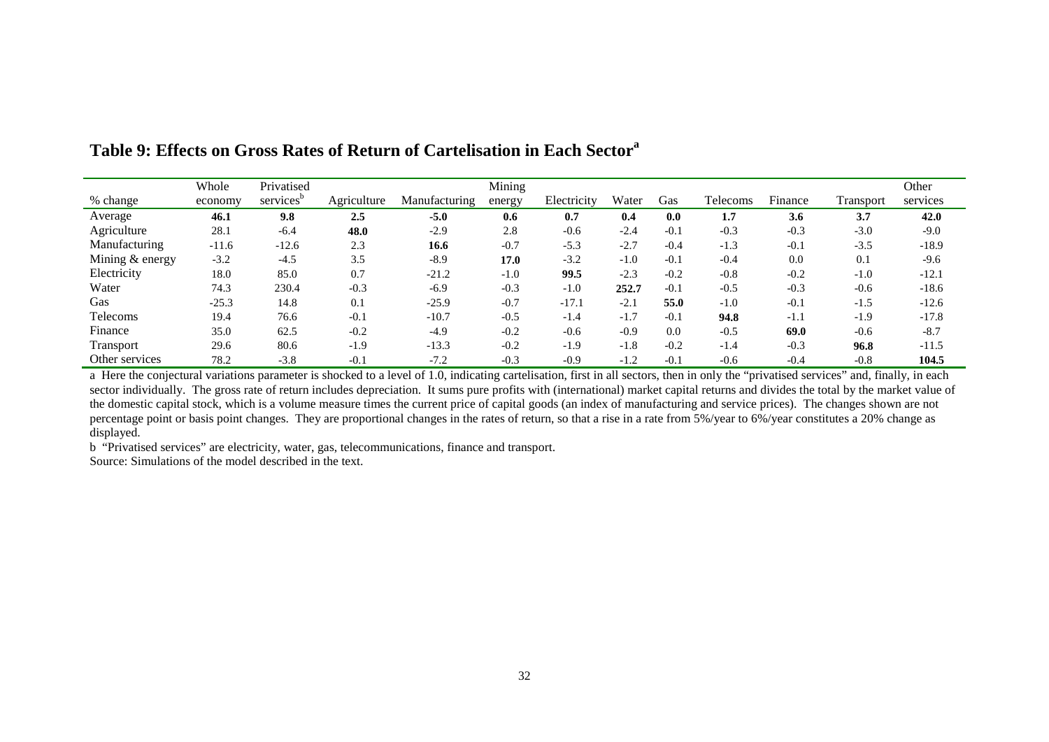## Table 9: Effects on Gross Rates of Return of Cartelisation in Each Sector[a]

| % change | Whole economy | Privatised services[b] | Agriculture | Manufacturing | Mining energy | Electricity | Water | Gas | Telecoms | Finance | Transport | Other services |
|---|---|---|---|---|---|---|---|---|---|---|---|---|
| Average | **46.1** | **9.8** | **2.5** | **-5.0** | **0.6** | **0.7** | **0.4** | **0.0** | **1.7** | **3.6** | **3.7** | **42.0** |
| Agriculture | 28.1 | -6.4 | **48.0** | -2.9 | 2.8 | -0.6 | -2.4 | -0.1 | -0.3 | -0.3 | -3.0 | -9.0 |
| Manufacturing | -11.6 | -12.6 | 2.3 | **16.6** | -0.7 | -5.3 | -2.7 | -0.4 | -1.3 | -0.1 | -3.5 | -18.9 |
| Mining & energy | -3.2 | -4.5 | 3.5 | -8.9 | **17.0** | -3.2 | -1.0 | -0.1 | -0.4 | 0.0 | 0.1 | -9.6 |
| Electricity | 18.0 | 85.0 | 0.7 | -21.2 | -1.0 | **99.5** | -2.3 | -0.2 | -0.8 | -0.2 | -1.0 | -12.1 |
| Water | 74.3 | 230.4 | -0.3 | -6.9 | -0.3 | -1.0 | **252.7** | -0.1 | -0.5 | -0.3 | -0.6 | -18.6 |
| Gas | -25.3 | 14.8 | 0.1 | -25.9 | -0.7 | -17.1 | -2.1 | **55.0** | -1.0 | -0.1 | -1.5 | -12.6 |
| Telecoms | 19.4 | 76.6 | -0.1 | -10.7 | -0.5 | -1.4 | -1.7 | -0.1 | **94.8** | -1.1 | -1.9 | -17.8 |
| Finance | 35.0 | 62.5 | -0.2 | -4.9 | -0.2 | -0.6 | -0.9 | 0.0 | -0.5 | **69.0** | -0.6 | -8.7 |
| Transport | 29.6 | 80.6 | -1.9 | -13.3 | -0.2 | -1.9 | -1.8 | -0.2 | -1.4 | -0.3 | **96.8** | -11.5 |
| Other services | 78.2 | -3.8 | -0.1 | -7.2 | -0.3 | -0.9 | -1.2 | -0.1 | -0.6 | -0.4 | -0.8 | **104.5** |

a Here the conjectural variations parameter is shocked to a level of 1.0, indicating cartelisation, first in all sectors, then in only the "privatised services" and, finally, in each sector individually. The gross rate of return includes depreciation. It sums pure profits with (international) market capital returns and divides the total by the market value of the domestic capital stock, which is a volume measure times the current price of capital goods (an index of manufacturing and service prices). The changes shown are not percentage point or basis point changes. They are proportional changes in the rates of return, so that a rise in a rate from 5%/year to 6%/year constitutes a 20% change as displayed.

b "Privatised services" are electricity, water, gas, telecommunications, finance and transport.

Source: Simulations of the model described in the text.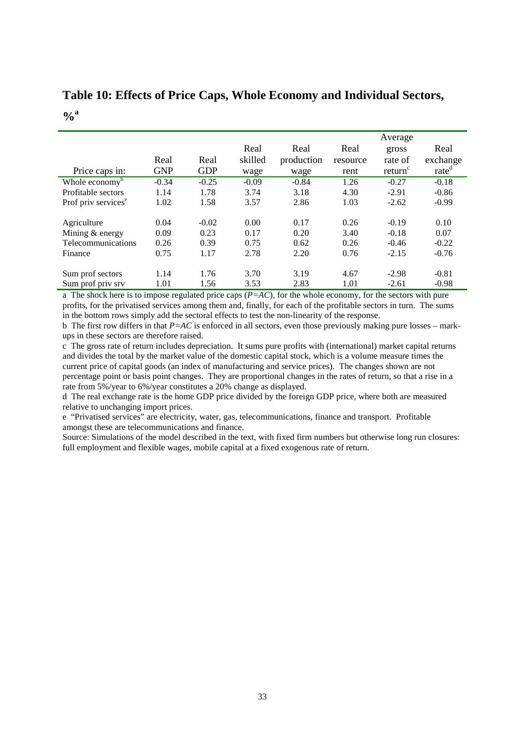## Table 10: Effects of Price Caps, Whole Economy and Individual Sectors, %[a]

| Price caps in: | Real GNP | Real GDP | Real skilled wage | Real production wage | Real resource rent | Average gross rate of return[c] | Real exchange rate[d] |
|---|---|---|---|---|---|---|---|
| Whole economy[b] | -0.34 | -0.25 | -0.09 | -0.84 | 1.26 | -0.27 | -0.18 |
| Profitable sectors | 1.14 | 1.78 | 3.74 | 3.18 | 4.30 | -2.91 | -0.86 |
| Prof priv services[e] | 1.02 | 1.58 | 3.57 | 2.86 | 1.03 | -2.62 | -0.99 |
| Agriculture | 0.04 | -0.02 | 0.00 | 0.17 | 0.26 | -0.19 | 0.10 |
| Mining & energy | 0.09 | 0.23 | 0.17 | 0.20 | 3.40 | -0.18 | 0.07 |
| Telecommunications | 0.26 | 0.39 | 0.75 | 0.62 | 0.26 | -0.46 | -0.22 |
| Finance | 0.75 | 1.17 | 2.78 | 2.20 | 0.76 | -2.15 | -0.76 |
| Sum prof sectors | 1.14 | 1.76 | 3.70 | 3.19 | 4.67 | -2.98 | -0.81 |
| Sum prof priv srv | 1.01 | 1.56 | 3.53 | 2.83 | 1.01 | -2.61 | -0.98 |

a The shock here is to impose regulated price caps (*P=AC*), for the whole economy, for the sectors with pure profits, for the privatised services among them and, finally, for each of the profitable sectors in turn. The sums in the bottom rows simply add the sectoral effects to test the non-linearity of the response.

b The first row differs in that *P=AC* is enforced in all sectors, even those previously making pure losses – mark-ups in these sectors are therefore raised.

c The gross rate of return includes depreciation. It sums pure profits with (international) market capital returns and divides the total by the market value of the domestic capital stock, which is a volume measure times the current price of capital goods (an index of manufacturing and service prices). The changes shown are not percentage point or basis point changes. They are proportional changes in the rates of return, so that a rise in a rate from 5%/year to 6%/year constitutes a 20% change as displayed.

d The real exchange rate is the home GDP price divided by the foreign GDP price, where both are measured relative to unchanging import prices.

e "Privatised services" are electricity, water, gas, telecommunications, finance and transport. Profitable amongst these are telecommunications and finance.

Source: Simulations of the model described in the text, with fixed firm numbers but otherwise long run closures: full employment and flexible wages, mobile capital at a fixed exogenous rate of return.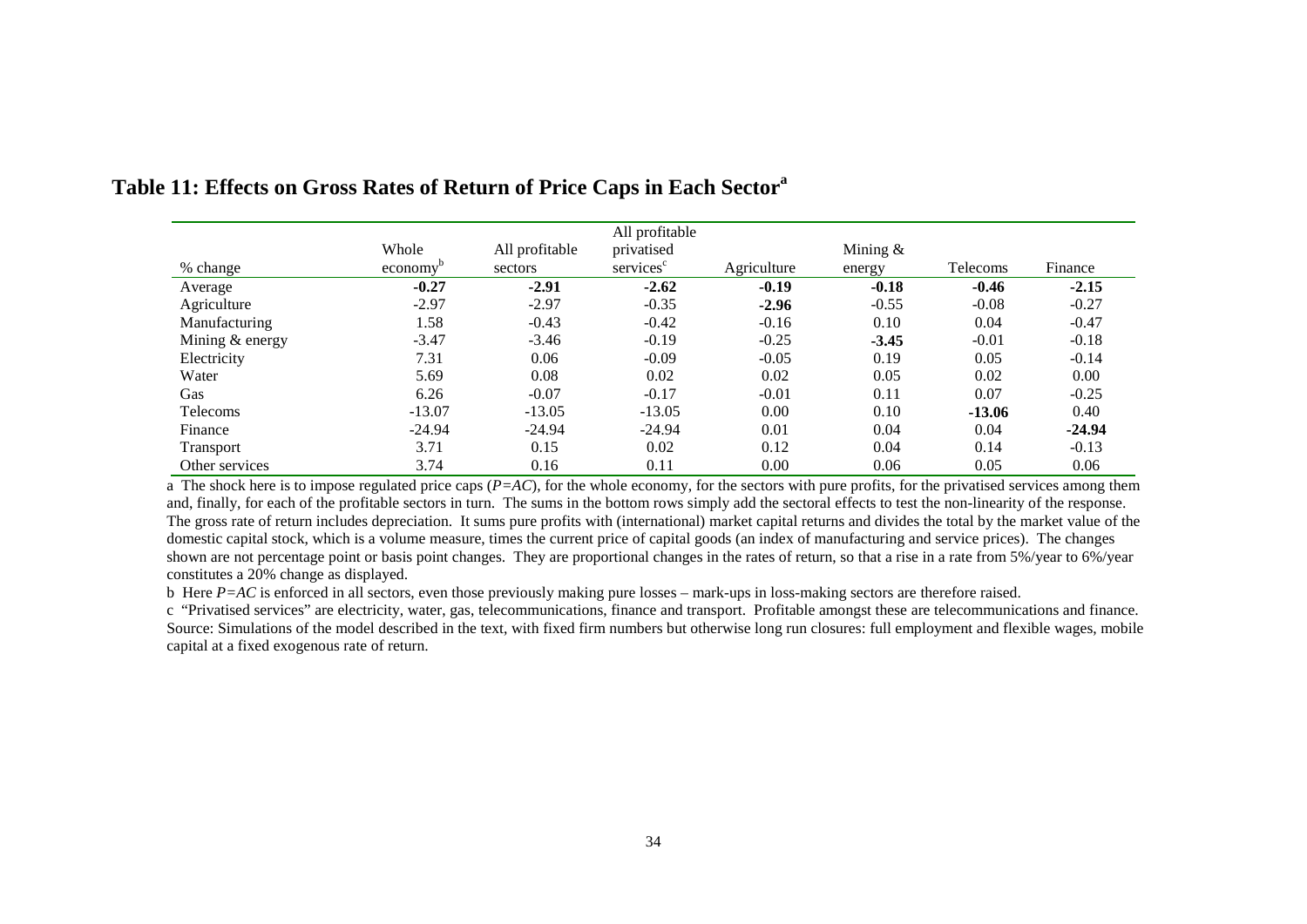## Table 11: Effects on Gross Rates of Return of Price Caps in Each Sector[a]

| % change | Whole economy[b] | All profitable sectors | All profitable privatised services[c] | Agriculture | Mining & energy | Telecoms | Finance |
|---|---|---|---|---|---|---|---|
| Average | **-0.27** | **-2.91** | **-2.62** | **-0.19** | **-0.18** | **-0.46** | **-2.15** |
| Agriculture | -2.97 | -2.97 | -0.35 | **-2.96** | -0.55 | -0.08 | -0.27 |
| Manufacturing | 1.58 | -0.43 | -0.42 | -0.16 | 0.10 | 0.04 | -0.47 |
| Mining & energy | -3.47 | -3.46 | -0.19 | -0.25 | **-3.45** | -0.01 | -0.18 |
| Electricity | 7.31 | 0.06 | -0.09 | -0.05 | 0.19 | 0.05 | -0.14 |
| Water | 5.69 | 0.08 | 0.02 | 0.02 | 0.05 | 0.02 | 0.00 |
| Gas | 6.26 | -0.07 | -0.17 | -0.01 | 0.11 | 0.07 | -0.25 |
| Telecoms | -13.07 | -13.05 | -13.05 | 0.00 | 0.10 | **-13.06** | 0.40 |
| Finance | -24.94 | -24.94 | -24.94 | 0.01 | 0.04 | 0.04 | **-24.94** |
| Transport | 3.71 | 0.15 | 0.02 | 0.12 | 0.04 | 0.14 | -0.13 |
| Other services | 3.74 | 0.16 | 0.11 | 0.00 | 0.06 | 0.05 | 0.06 |

a The shock here is to impose regulated price caps ($P=AC$), for the whole economy, for the sectors with pure profits, for the privatised services among them and, finally, for each of the profitable sectors in turn. The sums in the bottom rows simply add the sectoral effects to test the non-linearity of the response. The gross rate of return includes depreciation. It sums pure profits with (international) market capital returns and divides the total by the market value of the domestic capital stock, which is a volume measure, times the current price of capital goods (an index of manufacturing and service prices). The changes shown are not percentage point or basis point changes. They are proportional changes in the rates of return, so that a rise in a rate from 5%/year to 6%/year constitutes a 20% change as displayed.

b Here $P=AC$ is enforced in all sectors, even those previously making pure losses – mark-ups in loss-making sectors are therefore raised.

c "Privatised services" are electricity, water, gas, telecommunications, finance and transport. Profitable amongst these are telecommunications and finance.

Source: Simulations of the model described in the text, with fixed firm numbers but otherwise long run closures: full employment and flexible wages, mobile capital at a fixed exogenous rate of return.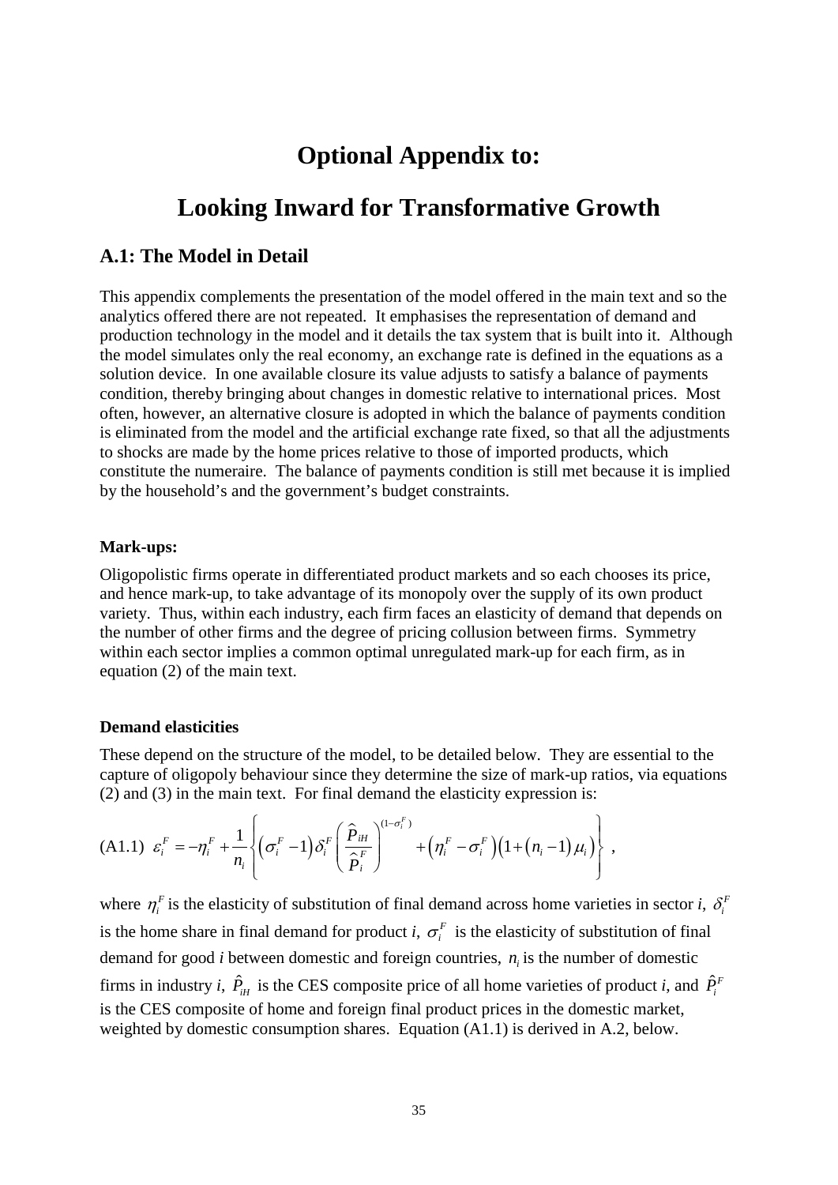# Optional Appendix to:

# Looking Inward for Transformative Growth

## A.1: The Model in Detail

This appendix complements the presentation of the model offered in the main text and so the analytics offered there are not repeated. It emphasises the representation of demand and production technology in the model and it details the tax system that is built into it. Although the model simulates only the real economy, an exchange rate is defined in the equations as a solution device. In one available closure its value adjusts to satisfy a balance of payments condition, thereby bringing about changes in domestic relative to international prices. Most often, however, an alternative closure is adopted in which the balance of payments condition is eliminated from the model and the artificial exchange rate fixed, so that all the adjustments to shocks are made by the home prices relative to those of imported products, which constitute the numeraire. The balance of payments condition is still met because it is implied by the household's and the government's budget constraints.

**Mark-ups:**

Oligopolistic firms operate in differentiated product markets and so each chooses its price, and hence mark-up, to take advantage of its monopoly over the supply of its own product variety. Thus, within each industry, each firm faces an elasticity of demand that depends on the number of other firms and the degree of pricing collusion between firms. Symmetry within each sector implies a common optimal unregulated mark-up for each firm, as in equation (2) of the main text.

**Demand elasticities**

These depend on the structure of the model, to be detailed below. They are essential to the capture of oligopoly behaviour since they determine the size of mark-up ratios, via equations (2) and (3) in the main text. For final demand the elasticity expression is:

$$\text{(A1.1)}\quad \varepsilon_i^F = -\eta_i^F + \frac{1}{n_i}\left\{ \left(\sigma_i^F - 1\right)\delta_i^F \left(\frac{\hat{P}_{iH}}{\hat{P}_i^F}\right)^{(1-\sigma_i^F)} + \left(\eta_i^F - \sigma_i^F\right)\left(1 + \left(n_i - 1\right)\mu_i\right) \right\},$$

where $\eta_i^F$ is the elasticity of substitution of final demand across home varieties in sector *i*, $\delta_i^F$ is the home share in final demand for product *i*, $\sigma_i^F$ is the elasticity of substitution of final demand for good *i* between domestic and foreign countries, $n_i$ is the number of domestic firms in industry *i*, $\hat{P}_{iH}$ is the CES composite price of all home varieties of product *i*, and $\hat{P}_i^F$ is the CES composite of home and foreign final product prices in the domestic market, weighted by domestic consumption shares. Equation (A1.1) is derived in A.2, below.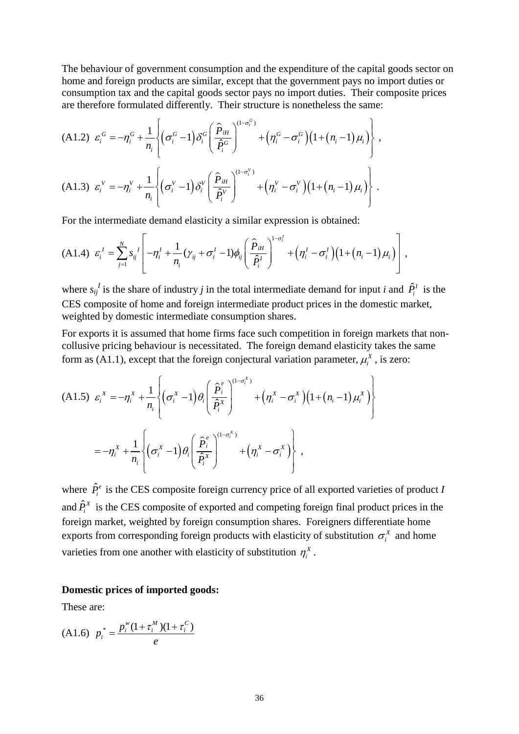The behaviour of government consumption and the expenditure of the capital goods sector on home and foreign products are similar, except that the government pays no import duties or consumption tax and the capital goods sector pays no import duties. Their composite prices are therefore formulated differently. Their structure is nonetheless the same:

$$\text{(A1.2)}\ \ \varepsilon_i^{G} = -\eta_i^G + \frac{1}{n_i}\left\{ \left(\sigma_i^G - 1\right)\delta_i^G \left(\frac{\hat{P}_{iH}}{\hat{P}_i^G}\right)^{(1-\sigma_i^G)} + \left(\eta_i^G - \sigma_i^G\right)\left(1 + \left(n_i - 1\right)\mu_i\right) \right\},$$

$$\text{(A1.3)}\ \ \varepsilon_i^{V} = -\eta_i^V + \frac{1}{n_i}\left\{ \left(\sigma_i^V - 1\right)\delta_i^V \left(\frac{\hat{P}_{iH}}{\hat{P}_i^V}\right)^{(1-\sigma_i^V)} + \left(\eta_i^V - \sigma_i^V\right)\left(1 + \left(n_i - 1\right)\mu_i\right) \right\}.$$

For the intermediate demand elasticity a similar expression is obtained:

$$\text{(A1.4)}\ \ \varepsilon_i^{I} = \sum_{j=1}^{N} s_{ij}^{I}\left[ -\eta_i^I + \frac{1}{n_i}(\gamma_{ij} + \sigma_i^I - 1)\phi_{ij}\left(\frac{\hat{P}_{iH}}{\hat{P}_i^I}\right)^{1-\sigma_i^I} + \left(\eta_i^I - \sigma_i^I\right)\left(1 + \left(n_i - 1\right)\mu_i\right) \right],$$

where $s_{ij}^{I}$ is the share of industry *j* in the total intermediate demand for input *i* and $\hat{P}_i^I$ is the CES composite of home and foreign intermediate product prices in the domestic market, weighted by domestic intermediate consumption shares.

For exports it is assumed that home firms face such competition in foreign markets that non-collusive pricing behaviour is necessitated. The foreign demand elasticity takes the same form as (A1.1), except that the foreign conjectural variation parameter, $\mu_i^X$, is zero:

$$\text{(A1.5)}\ \ \varepsilon_i^{X} = -\eta_i^X + \frac{1}{n_i}\left\{ \left(\sigma_i^X - 1\right)\theta_i \left(\frac{\hat{P}_i^e}{\hat{P}_i^X}\right)^{(1-\sigma_i^X)} + \left(\eta_i^X - \sigma_i^X\right)\left(1 + \left(n_i - 1\right)\mu_i^X\right) \right\}$$

$$= -\eta_i^X + \frac{1}{n_i}\left\{ \left(\sigma_i^X - 1\right)\theta_i \left(\frac{\hat{P}_i^e}{\hat{P}_i^X}\right)^{(1-\sigma_i^X)} + \left(\eta_i^X - \sigma_i^X\right) \right\},$$

where $\hat{P}_i^e$ is the CES composite foreign currency price of all exported varieties of product *I* and $\hat{P}_i^X$ is the CES composite of exported and competing foreign final product prices in the foreign market, weighted by foreign consumption shares. Foreigners differentiate home exports from corresponding foreign products with elasticity of substitution $\sigma_i^X$ and home varieties from one another with elasticity of substitution $\eta_i^X$.

**Domestic prices of imported goods:**

These are:

$$\text{(A1.6)}\ \ p_i^{*} = \frac{p_i^{w}(1+\tau_i^{M})(1+\tau_i^{C})}{e}$$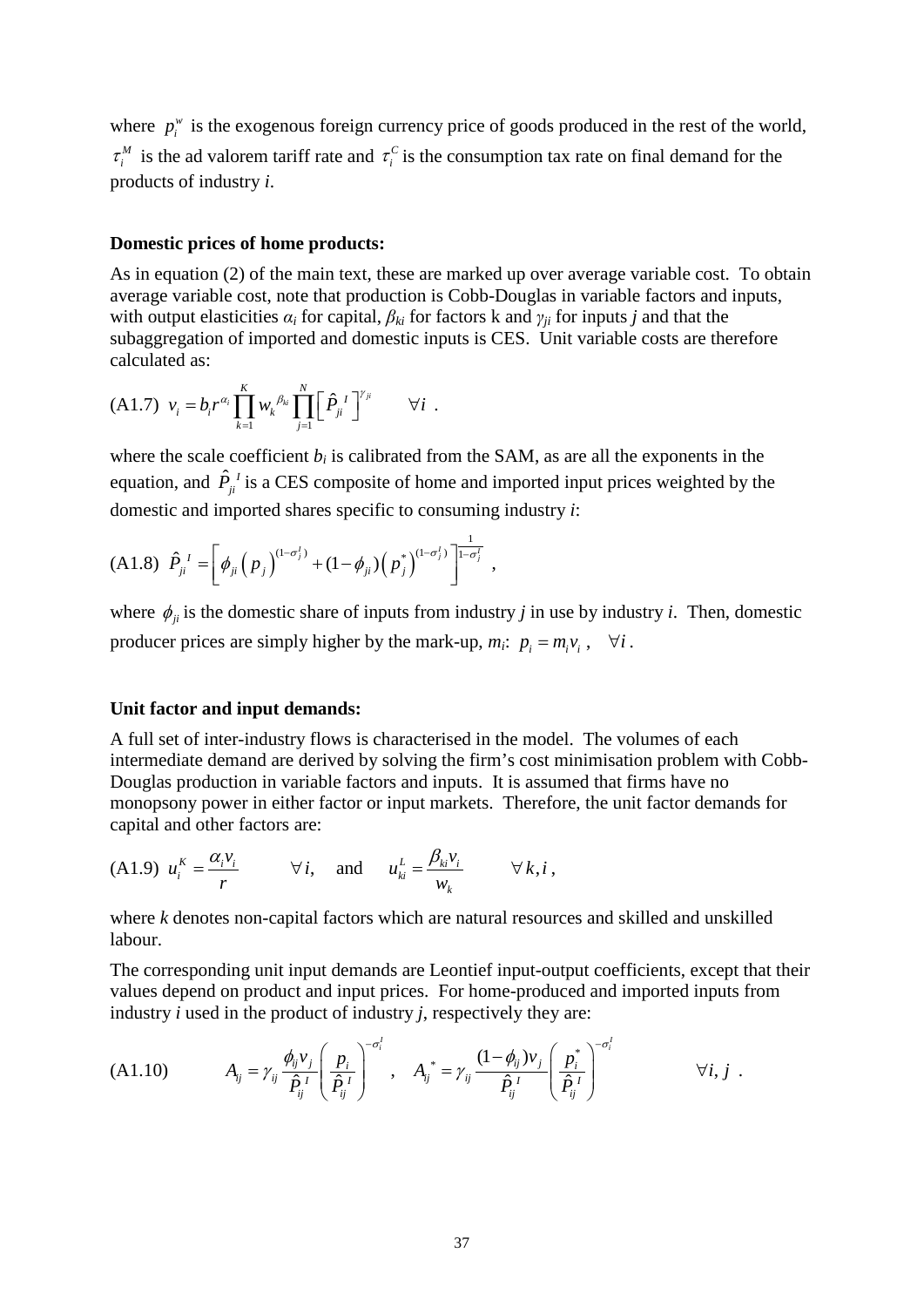where $p_i^w$ is the exogenous foreign currency price of goods produced in the rest of the world, $\tau_i^M$ is the ad valorem tariff rate and $\tau_i^C$ is the consumption tax rate on final demand for the products of industry *i*.

**Domestic prices of home products:**

As in equation (2) of the main text, these are marked up over average variable cost. To obtain average variable cost, note that production is Cobb-Douglas in variable factors and inputs, with output elasticities $\alpha_i$ for capital, $\beta_{ki}$ for factors k and $\gamma_{ji}$ for inputs *j* and that the subaggregation of imported and domestic inputs is CES. Unit variable costs are therefore calculated as:

$$\text{(A1.7)} \quad v_i = b_i r^{\alpha_i} \prod_{k=1}^{K} w_k^{\beta_{ki}} \prod_{j=1}^{N} \left[ \hat{P}_{ji}^{\,I} \right]^{\gamma_{ji}} \qquad \forall i \ .$$

where the scale coefficient $b_i$ is calibrated from the SAM, as are all the exponents in the equation, and $\hat{P}_{ji}^{\,I}$ is a CES composite of home and imported input prices weighted by the domestic and imported shares specific to consuming industry *i*:

$$\text{(A1.8)} \quad \hat{P}_{ji}^{\,I} = \left[ \phi_{ji} \left( p_j \right)^{(1-\sigma_j^I)} + (1-\phi_{ji}) \left( p_j^* \right)^{(1-\sigma_j^I)} \right]^{\frac{1}{1-\sigma_j^I}} ,$$

where $\phi_{ji}$ is the domestic share of inputs from industry *j* in use by industry *i*. Then, domestic producer prices are simply higher by the mark-up, $m_i$: $p_i = m_i v_i \ , \quad \forall i$.

**Unit factor and input demands:**

A full set of inter-industry flows is characterised in the model. The volumes of each intermediate demand are derived by solving the firm's cost minimisation problem with Cobb-Douglas production in variable factors and inputs. It is assumed that firms have no monopsony power in either factor or input markets. Therefore, the unit factor demands for capital and other factors are:

$$\text{(A1.9)} \quad u_i^K = \frac{\alpha_i v_i}{r} \qquad \forall i, \quad \text{and} \quad u_{ki}^L = \frac{\beta_{ki} v_i}{w_k} \qquad \forall k, i \ ,$$

where *k* denotes non-capital factors which are natural resources and skilled and unskilled labour.

The corresponding unit input demands are Leontief input-output coefficients, except that their values depend on product and input prices. For home-produced and imported inputs from industry *i* used in the product of industry *j*, respectively they are:

$$\text{(A1.10)} \qquad A_{ij} = \gamma_{ij} \frac{\phi_{ij} v_j}{\hat{P}_{ij}^{\,I}} \left( \frac{p_i}{\hat{P}_{ij}^{\,I}} \right)^{-\sigma_i^I} , \quad A_{ij}^{\,*} = \gamma_{ij} \frac{(1-\phi_{ij}) v_j}{\hat{P}_{ij}^{\,I}} \left( \frac{p_i^*}{\hat{P}_{ij}^{\,I}} \right)^{-\sigma_i^I} \qquad \forall i, j \ .$$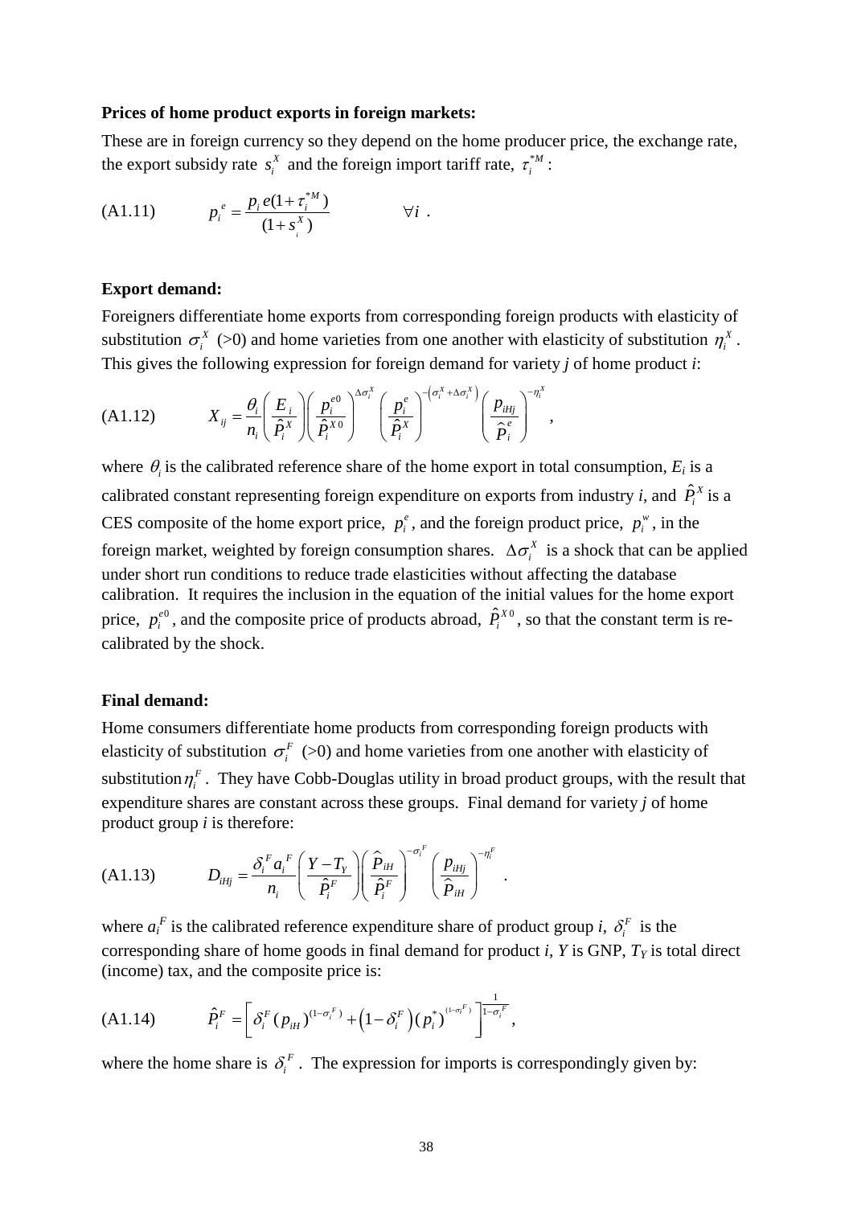**Prices of home product exports in foreign markets:**

These are in foreign currency so they depend on the home producer price, the exchange rate, the export subsidy rate $s_i^X$ and the foreign import tariff rate, $\tau_i^{*M}$ :

$$
\text{(A1.11)} \qquad p_i^e = \frac{p_i e(1+\tau_i^{*M})}{(1+s_i^X)} \qquad \forall i \ .
$$

**Export demand:**

Foreigners differentiate home exports from corresponding foreign products with elasticity of substitution $\sigma_i^X$ (>0) and home varieties from one another with elasticity of substitution $\eta_i^X$. This gives the following expression for foreign demand for variety *j* of home product *i*:

$$
\text{(A1.12)} \qquad X_{ij} = \frac{\theta_i}{n_i}\left(\frac{E_i}{\hat{P}_i^X}\right)\left(\frac{p_i^{e0}}{\hat{P}_i^{X0}}\right)^{\Delta\sigma_i^X}\left(\frac{p_i^e}{\hat{P}_i^X}\right)^{-\left(\sigma_i^X+\Delta\sigma_i^X\right)}\left(\frac{p_{iHj}}{\hat{P}_i^e}\right)^{-\eta_i^X} ,
$$

where $\theta_i$ is the calibrated reference share of the home export in total consumption, $E_i$ is a calibrated constant representing foreign expenditure on exports from industry *i*, and $\hat{P}_i^X$ is a CES composite of the home export price, $p_i^e$, and the foreign product price, $p_i^w$, in the foreign market, weighted by foreign consumption shares. $\Delta\sigma_i^X$ is a shock that can be applied under short run conditions to reduce trade elasticities without affecting the database calibration. It requires the inclusion in the equation of the initial values for the home export price, $p_i^{e0}$, and the composite price of products abroad, $\hat{P}_i^{X0}$, so that the constant term is re-calibrated by the shock.

**Final demand:**

Home consumers differentiate home products from corresponding foreign products with elasticity of substitution $\sigma_i^F$ (>0) and home varieties from one another with elasticity of substitution $\eta_i^F$. They have Cobb-Douglas utility in broad product groups, with the result that expenditure shares are constant across these groups. Final demand for variety *j* of home product group *i* is therefore:

$$
\text{(A1.13)} \qquad D_{iHj} = \frac{\delta_i^F a_i^F}{n_i}\left(\frac{Y-T_Y}{\hat{P}_i^F}\right)\left(\frac{\hat{P}_{iH}}{\hat{P}_i^F}\right)^{-\sigma_i^F}\left(\frac{p_{iHj}}{\hat{P}_{iH}}\right)^{-\eta_i^F} .
$$

where $a_i^F$ is the calibrated reference expenditure share of product group *i*, $\delta_i^F$ is the corresponding share of home goods in final demand for product *i*, *Y* is GNP, $T_Y$ is total direct (income) tax, and the composite price is:

$$
\text{(A1.14)} \qquad \hat{P}_i^F = \left[\delta_i^F (p_{iH})^{(1-\sigma_i^F)} + \left(1-\delta_i^F\right)(p_i^*)^{(1-\sigma_i^F)}\right]^{\frac{1}{1-\sigma_i^F}} ,
$$

where the home share is $\delta_i^F$. The expression for imports is correspondingly given by: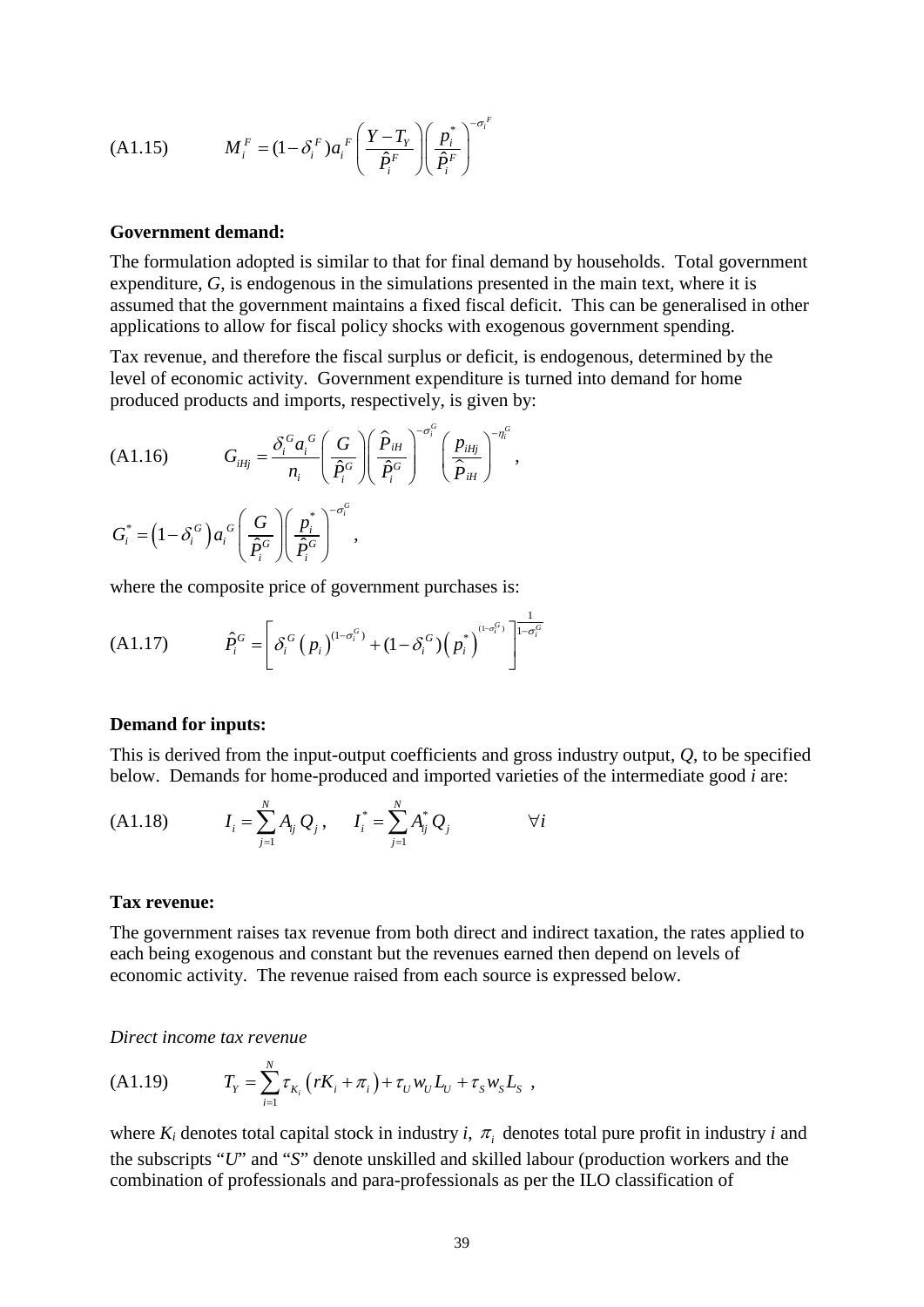$$(A1.15) \qquad M_i^F = (1-\delta_i^F) a_i^F \left( \frac{Y - T_Y}{\hat{P}_i^F} \right) \left( \frac{p_i^*}{\hat{P}_i^F} \right)^{-\sigma_i^F}$$

**Government demand:**

The formulation adopted is similar to that for final demand by households. Total government expenditure, $G$, is endogenous in the simulations presented in the main text, where it is assumed that the government maintains a fixed fiscal deficit. This can be generalised in other applications to allow for fiscal policy shocks with exogenous government spending.

Tax revenue, and therefore the fiscal surplus or deficit, is endogenous, determined by the level of economic activity. Government expenditure is turned into demand for home produced products and imports, respectively, is given by:

$$(A1.16) \qquad G_{iHj} = \frac{\delta_i^G a_i^G}{n_i} \left( \frac{G}{\hat{P}_i^G} \right) \left( \frac{\hat{P}_{iH}}{\hat{P}_i^G} \right)^{-\sigma_i^G} \left( \frac{p_{iHj}}{\hat{P}_{iH}} \right)^{-\eta_i^G},$$

$$G_i^* = \left(1-\delta_i^G\right) a_i^G \left( \frac{G}{\hat{P}_i^G} \right) \left( \frac{p_i^*}{\hat{P}_i^G} \right)^{-\sigma_i^G},$$

where the composite price of government purchases is:

$$(A1.17) \qquad \hat{P}_i^G = \left[ \delta_i^G \left( p_i \right)^{(1-\sigma_i^G)} + (1-\delta_i^G) \left( p_i^* \right)^{(1-\sigma_i^G)} \right]^{\frac{1}{1-\sigma_i^G}}$$

**Demand for inputs:**

This is derived from the input-output coefficients and gross industry output, $Q$, to be specified below. Demands for home-produced and imported varieties of the intermediate good $i$ are:

$$(A1.18) \qquad I_i = \sum_{j=1}^{N} A_{ij} Q_j, \qquad I_i^* = \sum_{j=1}^{N} A_{ij}^* Q_j \qquad \forall i$$

**Tax revenue:**

The government raises tax revenue from both direct and indirect taxation, the rates applied to each being exogenous and constant but the revenues earned then depend on levels of economic activity. The revenue raised from each source is expressed below.

*Direct income tax revenue*

$$(A1.19) \qquad T_Y = \sum_{i=1}^{N} \tau_{K_i} \left( rK_i + \pi_i \right) + \tau_U w_U L_U + \tau_S w_S L_S,$$

where $K_i$ denotes total capital stock in industry $i$, $\pi_i$ denotes total pure profit in industry $i$ and the subscripts "$U$" and "$S$" denote unskilled and skilled labour (production workers and the combination of professionals and para-professionals as per the ILO classification of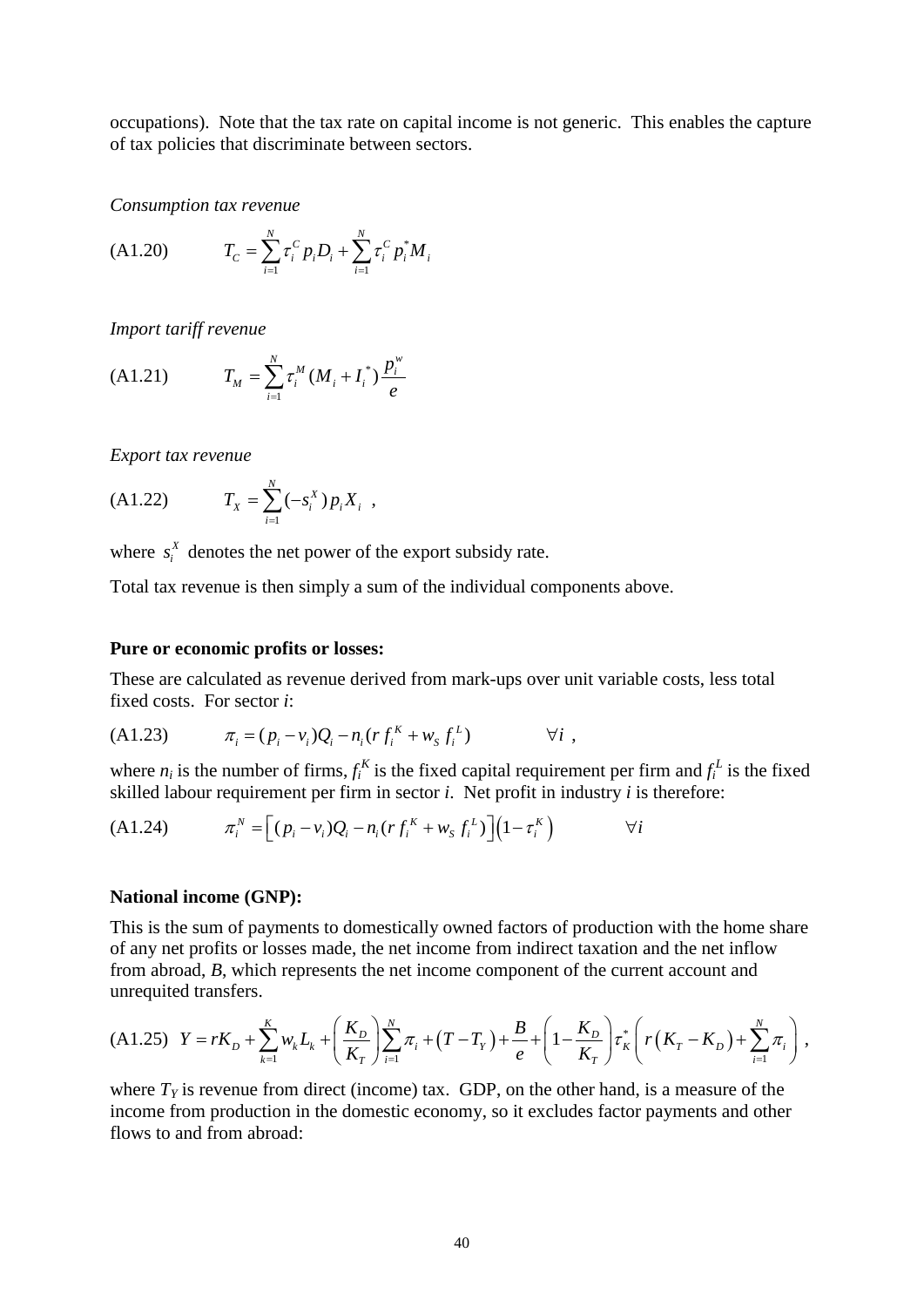occupations). Note that the tax rate on capital income is not generic. This enables the capture of tax policies that discriminate between sectors.

*Consumption tax revenue*

$$(A1.20) \qquad T_C = \sum_{i=1}^{N} \tau_i^C p_i D_i + \sum_{i=1}^{N} \tau_i^C p_i^* M_i$$

*Import tariff revenue*

$$(A1.21) \qquad T_M = \sum_{i=1}^{N} \tau_i^M (M_i + I_i^*) \frac{p_i^w}{e}$$

*Export tax revenue*

$$(A1.22) \qquad T_X = \sum_{i=1}^{N} (-s_i^X) p_i X_i \ ,$$

where $s_i^X$ denotes the net power of the export subsidy rate.

Total tax revenue is then simply a sum of the individual components above.

**Pure or economic profits or losses:**

These are calculated as revenue derived from mark-ups over unit variable costs, less total fixed costs. For sector *i*:

$$(A1.23) \qquad \pi_i = (p_i - v_i) Q_i - n_i (r\, f_i^K + w_S\, f_i^L) \qquad \forall i \ ,$$

where $n_i$ is the number of firms, $f_i^K$ is the fixed capital requirement per firm and $f_i^L$ is the fixed skilled labour requirement per firm in sector *i*. Net profit in industry *i* is therefore:

$$(A1.24) \qquad \pi_i^N = \left[ (p_i - v_i) Q_i - n_i (r\, f_i^K + w_S\, f_i^L) \right] \left( 1 - \tau_i^K \right) \qquad \forall i$$

**National income (GNP):**

This is the sum of payments to domestically owned factors of production with the home share of any net profits or losses made, the net income from indirect taxation and the net inflow from abroad, *B*, which represents the net income component of the current account and unrequited transfers.

$$(A1.25) \quad Y = rK_D + \sum_{k=1}^{K} w_k L_k + \left( \frac{K_D}{K_T} \right) \sum_{i=1}^{N} \pi_i + \left( T - T_Y \right) + \frac{B}{e} + \left( 1 - \frac{K_D}{K_T} \right) \tau_K^* \left( r \left( K_T - K_D \right) + \sum_{i=1}^{N} \pi_i \right) ,$$

where $T_Y$ is revenue from direct (income) tax. GDP, on the other hand, is a measure of the income from production in the domestic economy, so it excludes factor payments and other flows to and from abroad: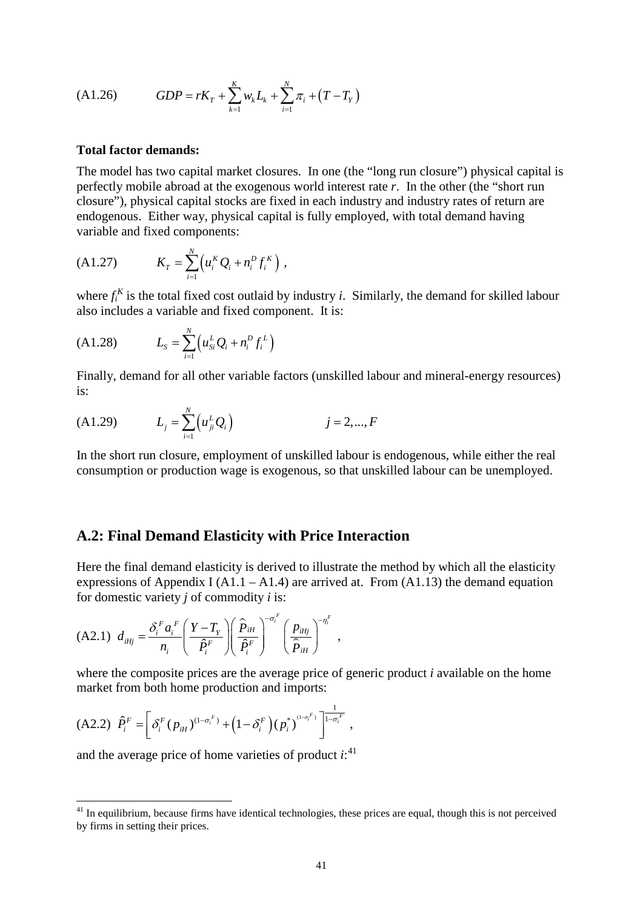$$GDP = rK_T + \sum_{k=1}^{K} w_k L_k + \sum_{i=1}^{N} \pi_i + \left(T - T_Y\right) \tag{A1.26}$$

**Total factor demands:**

The model has two capital market closures. In one (the "long run closure") physical capital is perfectly mobile abroad at the exogenous world interest rate *r*. In the other (the "short run closure"), physical capital stocks are fixed in each industry and industry rates of return are endogenous. Either way, physical capital is fully employed, with total demand having variable and fixed components:

$$K_T = \sum_{i=1}^{N} \left( u_i^K Q_i + n_i^D f_i^K \right) , \tag{A1.27}$$

where $f_i^K$ is the total fixed cost outlaid by industry *i*. Similarly, the demand for skilled labour also includes a variable and fixed component. It is:

$$L_S = \sum_{i=1}^{N} \left( u_{Si}^L Q_i + n_i^D f_i^L \right) \tag{A1.28}$$

Finally, demand for all other variable factors (unskilled labour and mineral-energy resources) is:

$$L_j = \sum_{i=1}^{N} \left( u_{ji}^L Q_i \right) \qquad j = 2,...,F \tag{A1.29}$$

In the short run closure, employment of unskilled labour is endogenous, while either the real consumption or production wage is exogenous, so that unskilled labour can be unemployed.

## A.2: Final Demand Elasticity with Price Interaction

Here the final demand elasticity is derived to illustrate the method by which all the elasticity expressions of Appendix I (A1.1 – A1.4) are arrived at. From (A1.13) the demand equation for domestic variety *j* of commodity *i* is:

$$d_{iHj} = \frac{\delta_i^F a_i^F}{n_i} \left( \frac{Y - T_Y}{\hat{P}_i^F} \right) \left( \frac{\hat{P}_{iH}}{\hat{P}_i^F} \right)^{-\sigma_i^F} \left( \frac{p_{iHj}}{\hat{P}_{iH}} \right)^{-\eta_i^F} , \tag{A2.1}$$

where the composite prices are the average price of generic product *i* available on the home market from both home production and imports:

$$\hat{P}_i^F = \left[ \delta_i^F (p_{iH})^{(1-\sigma_i^F)} + \left(1 - \delta_i^F\right) (p_i^*)^{(1-\sigma_i^F)} \right]^{\frac{1}{1-\sigma_i^F}} , \tag{A2.2}$$

and the average price of home varieties of product *i*:[41]

[41] In equilibrium, because firms have identical technologies, these prices are equal, though this is not perceived by firms in setting their prices.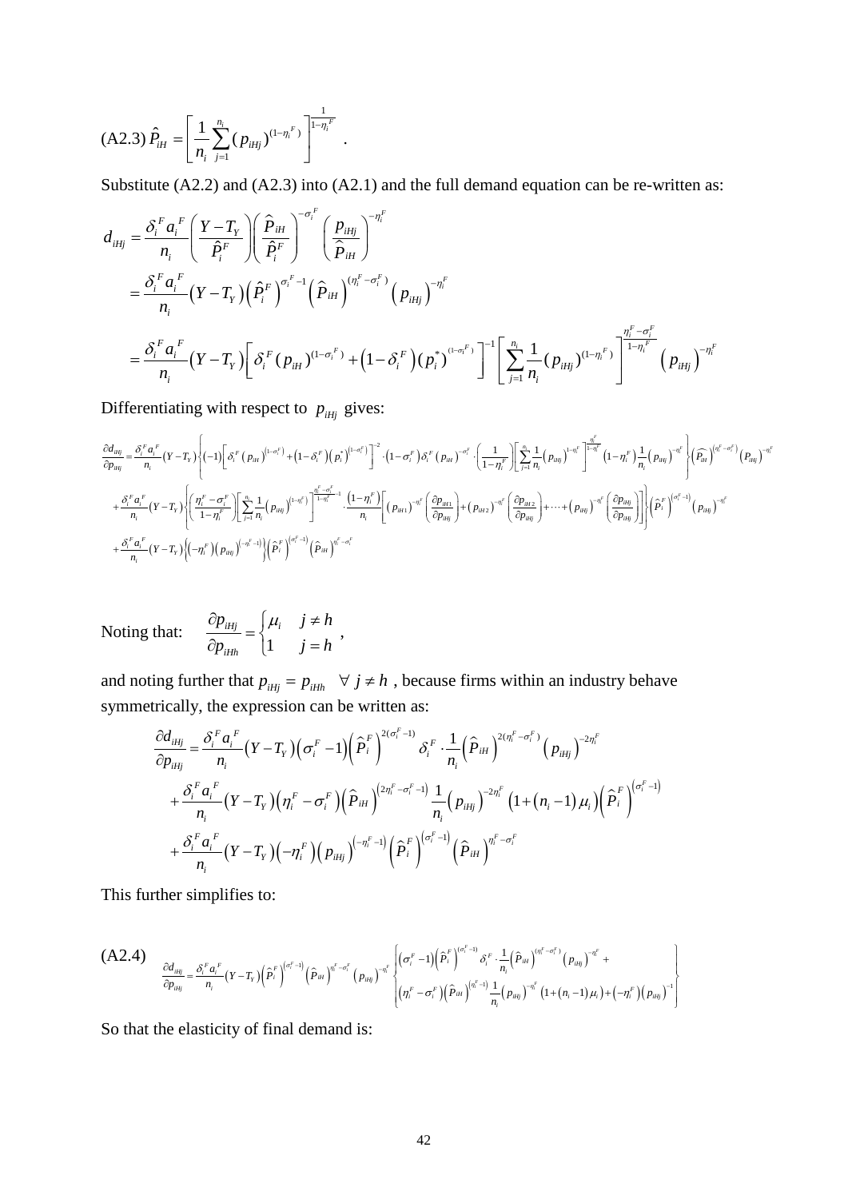(A2.3) $\hat{P}_{iH} = \left[ \frac{1}{n_i} \sum_{j=1}^{n_i} (p_{iHj})^{(1-\eta_i^F)} \right]^{\frac{1}{1-\eta_i^F}}$ .

Substitute (A2.2) and (A2.3) into (A2.1) and the full demand equation can be re-written as:

$$
\begin{aligned}
d_{iHj} &= \frac{\delta_i^F a_i^F}{n_i} \left( \frac{Y - T_Y}{\hat{P}_i^F} \right) \left( \frac{\widehat{P}_{iH}}{\hat{P}_i^F} \right)^{-\sigma_i^F} \left( \frac{p_{iHj}}{\widehat{P}_{iH}} \right)^{-\eta_i^F} \\
&= \frac{\delta_i^F a_i^F}{n_i} \left( Y - T_Y \right) \left( \hat{P}_i^F \right)^{\sigma_i^F - 1} \left( \widehat{P}_{iH} \right)^{(\eta_i^F - \sigma_i^F)} \left( p_{iHj} \right)^{-\eta_i^F} \\
&= \frac{\delta_i^F a_i^F}{n_i} \left( Y - T_Y \right) \left[ \delta_i^F (p_{iH})^{(1-\sigma_i^F)} + \left(1 - \delta_i^F\right) (p_i^*)^{(1-\sigma_i^F)} \right]^{-1} \left[ \sum_{j=1}^{n_i} \frac{1}{n_i} (p_{iHj})^{(1-\eta_i^F)} \right]^{\frac{\eta_i^F - \sigma_i^F}{1-\eta_i^F}} \left( p_{iHj} \right)^{-\eta_i^F}
\end{aligned}
$$

Differentiating with respect to $p_{iHj}$ gives:

$$
\begin{aligned}
\frac{\partial d_{iHj}}{\partial p_{iHj}} &= \frac{\delta_i^F a_i^F}{n_i} \left( Y - T_Y \right) \left\{ (-1) \left[ \delta_i^F \left( p_{iH} \right)^{(1-\sigma_i^F)} + \left( 1 - \delta_i^F \right) \left( p_i^* \right)^{(1-\sigma_i^F)} \right]^{-2} \cdot \left( 1 - \sigma_i^F \right) \delta_i^F \left( p_{iH} \right)^{-\sigma_i^F} \cdot \left( \frac{1}{1-\eta_i^F} \right) \left[ \sum_{j=1}^{n_i} \frac{1}{n_i} \left( p_{iHj} \right)^{1-\eta_i^F} \right]^{\frac{\eta_i^F}{1-\eta_i^F}} \left( 1 - \eta_i^F \right) \frac{1}{n_i} \left( p_{iHj} \right)^{-\eta_i^F} \right\} \left( \widehat{P_{iH}} \right)^{(\eta_i^F - \sigma_i^F)} \left( P_{iHj} \right)^{-\eta_i^F} \\
&+ \frac{\delta_i^F a_i^F}{n_i} \left( Y - T_Y \right) \left\{ \left( \frac{\eta_i^F - \sigma_i^F}{1-\eta_i^F} \right) \left[ \sum_{j=1}^{n_i} \frac{1}{n_i} \left( p_{iHj} \right)^{(1-\eta_i^F)} \right]^{\frac{\eta_i^F - \sigma_i^F}{1-\eta_i^F} - 1} \cdot \frac{\left( 1 - \eta_i^F \right)}{n_i} \left[ \left( p_{iH1} \right)^{-\eta_i^F} \left( \frac{\partial p_{iH1}}{\partial p_{iHj}} \right) + \left( p_{iH2} \right)^{-\eta_i^F} \left( \frac{\partial p_{iH2}}{\partial p_{iHj}} \right) + \cdots + \left( p_{iHj} \right)^{-\eta_i^F} \left( \frac{\partial p_{iHj}}{\partial p_{iHj}} \right) \right] \right\} \left( \widehat{P}_i^F \right)^{(\sigma_i^F - 1)} \left( p_{iHj} \right)^{-\eta_i^F} \\
&+ \frac{\delta_i^F a_i^F}{n_i} \left( Y - T_Y \right) \left\{ \left( -\eta_i^F \right) \left( p_{iHj} \right)^{(-\eta_i^F - 1)} \right\} \left( \widehat{P}_i^F \right)^{(\sigma_i^F - 1)} \left( \widehat{P}_{iH} \right)^{\eta_i^F - \sigma_i^F}
\end{aligned}
$$

Noting that: $\quad \dfrac{\partial p_{iHj}}{\partial p_{iHh}} = \begin{cases} \mu_i & j \neq h \\ 1 & j = h \end{cases}$ ,

and noting further that $p_{iHj} = p_{iHh} \quad \forall\, j \neq h$ , because firms within an industry behave symmetrically, the expression can be written as:

$$
\begin{aligned}
\frac{\partial d_{iHj}}{\partial p_{iHj}} &= \frac{\delta_i^F a_i^F}{n_i} \left( Y - T_Y \right) \left( \sigma_i^F - 1 \right) \left( \widehat{P}_i^F \right)^{2(\sigma_i^F - 1)} \delta_i^F \cdot \frac{1}{n_i} \left( \widehat{P}_{iH} \right)^{2(\eta_i^F - \sigma_i^F)} \left( p_{iHj} \right)^{-2\eta_i^F} \\
&+ \frac{\delta_i^F a_i^F}{n_i} \left( Y - T_Y \right) \left( \eta_i^F - \sigma_i^F \right) \left( \widehat{P}_{iH} \right)^{(2\eta_i^F - \sigma_i^F - 1)} \frac{1}{n_i} \left( p_{iHj} \right)^{-2\eta_i^F} \left( 1 + \left( n_i - 1 \right) \mu_i \right) \left( \widehat{P}_i^F \right)^{(\sigma_i^F - 1)} \\
&+ \frac{\delta_i^F a_i^F}{n_i} \left( Y - T_Y \right) \left( -\eta_i^F \right) \left( p_{iHj} \right)^{(-\eta_i^F - 1)} \left( \widehat{P}_i^F \right)^{(\sigma_i^F - 1)} \left( \widehat{P}_{iH} \right)^{\eta_i^F - \sigma_i^F}
\end{aligned}
$$

This further simplifies to:

(A2.4)
$$
\frac{\partial d_{iHj}}{\partial p_{iHj}} = \frac{\delta_i^F a_i^F}{n_i} \left( Y - T_Y \right) \left( \widehat{P}_i^F \right)^{(\sigma_i^F - 1)} \left( \widehat{P}_{iH} \right)^{\eta_i^F - \sigma_i^F} \left( p_{iHj} \right)^{-\eta_i^F} \left\{ \begin{aligned} & \left( \sigma_i^F - 1 \right) \left( \widehat{P}_i^F \right)^{(\sigma_i^F - 1)} \delta_i^F \cdot \frac{1}{n_i} \left( \widehat{P}_{iH} \right)^{(\eta_i^F - \sigma_i^F)} \left( p_{iHj} \right)^{-\eta_i^F} + \\ & \left( \eta_i^F - \sigma_i^F \right) \left( \widehat{P}_{iH} \right)^{(\eta_i^F - 1)} \frac{1}{n_i} \left( p_{iHj} \right)^{-\eta_i^F} \left( 1 + \left( n_i - 1 \right) \mu_i \right) + \left( -\eta_i^F \right) \left( p_{iHj} \right)^{-1} \end{aligned} \right\}
$$

So that the elasticity of final demand is: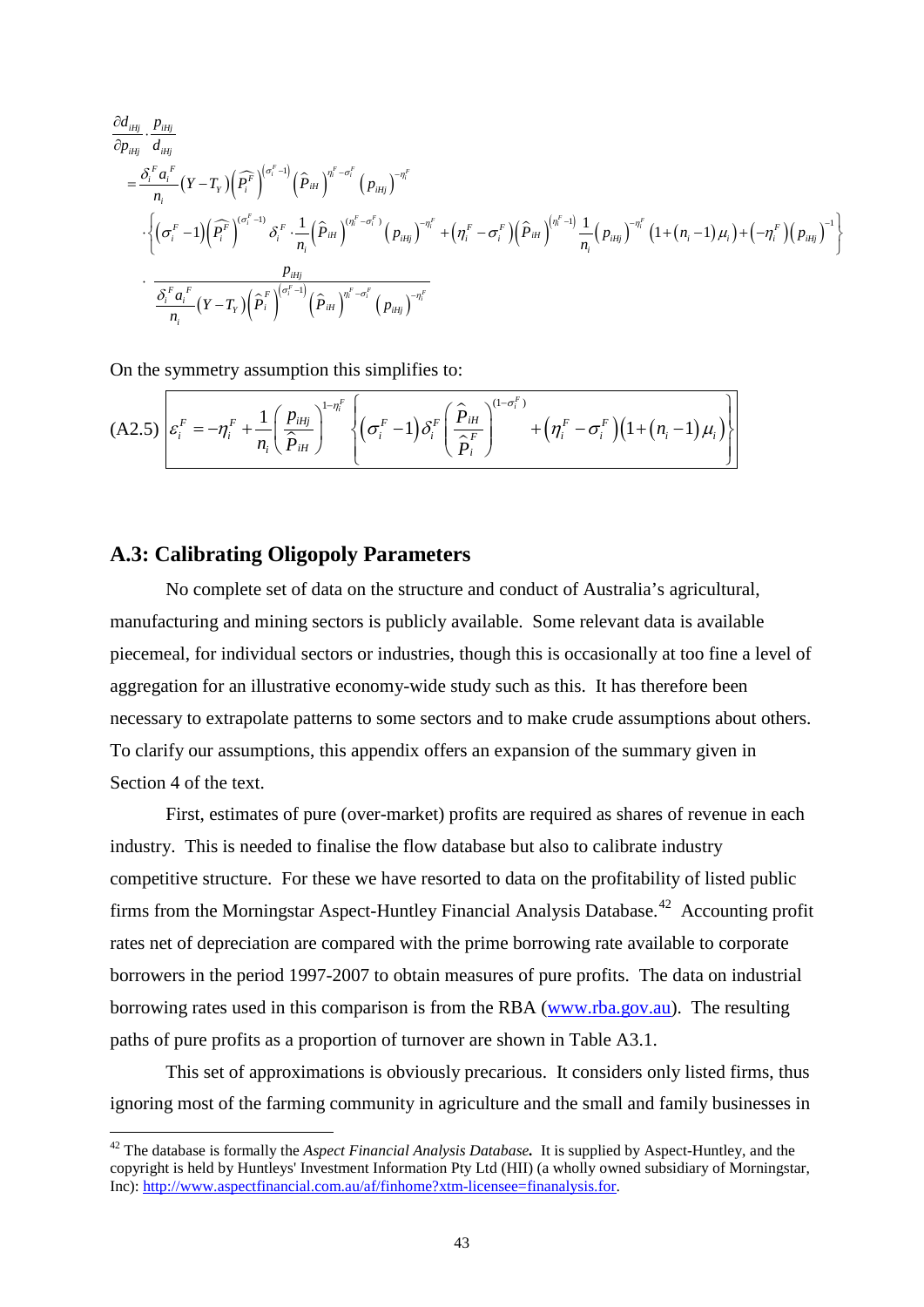$$
\begin{aligned}
&\frac{\partial d_{iHj}}{\partial p_{iHj}} \cdot \frac{p_{iHj}}{d_{iHj}} \\
&= \frac{\delta_i^F a_i^F}{n_i} \left(Y - T_Y\right) \left(\widehat{P_i^F}\right)^{\left(\sigma_i^F - 1\right)} \left(\widehat{P}_{iH}\right)^{\eta_i^F - \sigma_i^F} \left(p_{iHj}\right)^{-\eta_i^F} \\
&\cdot \left\{ \left(\sigma_i^F - 1\right) \left(\widehat{P_i^F}\right)^{\left(\sigma_i^F - 1\right)} \delta_i^F \cdot \frac{1}{n_i} \left(\widehat{P}_{iH}\right)^{\left(\eta_i^F - \sigma_i^F\right)} \left(p_{iHj}\right)^{-\eta_i^F} + \left(\eta_i^F - \sigma_i^F\right) \left(\widehat{P}_{iH}\right)^{\left(\eta_i^F - 1\right)} \frac{1}{n_i} \left(p_{iHj}\right)^{-\eta_i^F} \left(1 + \left(n_i - 1\right)\mu_i\right) + \left(-\eta_i^F\right) \left(p_{iHj}\right)^{-1} \right\} \\
&\cdot \frac{p_{iHj}}{\frac{\delta_i^F a_i^F}{n_i} \left(Y - T_Y\right) \left(\widehat{P}_i^F\right)^{\left(\sigma_i^F - 1\right)} \left(\widehat{P}_{iH}\right)^{\eta_i^F - \sigma_i^F} \left(p_{iHj}\right)^{-\eta_i^F}}
\end{aligned}
$$

On the symmetry assumption this simplifies to:

$$
\text{(A2.5)} \quad \boxed{\varepsilon_i^F = -\eta_i^F + \frac{1}{n_i} \left(\frac{p_{iHj}}{\widehat{P}_{iH}}\right)^{1 - \eta_i^F} \left\{ \left(\sigma_i^F - 1\right) \delta_i^F \left(\frac{\widehat{P}_{iH}}{\widehat{P}_i^F}\right)^{\left(1 - \sigma_i^F\right)} + \left(\eta_i^F - \sigma_i^F\right)\left(1 + \left(n_i - 1\right)\mu_i\right) \right\}}
$$

## A.3: Calibrating Oligopoly Parameters

No complete set of data on the structure and conduct of Australia's agricultural, manufacturing and mining sectors is publicly available. Some relevant data is available piecemeal, for individual sectors or industries, though this is occasionally at too fine a level of aggregation for an illustrative economy-wide study such as this. It has therefore been necessary to extrapolate patterns to some sectors and to make crude assumptions about others. To clarify our assumptions, this appendix offers an expansion of the summary given in Section 4 of the text.

First, estimates of pure (over-market) profits are required as shares of revenue in each industry. This is needed to finalise the flow database but also to calibrate industry competitive structure. For these we have resorted to data on the profitability of listed public firms from the Morningstar Aspect-Huntley Financial Analysis Database.[42] Accounting profit rates net of depreciation are compared with the prime borrowing rate available to corporate borrowers in the period 1997-2007 to obtain measures of pure profits. The data on industrial borrowing rates used in this comparison is from the RBA (www.rba.gov.au). The resulting paths of pure profits as a proportion of turnover are shown in Table A3.1.

This set of approximations is obviously precarious. It considers only listed firms, thus ignoring most of the farming community in agriculture and the small and family businesses in

[42] The database is formally the *Aspect Financial Analysis Database.* It is supplied by Aspect-Huntley, and the copyright is held by Huntleys' Investment Information Pty Ltd (HII) (a wholly owned subsidiary of Morningstar, Inc): http://www.aspectfinancial.com.au/af/finhome?xtm-licensee=finanalysis.for.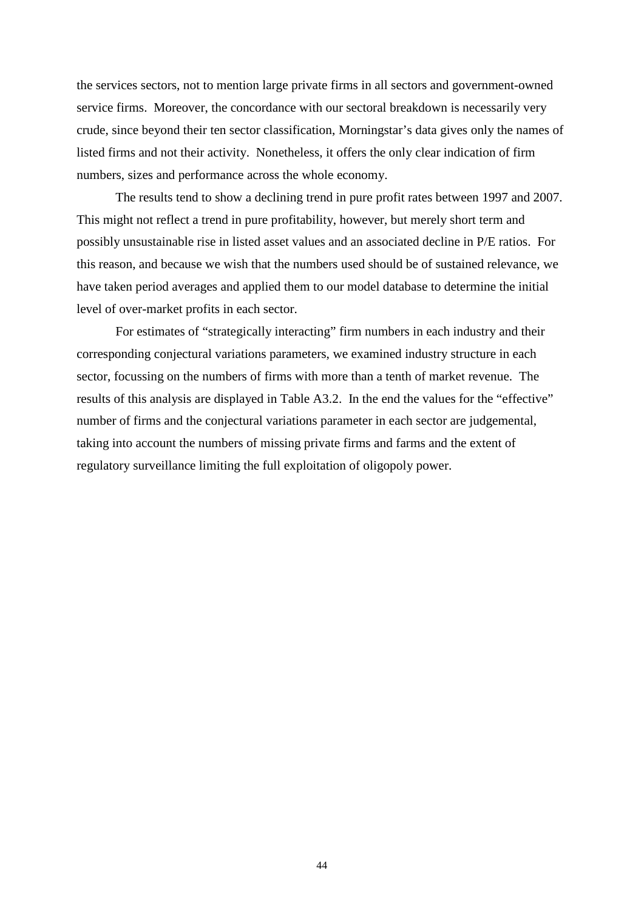the services sectors, not to mention large private firms in all sectors and government-owned service firms. Moreover, the concordance with our sectoral breakdown is necessarily very crude, since beyond their ten sector classification, Morningstar's data gives only the names of listed firms and not their activity. Nonetheless, it offers the only clear indication of firm numbers, sizes and performance across the whole economy.

The results tend to show a declining trend in pure profit rates between 1997 and 2007. This might not reflect a trend in pure profitability, however, but merely short term and possibly unsustainable rise in listed asset values and an associated decline in P/E ratios. For this reason, and because we wish that the numbers used should be of sustained relevance, we have taken period averages and applied them to our model database to determine the initial level of over-market profits in each sector.

For estimates of "strategically interacting" firm numbers in each industry and their corresponding conjectural variations parameters, we examined industry structure in each sector, focussing on the numbers of firms with more than a tenth of market revenue. The results of this analysis are displayed in Table A3.2. In the end the values for the "effective" number of firms and the conjectural variations parameter in each sector are judgemental, taking into account the numbers of missing private firms and farms and the extent of regulatory surveillance limiting the full exploitation of oligopoly power.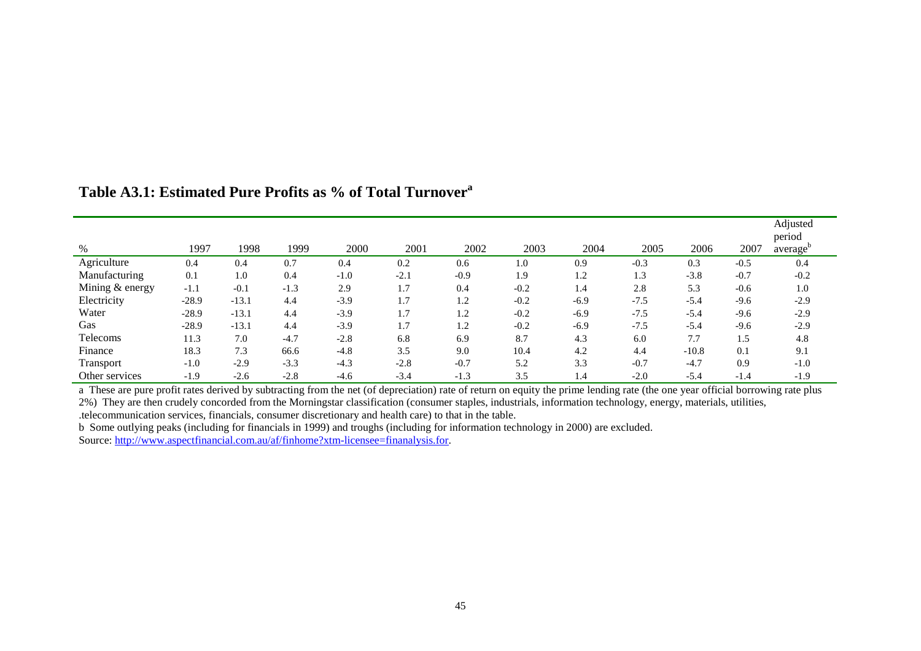## Table A3.1: Estimated Pure Profits as % of Total Turnover[a]

| % | 1997 | 1998 | 1999 | 2000 | 2001 | 2002 | 2003 | 2004 | 2005 | 2006 | 2007 | Adjusted period average[b] |
|---|---|---|---|---|---|---|---|---|---|---|---|---|
| Agriculture | 0.4 | 0.4 | 0.7 | 0.4 | 0.2 | 0.6 | 1.0 | 0.9 | -0.3 | 0.3 | -0.5 | 0.4 |
| Manufacturing | 0.1 | 1.0 | 0.4 | -1.0 | -2.1 | -0.9 | 1.9 | 1.2 | 1.3 | -3.8 | -0.7 | -0.2 |
| Mining & energy | -1.1 | -0.1 | -1.3 | 2.9 | 1.7 | 0.4 | -0.2 | 1.4 | 2.8 | 5.3 | -0.6 | 1.0 |
| Electricity | -28.9 | -13.1 | 4.4 | -3.9 | 1.7 | 1.2 | -0.2 | -6.9 | -7.5 | -5.4 | -9.6 | -2.9 |
| Water | -28.9 | -13.1 | 4.4 | -3.9 | 1.7 | 1.2 | -0.2 | -6.9 | -7.5 | -5.4 | -9.6 | -2.9 |
| Gas | -28.9 | -13.1 | 4.4 | -3.9 | 1.7 | 1.2 | -0.2 | -6.9 | -7.5 | -5.4 | -9.6 | -2.9 |
| Telecoms | 11.3 | 7.0 | -4.7 | -2.8 | 6.8 | 6.9 | 8.7 | 4.3 | 6.0 | 7.7 | 1.5 | 4.8 |
| Finance | 18.3 | 7.3 | 66.6 | -4.8 | 3.5 | 9.0 | 10.4 | 4.2 | 4.4 | -10.8 | 0.1 | 9.1 |
| Transport | -1.0 | -2.9 | -3.3 | -4.3 | -2.8 | -0.7 | 5.2 | 3.3 | -0.7 | -4.7 | 0.9 | -1.0 |
| Other services | -1.9 | -2.6 | -2.8 | -4.6 | -3.4 | -1.3 | 3.5 | 1.4 | -2.0 | -5.4 | -1.4 | -1.9 |

a These are pure profit rates derived by subtracting from the net (of depreciation) rate of return on equity the prime lending rate (the one year official borrowing rate plus 2%) They are then crudely concorded from the Morningstar classification (consumer staples, industrials, information technology, energy, materials, utilities, .telecommunication services, financials, consumer discretionary and health care) to that in the table.

b Some outlying peaks (including for financials in 1999) and troughs (including for information technology in 2000) are excluded.

Source: http://www.aspectfinancial.com.au/af/finhome?xtm-licensee=finanalysis.for.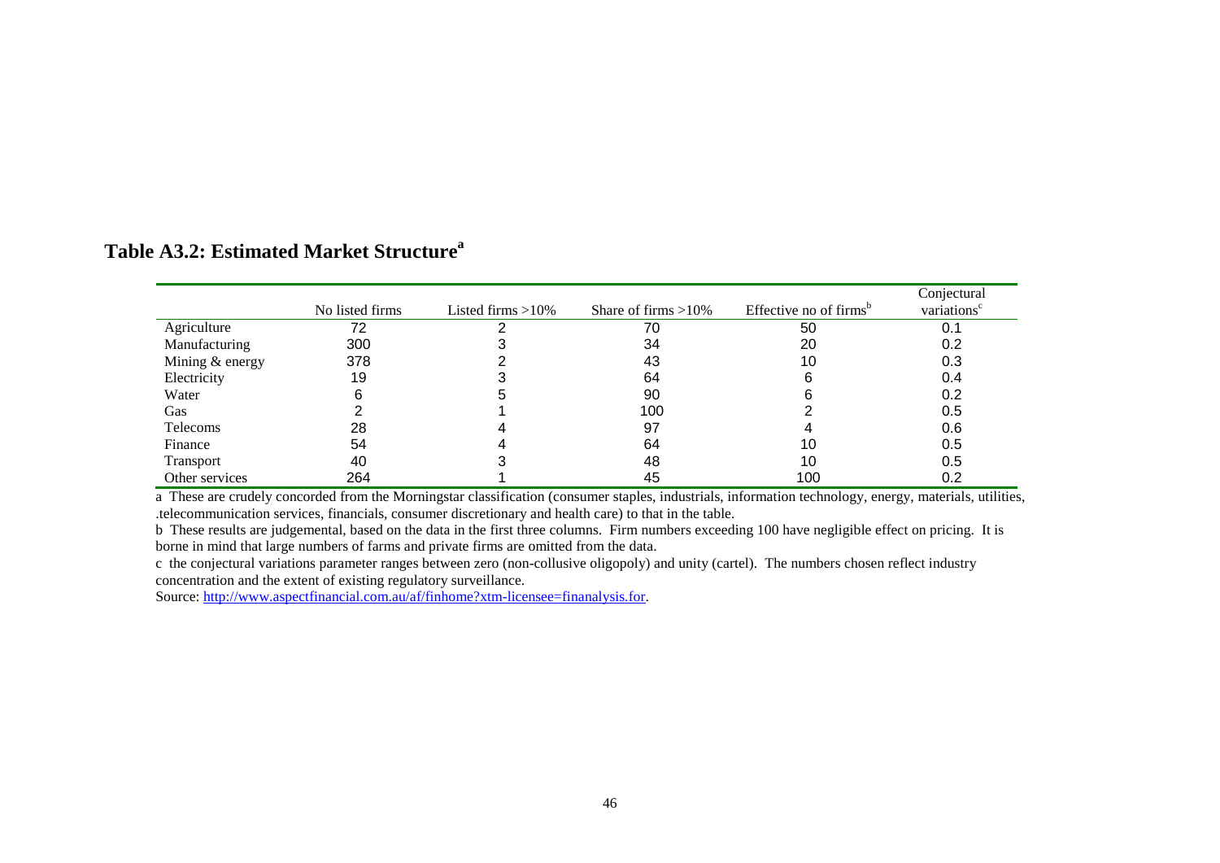## Table A3.2: Estimated Market Structure[a]

| | No listed firms | Listed firms >10% | Share of firms >10% | Effective no of firms[b] | Conjectural variations[c] |
|---|---|---|---|---|---|
| Agriculture | 72 | 2 | 70 | 50 | 0.1 |
| Manufacturing | 300 | 3 | 34 | 20 | 0.2 |
| Mining & energy | 378 | 2 | 43 | 10 | 0.3 |
| Electricity | 19 | 3 | 64 | 6 | 0.4 |
| Water | 6 | 5 | 90 | 6 | 0.2 |
| Gas | 2 | 1 | 100 | 2 | 0.5 |
| Telecoms | 28 | 4 | 97 | 4 | 0.6 |
| Finance | 54 | 4 | 64 | 10 | 0.5 |
| Transport | 40 | 3 | 48 | 10 | 0.5 |
| Other services | 264 | 1 | 45 | 100 | 0.2 |

a These are crudely concorded from the Morningstar classification (consumer staples, industrials, information technology, energy, materials, utilities, .telecommunication services, financials, consumer discretionary and health care) to that in the table.

b These results are judgemental, based on the data in the first three columns. Firm numbers exceeding 100 have negligible effect on pricing. It is borne in mind that large numbers of farms and private firms are omitted from the data.

c the conjectural variations parameter ranges between zero (non-collusive oligopoly) and unity (cartel). The numbers chosen reflect industry concentration and the extent of existing regulatory surveillance.

Source: http://www.aspectfinancial.com.au/af/finhome?xtm-licensee=finanalysis.for.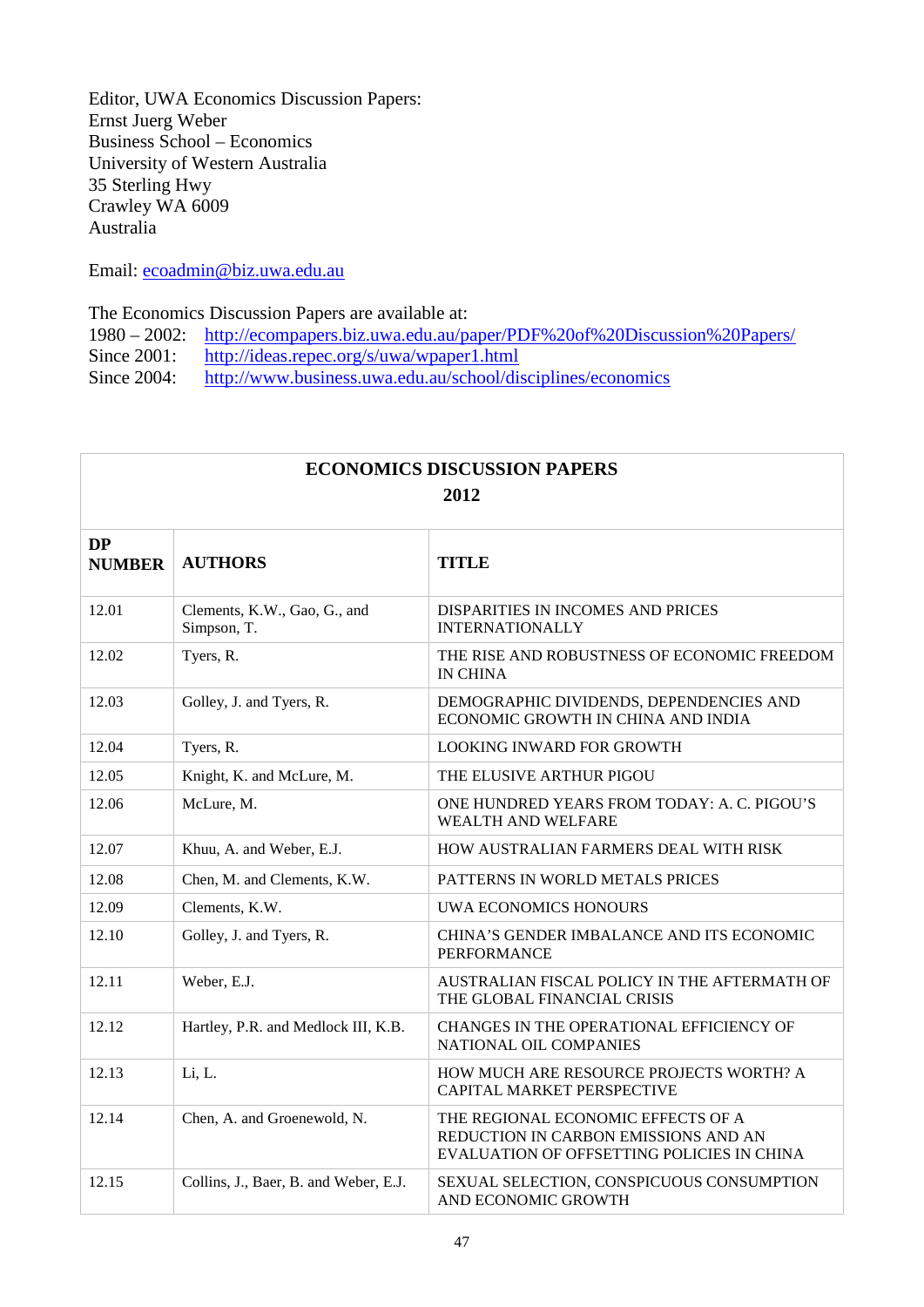Editor, UWA Economics Discussion Papers:
Ernst Juerg Weber
Business School – Economics
University of Western Australia
35 Sterling Hwy
Crawley WA 6009
Australia

Email: ecoadmin@biz.uwa.edu.au

The Economics Discussion Papers are available at:
1980 – 2002: http://ecompapers.biz.uwa.edu.au/paper/PDF%20of%20Discussion%20Papers/
Since 2001: http://ideas.repec.org/s/uwa/wpaper1.html
Since 2004: http://www.business.uwa.edu.au/school/disciplines/economics

| ECONOMICS DISCUSSION PAPERS 2012 | | |
|---|---|---|
| **DP NUMBER** | **AUTHORS** | **TITLE** |
| 12.01 | Clements, K.W., Gao, G., and Simpson, T. | DISPARITIES IN INCOMES AND PRICES INTERNATIONALLY |
| 12.02 | Tyers, R. | THE RISE AND ROBUSTNESS OF ECONOMIC FREEDOM IN CHINA |
| 12.03 | Golley, J. and Tyers, R. | DEMOGRAPHIC DIVIDENDS, DEPENDENCIES AND ECONOMIC GROWTH IN CHINA AND INDIA |
| 12.04 | Tyers, R. | LOOKING INWARD FOR GROWTH |
| 12.05 | Knight, K. and McLure, M. | THE ELUSIVE ARTHUR PIGOU |
| 12.06 | McLure, M. | ONE HUNDRED YEARS FROM TODAY: A. C. PIGOU'S WEALTH AND WELFARE |
| 12.07 | Khuu, A. and Weber, E.J. | HOW AUSTRALIAN FARMERS DEAL WITH RISK |
| 12.08 | Chen, M. and Clements, K.W. | PATTERNS IN WORLD METALS PRICES |
| 12.09 | Clements, K.W. | UWA ECONOMICS HONOURS |
| 12.10 | Golley, J. and Tyers, R. | CHINA'S GENDER IMBALANCE AND ITS ECONOMIC PERFORMANCE |
| 12.11 | Weber, E.J. | AUSTRALIAN FISCAL POLICY IN THE AFTERMATH OF THE GLOBAL FINANCIAL CRISIS |
| 12.12 | Hartley, P.R. and Medlock III, K.B. | CHANGES IN THE OPERATIONAL EFFICIENCY OF NATIONAL OIL COMPANIES |
| 12.13 | Li, L. | HOW MUCH ARE RESOURCE PROJECTS WORTH? A CAPITAL MARKET PERSPECTIVE |
| 12.14 | Chen, A. and Groenewold, N. | THE REGIONAL ECONOMIC EFFECTS OF A REDUCTION IN CARBON EMISSIONS AND AN EVALUATION OF OFFSETTING POLICIES IN CHINA |
| 12.15 | Collins, J., Baer, B. and Weber, E.J. | SEXUAL SELECTION, CONSPICUOUS CONSUMPTION AND ECONOMIC GROWTH |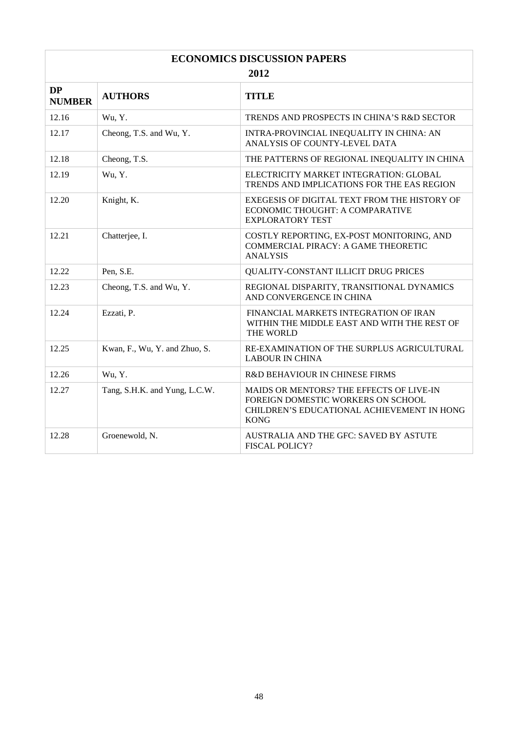## ECONOMICS DISCUSSION PAPERS

## 2012

| DP NUMBER | AUTHORS | TITLE |
|---|---|---|
| 12.16 | Wu, Y. | TRENDS AND PROSPECTS IN CHINA'S R&D SECTOR |
| 12.17 | Cheong, T.S. and Wu, Y. | INTRA-PROVINCIAL INEQUALITY IN CHINA: AN ANALYSIS OF COUNTY-LEVEL DATA |
| 12.18 | Cheong, T.S. | THE PATTERNS OF REGIONAL INEQUALITY IN CHINA |
| 12.19 | Wu, Y. | ELECTRICITY MARKET INTEGRATION: GLOBAL TRENDS AND IMPLICATIONS FOR THE EAS REGION |
| 12.20 | Knight, K. | EXEGESIS OF DIGITAL TEXT FROM THE HISTORY OF ECONOMIC THOUGHT: A COMPARATIVE EXPLORATORY TEST |
| 12.21 | Chatterjee, I. | COSTLY REPORTING, EX-POST MONITORING, AND COMMERCIAL PIRACY: A GAME THEORETIC ANALYSIS |
| 12.22 | Pen, S.E. | QUALITY-CONSTANT ILLICIT DRUG PRICES |
| 12.23 | Cheong, T.S. and Wu, Y. | REGIONAL DISPARITY, TRANSITIONAL DYNAMICS AND CONVERGENCE IN CHINA |
| 12.24 | Ezzati, P. | FINANCIAL MARKETS INTEGRATION OF IRAN WITHIN THE MIDDLE EAST AND WITH THE REST OF THE WORLD |
| 12.25 | Kwan, F., Wu, Y. and Zhuo, S. | RE-EXAMINATION OF THE SURPLUS AGRICULTURAL LABOUR IN CHINA |
| 12.26 | Wu, Y. | R&D BEHAVIOUR IN CHINESE FIRMS |
| 12.27 | Tang, S.H.K. and Yung, L.C.W. | MAIDS OR MENTORS? THE EFFECTS OF LIVE-IN FOREIGN DOMESTIC WORKERS ON SCHOOL CHILDREN'S EDUCATIONAL ACHIEVEMENT IN HONG KONG |
| 12.28 | Groenewold, N. | AUSTRALIA AND THE GFC: SAVED BY ASTUTE FISCAL POLICY? |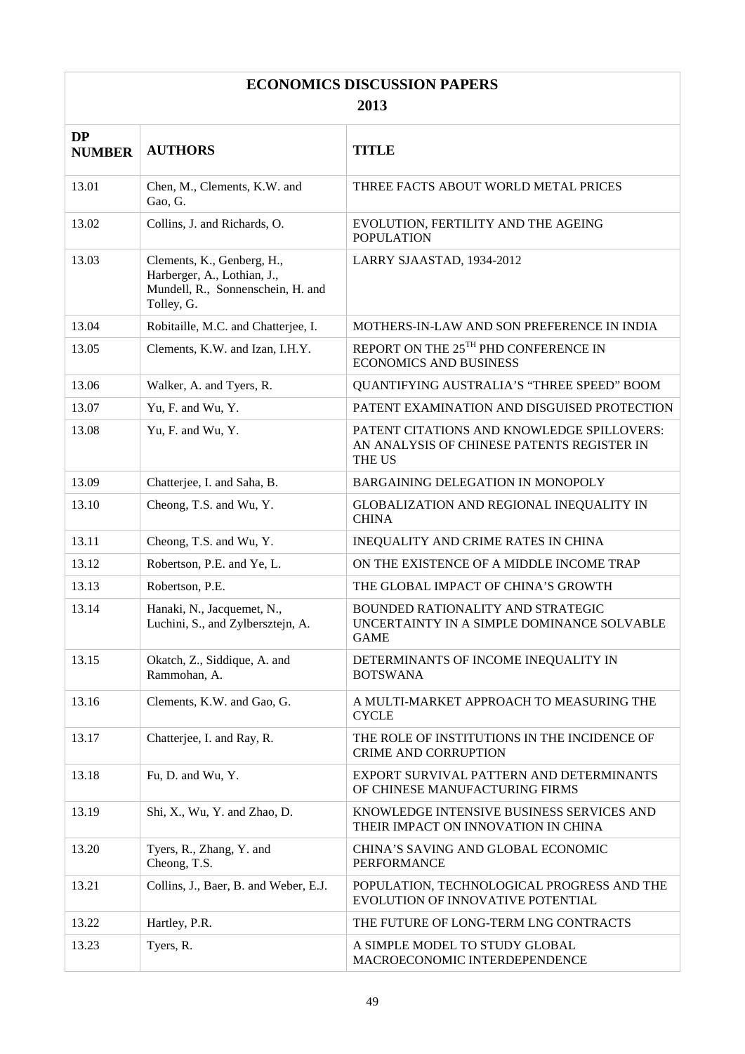| ECONOMICS DISCUSSION PAPERS 2013 | | |
|---|---|---|
| **DP NUMBER** | **AUTHORS** | **TITLE** |
| 13.01 | Chen, M., Clements, K.W. and Gao, G. | THREE FACTS ABOUT WORLD METAL PRICES |
| 13.02 | Collins, J. and Richards, O. | EVOLUTION, FERTILITY AND THE AGEING POPULATION |
| 13.03 | Clements, K., Genberg, H., Harberger, A., Lothian, J., Mundell, R., Sonnenschein, H. and Tolley, G. | LARRY SJAASTAD, 1934-2012 |
| 13.04 | Robitaille, M.C. and Chatterjee, I. | MOTHERS-IN-LAW AND SON PREFERENCE IN INDIA |
| 13.05 | Clements, K.W. and Izan, I.H.Y. | REPORT ON THE 25TH PHD CONFERENCE IN ECONOMICS AND BUSINESS |
| 13.06 | Walker, A. and Tyers, R. | QUANTIFYING AUSTRALIA'S "THREE SPEED" BOOM |
| 13.07 | Yu, F. and Wu, Y. | PATENT EXAMINATION AND DISGUISED PROTECTION |
| 13.08 | Yu, F. and Wu, Y. | PATENT CITATIONS AND KNOWLEDGE SPILLOVERS: AN ANALYSIS OF CHINESE PATENTS REGISTER IN THE US |
| 13.09 | Chatterjee, I. and Saha, B. | BARGAINING DELEGATION IN MONOPOLY |
| 13.10 | Cheong, T.S. and Wu, Y. | GLOBALIZATION AND REGIONAL INEQUALITY IN CHINA |
| 13.11 | Cheong, T.S. and Wu, Y. | INEQUALITY AND CRIME RATES IN CHINA |
| 13.12 | Robertson, P.E. and Ye, L. | ON THE EXISTENCE OF A MIDDLE INCOME TRAP |
| 13.13 | Robertson, P.E. | THE GLOBAL IMPACT OF CHINA'S GROWTH |
| 13.14 | Hanaki, N., Jacquemet, N., Luchini, S., and Zylbersztejn, A. | BOUNDED RATIONALITY AND STRATEGIC UNCERTAINTY IN A SIMPLE DOMINANCE SOLVABLE GAME |
| 13.15 | Okatch, Z., Siddique, A. and Rammohan, A. | DETERMINANTS OF INCOME INEQUALITY IN BOTSWANA |
| 13.16 | Clements, K.W. and Gao, G. | A MULTI-MARKET APPROACH TO MEASURING THE CYCLE |
| 13.17 | Chatterjee, I. and Ray, R. | THE ROLE OF INSTITUTIONS IN THE INCIDENCE OF CRIME AND CORRUPTION |
| 13.18 | Fu, D. and Wu, Y. | EXPORT SURVIVAL PATTERN AND DETERMINANTS OF CHINESE MANUFACTURING FIRMS |
| 13.19 | Shi, X., Wu, Y. and Zhao, D. | KNOWLEDGE INTENSIVE BUSINESS SERVICES AND THEIR IMPACT ON INNOVATION IN CHINA |
| 13.20 | Tyers, R., Zhang, Y. and Cheong, T.S. | CHINA'S SAVING AND GLOBAL ECONOMIC PERFORMANCE |
| 13.21 | Collins, J., Baer, B. and Weber, E.J. | POPULATION, TECHNOLOGICAL PROGRESS AND THE EVOLUTION OF INNOVATIVE POTENTIAL |
| 13.22 | Hartley, P.R. | THE FUTURE OF LONG-TERM LNG CONTRACTS |
| 13.23 | Tyers, R. | A SIMPLE MODEL TO STUDY GLOBAL MACROECONOMIC INTERDEPENDENCE |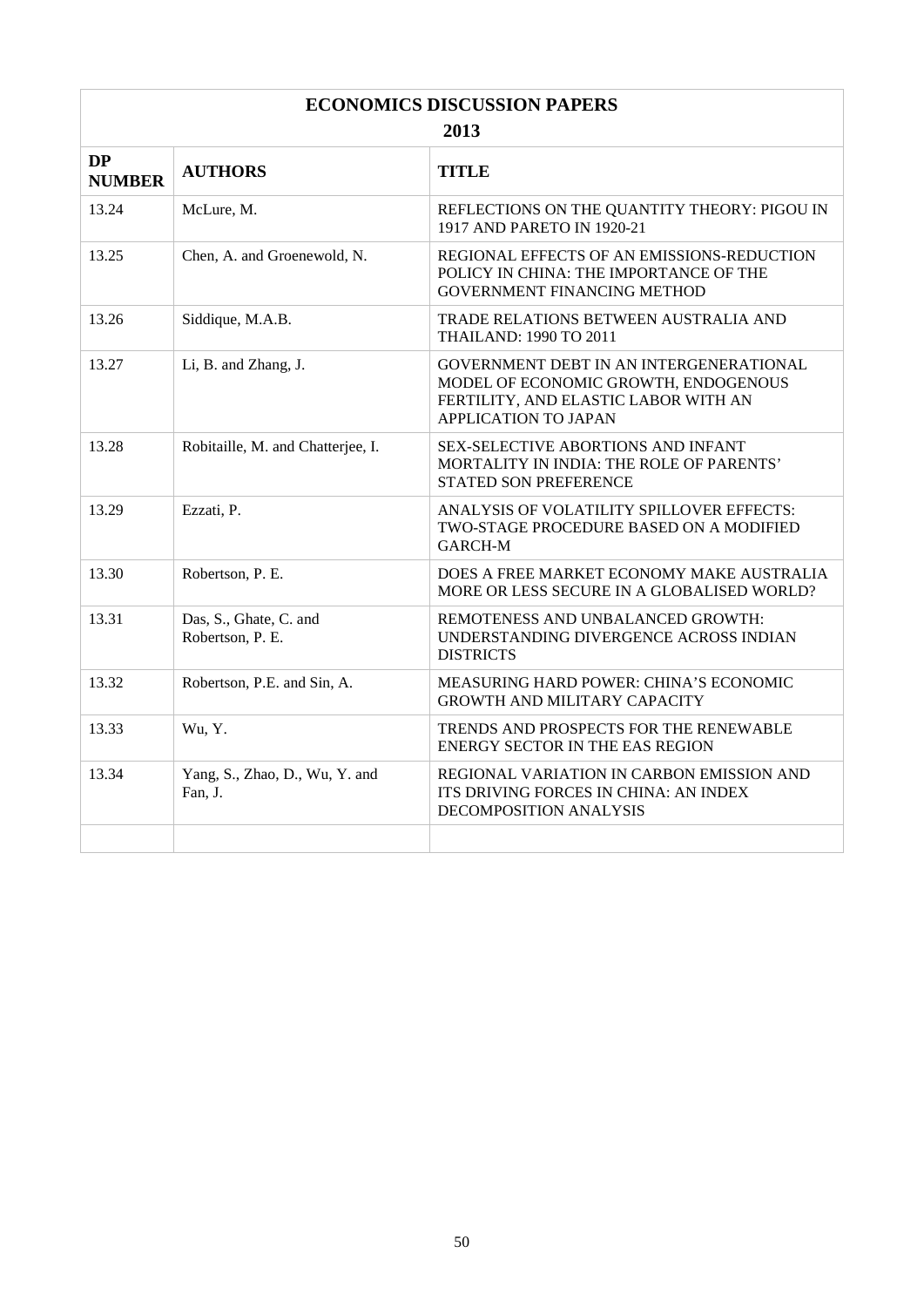| ECONOMICS DISCUSSION PAPERS 2013 | | |
|---|---|---|
| **DP NUMBER** | **AUTHORS** | **TITLE** |
| 13.24 | McLure, M. | REFLECTIONS ON THE QUANTITY THEORY: PIGOU IN 1917 AND PARETO IN 1920-21 |
| 13.25 | Chen, A. and Groenewold, N. | REGIONAL EFFECTS OF AN EMISSIONS-REDUCTION POLICY IN CHINA: THE IMPORTANCE OF THE GOVERNMENT FINANCING METHOD |
| 13.26 | Siddique, M.A.B. | TRADE RELATIONS BETWEEN AUSTRALIA AND THAILAND: 1990 TO 2011 |
| 13.27 | Li, B. and Zhang, J. | GOVERNMENT DEBT IN AN INTERGENERATIONAL MODEL OF ECONOMIC GROWTH, ENDOGENOUS FERTILITY, AND ELASTIC LABOR WITH AN APPLICATION TO JAPAN |
| 13.28 | Robitaille, M. and Chatterjee, I. | SEX-SELECTIVE ABORTIONS AND INFANT MORTALITY IN INDIA: THE ROLE OF PARENTS' STATED SON PREFERENCE |
| 13.29 | Ezzati, P. | ANALYSIS OF VOLATILITY SPILLOVER EFFECTS: TWO-STAGE PROCEDURE BASED ON A MODIFIED GARCH-M |
| 13.30 | Robertson, P. E. | DOES A FREE MARKET ECONOMY MAKE AUSTRALIA MORE OR LESS SECURE IN A GLOBALISED WORLD? |
| 13.31 | Das, S., Ghate, C. and Robertson, P. E. | REMOTENESS AND UNBALANCED GROWTH: UNDERSTANDING DIVERGENCE ACROSS INDIAN DISTRICTS |
| 13.32 | Robertson, P.E. and Sin, A. | MEASURING HARD POWER: CHINA'S ECONOMIC GROWTH AND MILITARY CAPACITY |
| 13.33 | Wu, Y. | TRENDS AND PROSPECTS FOR THE RENEWABLE ENERGY SECTOR IN THE EAS REGION |
| 13.34 | Yang, S., Zhao, D., Wu, Y. and Fan, J. | REGIONAL VARIATION IN CARBON EMISSION AND ITS DRIVING FORCES IN CHINA: AN INDEX DECOMPOSITION ANALYSIS |
| | | |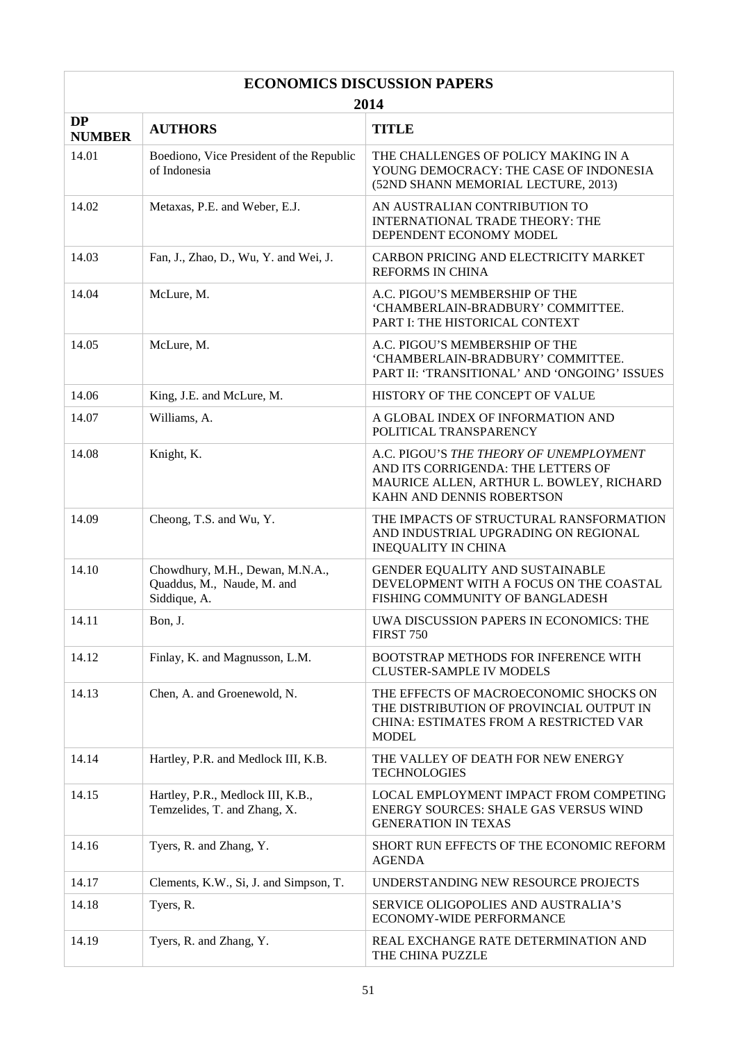| ECONOMICS DISCUSSION PAPERS 2014 | | |
|---|---|---|
| **DP NUMBER** | **AUTHORS** | **TITLE** |
| 14.01 | Boediono, Vice President of the Republic of Indonesia | THE CHALLENGES OF POLICY MAKING IN A YOUNG DEMOCRACY: THE CASE OF INDONESIA (52ND SHANN MEMORIAL LECTURE, 2013) |
| 14.02 | Metaxas, P.E. and Weber, E.J. | AN AUSTRALIAN CONTRIBUTION TO INTERNATIONAL TRADE THEORY: THE DEPENDENT ECONOMY MODEL |
| 14.03 | Fan, J., Zhao, D., Wu, Y. and Wei, J. | CARBON PRICING AND ELECTRICITY MARKET REFORMS IN CHINA |
| 14.04 | McLure, M. | A.C. PIGOU'S MEMBERSHIP OF THE 'CHAMBERLAIN-BRADBURY' COMMITTEE. PART I: THE HISTORICAL CONTEXT |
| 14.05 | McLure, M. | A.C. PIGOU'S MEMBERSHIP OF THE 'CHAMBERLAIN-BRADBURY' COMMITTEE. PART II: 'TRANSITIONAL' AND 'ONGOING' ISSUES |
| 14.06 | King, J.E. and McLure, M. | HISTORY OF THE CONCEPT OF VALUE |
| 14.07 | Williams, A. | A GLOBAL INDEX OF INFORMATION AND POLITICAL TRANSPARENCY |
| 14.08 | Knight, K. | A.C. PIGOU'S *THE THEORY OF UNEMPLOYMENT* AND ITS CORRIGENDA: THE LETTERS OF MAURICE ALLEN, ARTHUR L. BOWLEY, RICHARD KAHN AND DENNIS ROBERTSON |
| 14.09 | Cheong, T.S. and Wu, Y. | THE IMPACTS OF STRUCTURAL RANSFORMATION AND INDUSTRIAL UPGRADING ON REGIONAL INEQUALITY IN CHINA |
| 14.10 | Chowdhury, M.H., Dewan, M.N.A., Quaddus, M., Naude, M. and Siddique, A. | GENDER EQUALITY AND SUSTAINABLE DEVELOPMENT WITH A FOCUS ON THE COASTAL FISHING COMMUNITY OF BANGLADESH |
| 14.11 | Bon, J. | UWA DISCUSSION PAPERS IN ECONOMICS: THE FIRST 750 |
| 14.12 | Finlay, K. and Magnusson, L.M. | BOOTSTRAP METHODS FOR INFERENCE WITH CLUSTER-SAMPLE IV MODELS |
| 14.13 | Chen, A. and Groenewold, N. | THE EFFECTS OF MACROECONOMIC SHOCKS ON THE DISTRIBUTION OF PROVINCIAL OUTPUT IN CHINA: ESTIMATES FROM A RESTRICTED VAR MODEL |
| 14.14 | Hartley, P.R. and Medlock III, K.B. | THE VALLEY OF DEATH FOR NEW ENERGY TECHNOLOGIES |
| 14.15 | Hartley, P.R., Medlock III, K.B., Temzelides, T. and Zhang, X. | LOCAL EMPLOYMENT IMPACT FROM COMPETING ENERGY SOURCES: SHALE GAS VERSUS WIND GENERATION IN TEXAS |
| 14.16 | Tyers, R. and Zhang, Y. | SHORT RUN EFFECTS OF THE ECONOMIC REFORM AGENDA |
| 14.17 | Clements, K.W., Si, J. and Simpson, T. | UNDERSTANDING NEW RESOURCE PROJECTS |
| 14.18 | Tyers, R. | SERVICE OLIGOPOLIES AND AUSTRALIA'S ECONOMY-WIDE PERFORMANCE |
| 14.19 | Tyers, R. and Zhang, Y. | REAL EXCHANGE RATE DETERMINATION AND THE CHINA PUZZLE |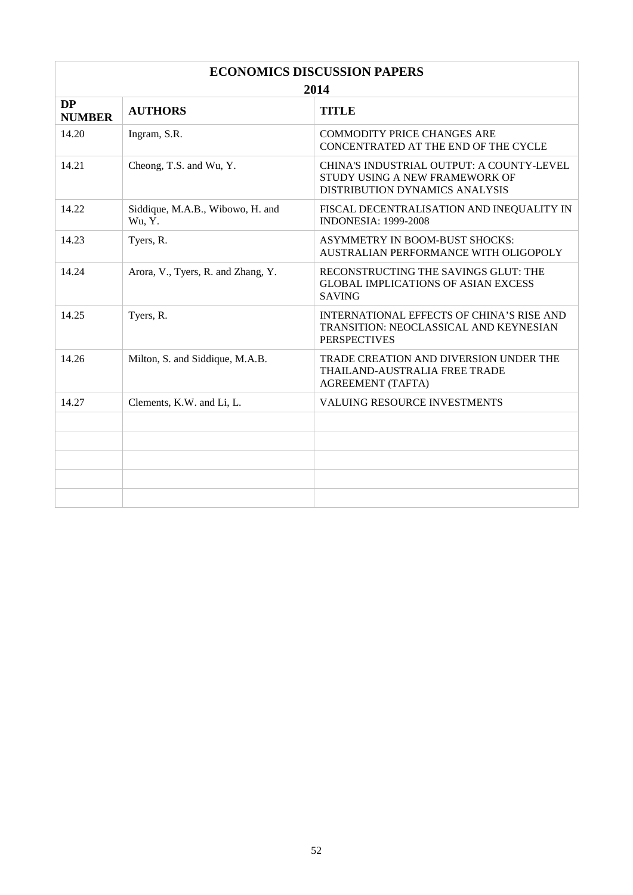## ECONOMICS DISCUSSION PAPERS

### 2014

| DP NUMBER | AUTHORS | TITLE |
|---|---|---|
| 14.20 | Ingram, S.R. | COMMODITY PRICE CHANGES ARE CONCENTRATED AT THE END OF THE CYCLE |
| 14.21 | Cheong, T.S. and Wu, Y. | CHINA'S INDUSTRIAL OUTPUT: A COUNTY-LEVEL STUDY USING A NEW FRAMEWORK OF DISTRIBUTION DYNAMICS ANALYSIS |
| 14.22 | Siddique, M.A.B., Wibowo, H. and Wu, Y. | FISCAL DECENTRALISATION AND INEQUALITY IN INDONESIA: 1999-2008 |
| 14.23 | Tyers, R. | ASYMMETRY IN BOOM-BUST SHOCKS: AUSTRALIAN PERFORMANCE WITH OLIGOPOLY |
| 14.24 | Arora, V., Tyers, R. and Zhang, Y. | RECONSTRUCTING THE SAVINGS GLUT: THE GLOBAL IMPLICATIONS OF ASIAN EXCESS SAVING |
| 14.25 | Tyers, R. | INTERNATIONAL EFFECTS OF CHINA'S RISE AND TRANSITION: NEOCLASSICAL AND KEYNESIAN PERSPECTIVES |
| 14.26 | Milton, S. and Siddique, M.A.B. | TRADE CREATION AND DIVERSION UNDER THE THAILAND-AUSTRALIA FREE TRADE AGREEMENT (TAFTA) |
| 14.27 | Clements, K.W. and Li, L. | VALUING RESOURCE INVESTMENTS |
| | | |
| | | |
| | | |
| | | |
| | | |